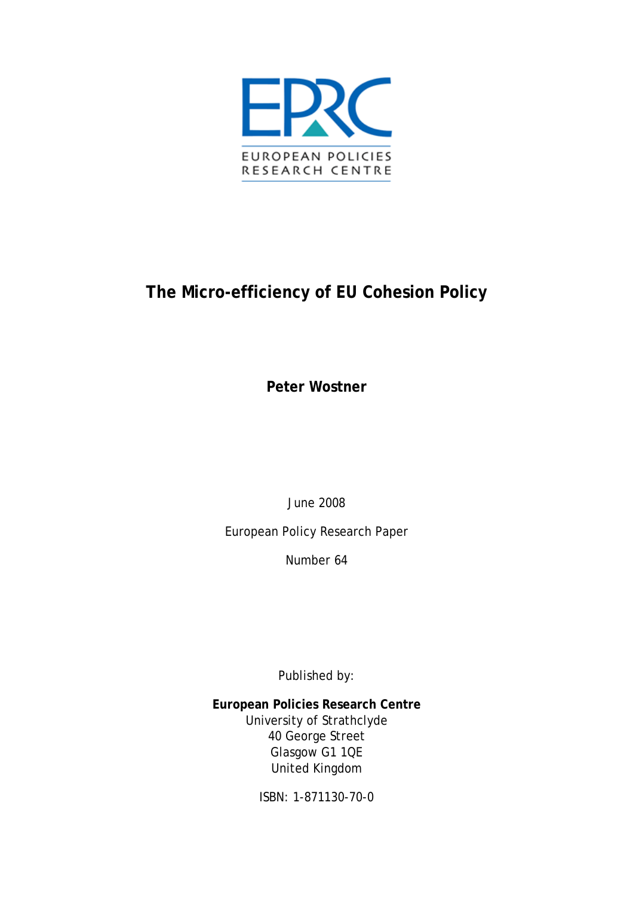EPRC

EUROPEAN POLICIES RESEARCH CENTRE

# The Micro-efficiency of EU Cohesion Policy

**Peter Wostner**

June 2008

European Policy Research Paper

Number 64

Published by:

**European Policies Research Centre**
University of Strathclyde
40 George Street
Glasgow G1 1QE
United Kingdom

ISBN: 1-871130-70-0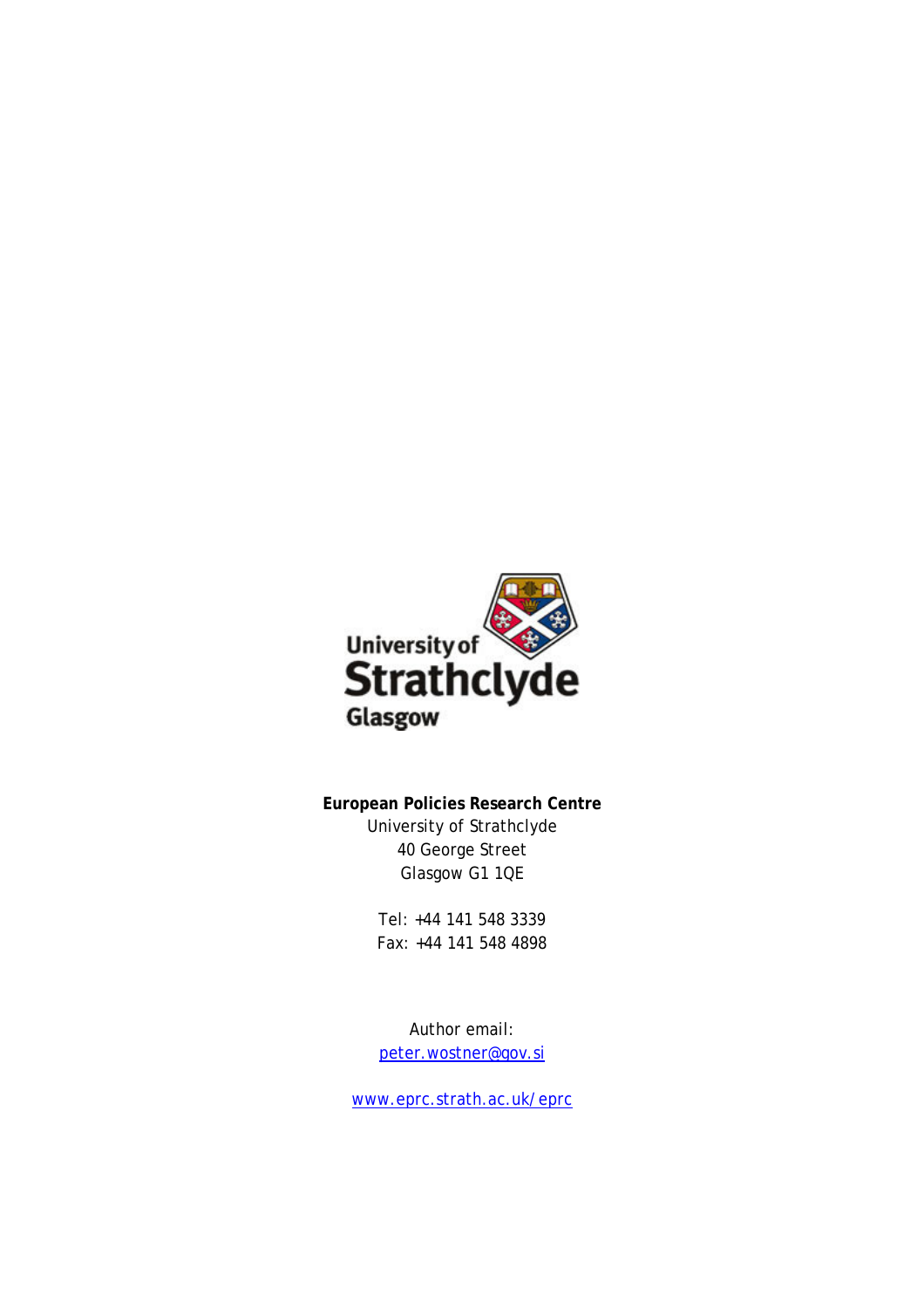University of Strathclyde Glasgow

**European Policies Research Centre**
University of Strathclyde
40 George Street
Glasgow G1 1QE

Tel: +44 141 548 3339
Fax: +44 141 548 4898

Author email:
peter.wostner@gov.si

www.eprc.strath.ac.uk/eprc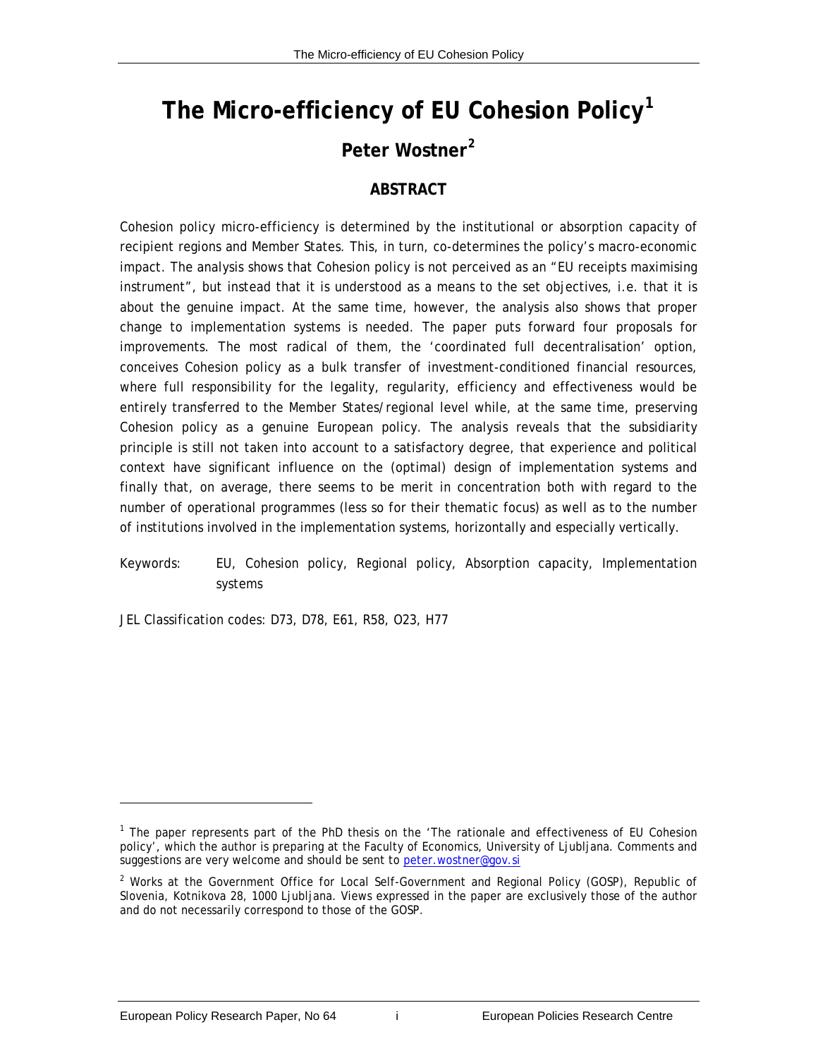# The Micro-efficiency of EU Cohesion Policy[1]

## Peter Wostner[2]

### ABSTRACT

Cohesion policy micro-efficiency is determined by the institutional or absorption capacity of recipient regions and Member States. This, in turn, co-determines the policy's macro-economic impact. The analysis shows that Cohesion policy is not perceived as an "EU receipts maximising instrument", but instead that it is understood as a means to the set objectives, i.e. that it is about the genuine impact. At the same time, however, the analysis also shows that proper change to implementation systems is needed. The paper puts forward four proposals for improvements. The most radical of them, the 'coordinated full decentralisation' option, conceives Cohesion policy as a bulk transfer of investment-conditioned financial resources, where full responsibility for the legality, regularity, efficiency and effectiveness would be entirely transferred to the Member States/regional level while, at the same time, preserving Cohesion policy as a genuine European policy. The analysis reveals that the subsidiarity principle is still not taken into account to a satisfactory degree, that experience and political context have significant influence on the (optimal) design of implementation systems and finally that, on average, there seems to be merit in concentration both with regard to the number of operational programmes (less so for their thematic focus) as well as to the number of institutions involved in the implementation systems, horizontally and especially vertically.

Keywords: EU, Cohesion policy, Regional policy, Absorption capacity, Implementation systems

JEL Classification codes: D73, D78, E61, R58, O23, H77

---

[1] The paper represents part of the PhD thesis on the 'The rationale and effectiveness of EU Cohesion policy', which the author is preparing at the Faculty of Economics, University of Ljubljana. Comments and suggestions are very welcome and should be sent to peter.wostner@gov.si

[2] Works at the Government Office for Local Self-Government and Regional Policy (GOSP), Republic of Slovenia, Kotnikova 28, 1000 Ljubljana. Views expressed in the paper are exclusively those of the author and do not necessarily correspond to those of the GOSP.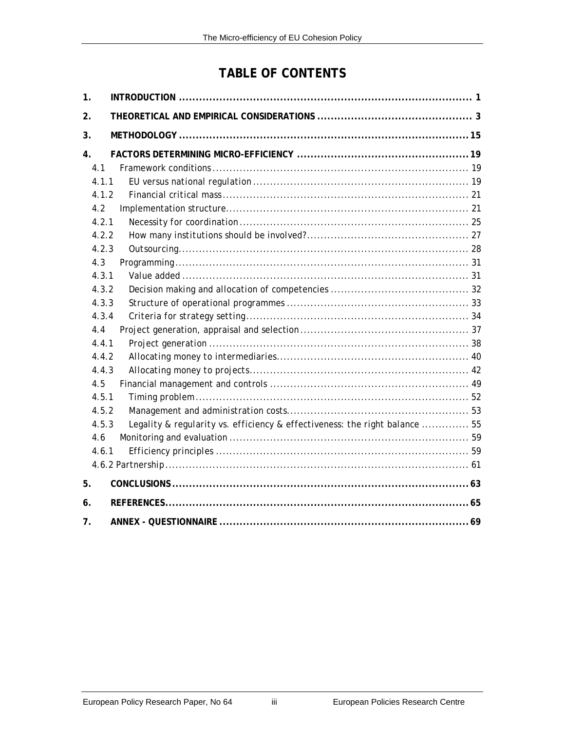# TABLE OF CONTENTS

1. INTRODUCTION ........................................................................................ 1
2. THEORETICAL AND EMPIRICAL CONSIDERATIONS ............................................. 3
3. METHODOLOGY ........................................................................................ 15
4. FACTORS DETERMINING MICRO-EFFICIENCY .................................................. 19
   - 4.1 Framework conditions ........................................................................... 19
     - 4.1.1 EU versus national regulation ............................................................... 19
     - 4.1.2 Financial critical mass ......................................................................... 21
   - 4.2 Implementation structure ....................................................................... 21
     - 4.2.1 Necessity for coordination ................................................................... 25
     - 4.2.2 How many institutions should be involved? ............................................... 27
     - 4.2.3 Outsourcing ...................................................................................... 28
   - 4.3 Programming ...................................................................................... 31
     - 4.3.1 Value added ..................................................................................... 31
     - 4.3.2 Decision making and allocation of competencies ......................................... 32
     - 4.3.3 Structure of operational programmes ...................................................... 33
     - 4.3.4 Criteria for strategy setting ................................................................. 34
   - 4.4 Project generation, appraisal and selection .................................................. 37
     - 4.4.1 Project generation ............................................................................. 38
     - 4.4.2 Allocating money to intermediaries ......................................................... 40
     - 4.4.3 Allocating money to projects ................................................................ 42
   - 4.5 Financial management and controls .......................................................... 49
     - 4.5.1 Timing problem ................................................................................. 52
     - 4.5.2 Management and administration costs ...................................................... 53
     - 4.5.3 Legality & regularity vs. efficiency & effectiveness: the right balance ............. 55
   - 4.6 Monitoring and evaluation ...................................................................... 59
     - 4.6.1 Efficiency principles ........................................................................... 59
     - 4.6.2 Partnership ........................................................................................ 61
5. CONCLUSIONS ........................................................................................ 63
6. REFERENCES ........................................................................................... 65
7. ANNEX - QUESTIONNAIRE .......................................................................... 69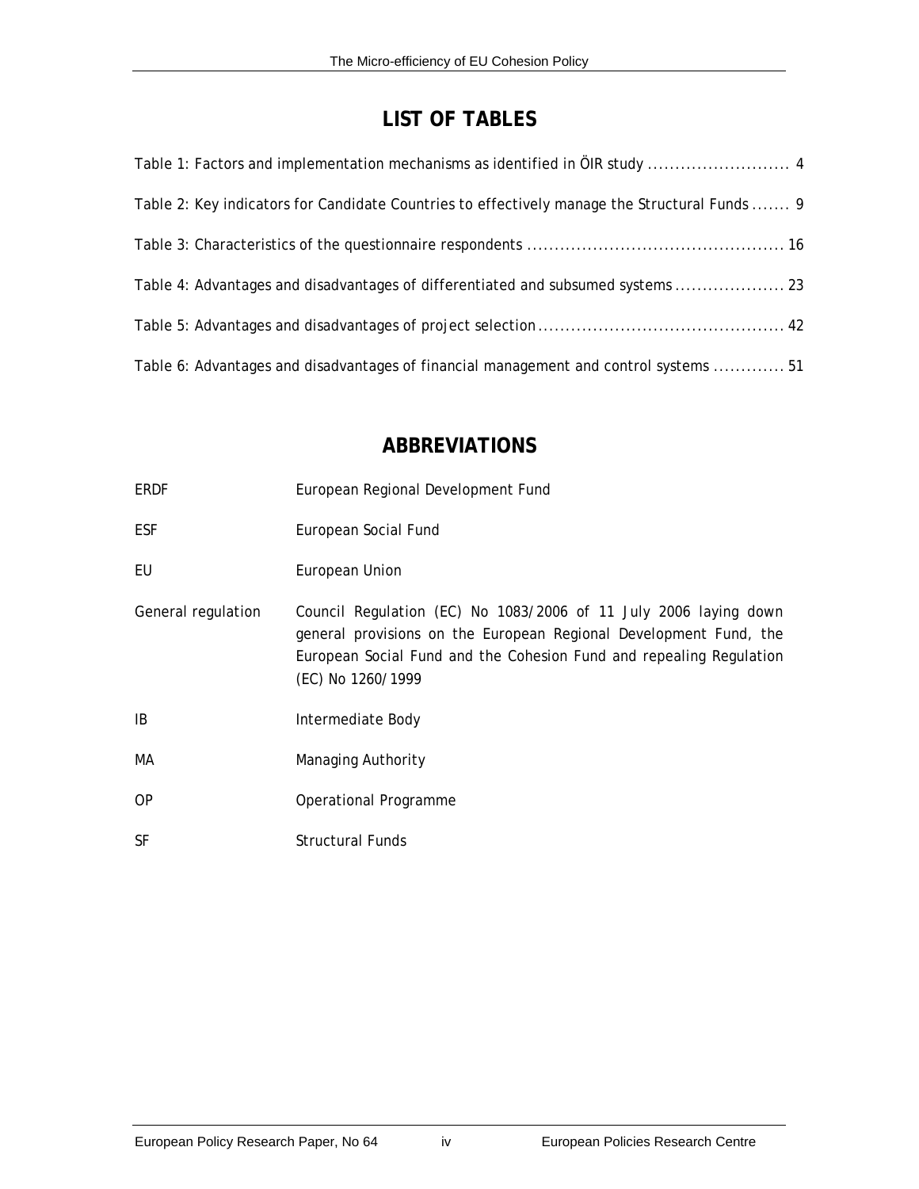# LIST OF TABLES

Table 1: Factors and implementation mechanisms as identified in ÖIR study .......................... 4

Table 2: Key indicators for Candidate Countries to effectively manage the Structural Funds ....... 9

Table 3: Characteristics of the questionnaire respondents .............................................. 16

Table 4: Advantages and disadvantages of differentiated and subsumed systems .................... 23

Table 5: Advantages and disadvantages of project selection ............................................ 42

Table 6: Advantages and disadvantages of financial management and control systems ............. 51

# ABBREVIATIONS

| | |
|---|---|
| ERDF | European Regional Development Fund |
| ESF | European Social Fund |
| EU | European Union |
| General regulation | Council Regulation (EC) No 1083/2006 of 11 July 2006 laying down general provisions on the European Regional Development Fund, the European Social Fund and the Cohesion Fund and repealing Regulation (EC) No 1260/1999 |
| IB | Intermediate Body |
| MA | Managing Authority |
| OP | Operational Programme |
| SF | Structural Funds |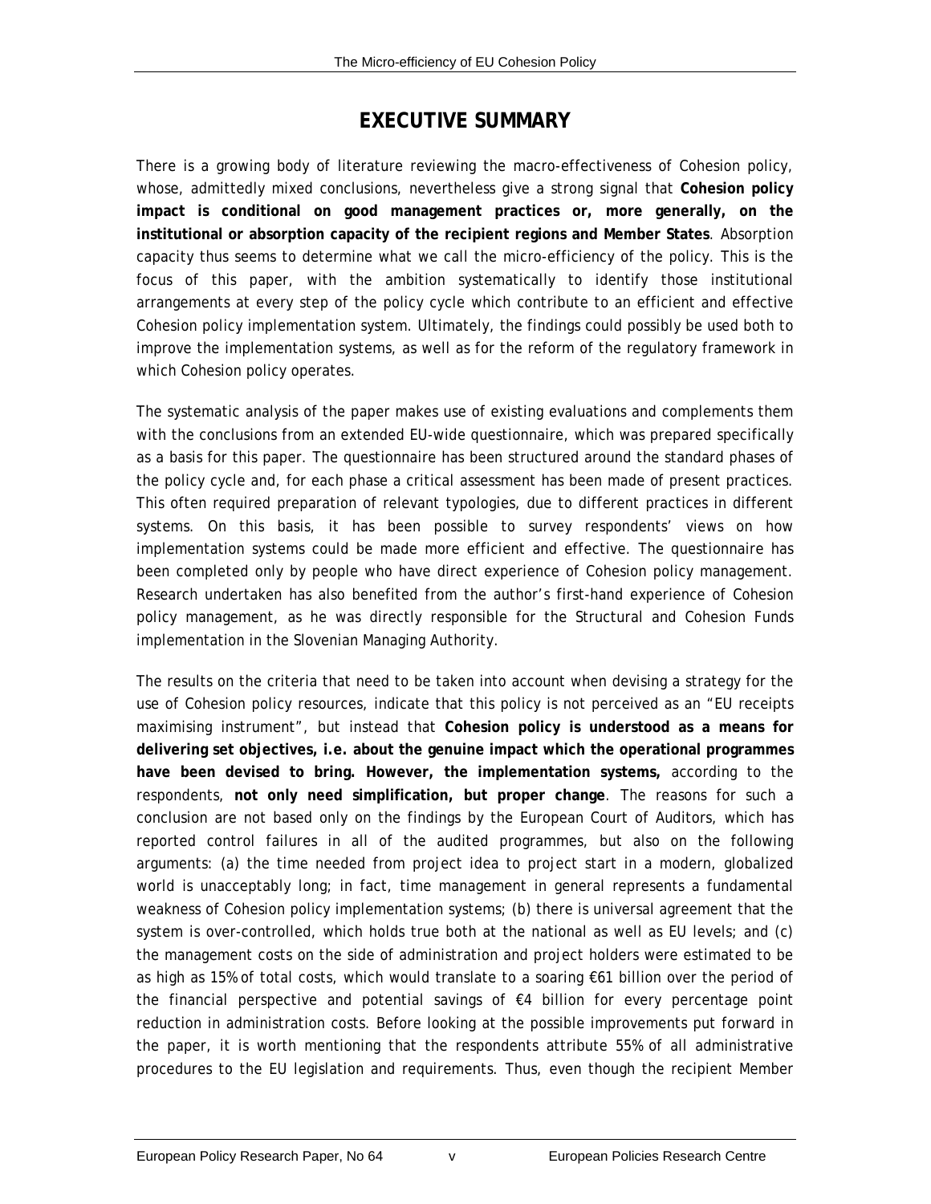# EXECUTIVE SUMMARY

There is a growing body of literature reviewing the macro-effectiveness of Cohesion policy, whose, admittedly mixed conclusions, nevertheless give a strong signal that **Cohesion policy impact is conditional on good management practices or, more generally, on the institutional or absorption capacity of the recipient regions and Member States**. Absorption capacity thus seems to determine what we call the micro-efficiency of the policy. This is the focus of this paper, with the ambition systematically to identify those institutional arrangements at every step of the policy cycle which contribute to an efficient and effective Cohesion policy implementation system. Ultimately, the findings could possibly be used both to improve the implementation systems, as well as for the reform of the regulatory framework in which Cohesion policy operates.

The systematic analysis of the paper makes use of existing evaluations and complements them with the conclusions from an extended EU-wide questionnaire, which was prepared specifically as a basis for this paper. The questionnaire has been structured around the standard phases of the policy cycle and, for each phase a critical assessment has been made of present practices. This often required preparation of relevant typologies, due to different practices in different systems. On this basis, it has been possible to survey respondents' views on how implementation systems could be made more efficient and effective. The questionnaire has been completed only by people who have direct experience of Cohesion policy management. Research undertaken has also benefited from the author's first-hand experience of Cohesion policy management, as he was directly responsible for the Structural and Cohesion Funds implementation in the Slovenian Managing Authority.

The results on the criteria that need to be taken into account when devising a strategy for the use of Cohesion policy resources, indicate that this policy is not perceived as an "EU receipts maximising instrument", but instead that **Cohesion policy is understood as a means for delivering set objectives, i.e. about the genuine impact which the operational programmes have been devised to bring. However, the implementation systems,** according to the respondents, **not only need simplification, but proper change**. The reasons for such a conclusion are not based only on the findings by the European Court of Auditors, which has reported control failures in all of the audited programmes, but also on the following arguments: (a) the time needed from project idea to project start in a modern, globalized world is unacceptably long; in fact, time management in general represents a fundamental weakness of Cohesion policy implementation systems; (b) there is universal agreement that the system is over-controlled, which holds true both at the national as well as EU levels; and (c) the management costs on the side of administration and project holders were estimated to be as high as 15% of total costs, which would translate to a soaring €61 billion over the period of the financial perspective and potential savings of €4 billion for every percentage point reduction in administration costs. Before looking at the possible improvements put forward in the paper, it is worth mentioning that the respondents attribute 55% of all administrative procedures to the EU legislation and requirements. Thus, even though the recipient Member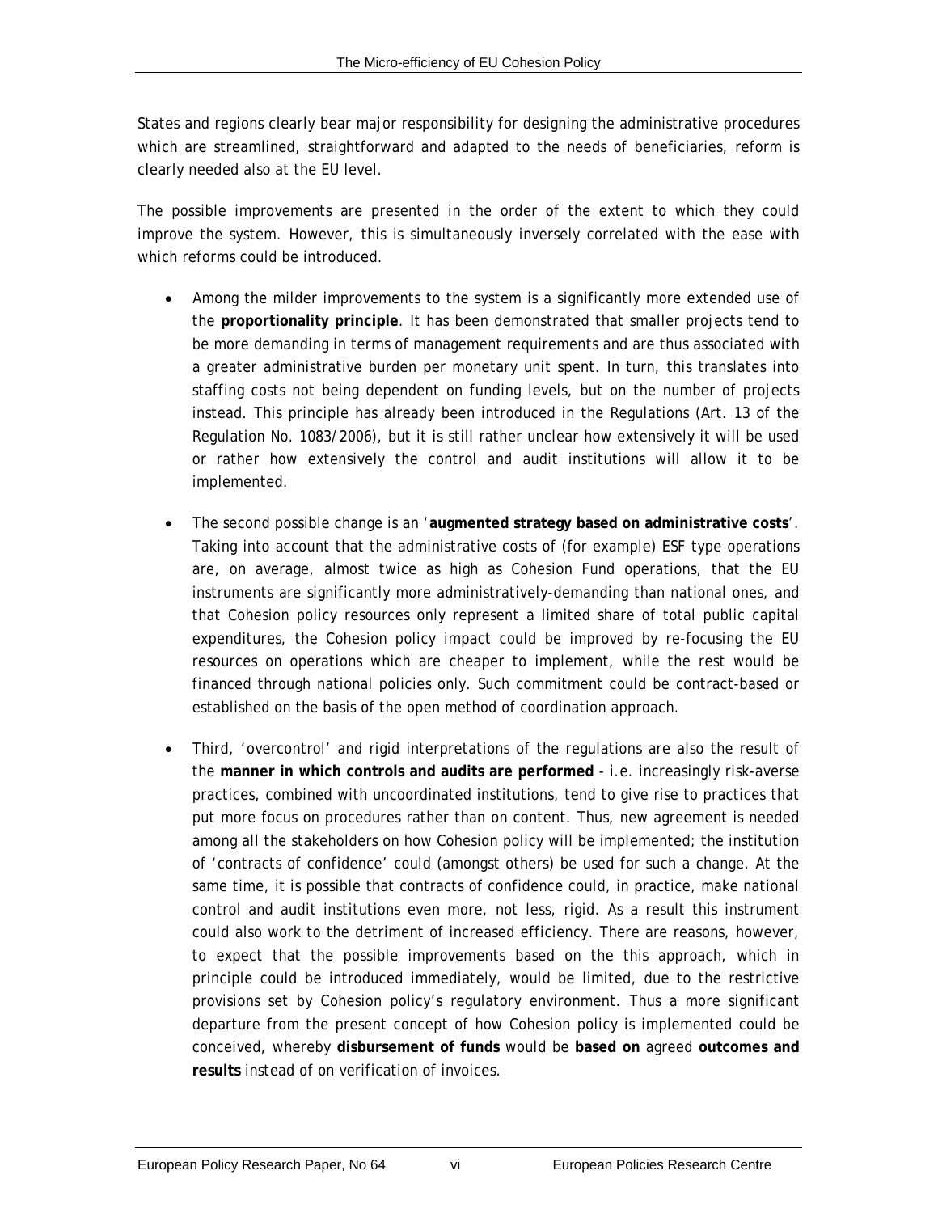States and regions clearly bear major responsibility for designing the administrative procedures which are streamlined, straightforward and adapted to the needs of beneficiaries, reform is clearly needed also at the EU level.

The possible improvements are presented in the order of the extent to which they could improve the system. However, this is simultaneously inversely correlated with the ease with which reforms could be introduced.

- Among the milder improvements to the system is a significantly more extended use of the **proportionality principle**. It has been demonstrated that smaller projects tend to be more demanding in terms of management requirements and are thus associated with a greater administrative burden per monetary unit spent. In turn, this translates into staffing costs not being dependent on funding levels, but on the number of projects instead. This principle has already been introduced in the Regulations (Art. 13 of the Regulation No. 1083/2006), but it is still rather unclear how extensively it will be used or rather how extensively the control and audit institutions will allow it to be implemented.

- The second possible change is an '**augmented strategy based on administrative costs**'. Taking into account that the administrative costs of (for example) ESF type operations are, on average, almost twice as high as Cohesion Fund operations, that the EU instruments are significantly more administratively-demanding than national ones, and that Cohesion policy resources only represent a limited share of total public capital expenditures, the Cohesion policy impact could be improved by re-focusing the EU resources on operations which are cheaper to implement, while the rest would be financed through national policies only. Such commitment could be contract-based or established on the basis of the open method of coordination approach.

- Third, 'overcontrol' and rigid interpretations of the regulations are also the result of the **manner in which controls and audits are performed** - i.e. increasingly risk-averse practices, combined with uncoordinated institutions, tend to give rise to practices that put more focus on procedures rather than on content. Thus, new agreement is needed among all the stakeholders on how Cohesion policy will be implemented; the institution of 'contracts of confidence' could (amongst others) be used for such a change. At the same time, it is possible that contracts of confidence could, in practice, make national control and audit institutions even more, not less, rigid. As a result this instrument could also work to the detriment of increased efficiency. There are reasons, however, to expect that the possible improvements based on the this approach, which in principle could be introduced immediately, would be limited, due to the restrictive provisions set by Cohesion policy's regulatory environment. Thus a more significant departure from the present concept of how Cohesion policy is implemented could be conceived, whereby **disbursement of funds** would be **based on** agreed **outcomes and results** instead of on verification of invoices.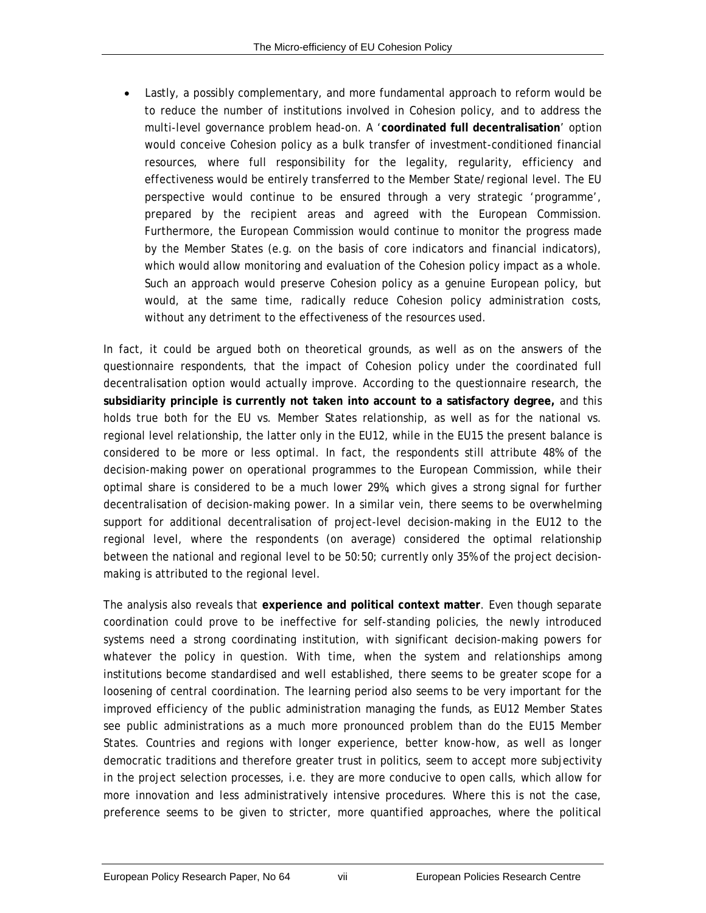- Lastly, a possibly complementary, and more fundamental approach to reform would be to reduce the number of institutions involved in Cohesion policy, and to address the multi-level governance problem head-on. A '**coordinated full decentralisation**' option would conceive Cohesion policy as a bulk transfer of investment-conditioned financial resources, where full responsibility for the legality, regularity, efficiency and effectiveness would be entirely transferred to the Member State/regional level. The EU perspective would continue to be ensured through a very strategic 'programme', prepared by the recipient areas and agreed with the European Commission. Furthermore, the European Commission would continue to monitor the progress made by the Member States (e.g. on the basis of core indicators and financial indicators), which would allow monitoring and evaluation of the Cohesion policy impact as a whole. Such an approach would preserve Cohesion policy as a genuine European policy, but would, at the same time, radically reduce Cohesion policy administration costs, without any detriment to the effectiveness of the resources used.

In fact, it could be argued both on theoretical grounds, as well as on the answers of the questionnaire respondents, that the impact of Cohesion policy under the coordinated full decentralisation option would actually improve. According to the questionnaire research, the **subsidiarity principle is currently not taken into account to a satisfactory degree,** and this holds true both for the EU vs. Member States relationship, as well as for the national vs. regional level relationship, the latter only in the EU12, while in the EU15 the present balance is considered to be more or less optimal. In fact, the respondents still attribute 48% of the decision-making power on operational programmes to the European Commission, while their optimal share is considered to be a much lower 29%, which gives a strong signal for further decentralisation of decision-making power. In a similar vein, there seems to be overwhelming support for additional decentralisation of project-level decision-making in the EU12 to the regional level, where the respondents (on average) considered the optimal relationship between the national and regional level to be 50:50; currently only 35% of the project decision-making is attributed to the regional level.

The analysis also reveals that **experience and political context matter**. Even though separate coordination could prove to be ineffective for self-standing policies, the newly introduced systems need a strong coordinating institution, with significant decision-making powers for whatever the policy in question. With time, when the system and relationships among institutions become standardised and well established, there seems to be greater scope for a loosening of central coordination. The learning period also seems to be very important for the improved efficiency of the public administration managing the funds, as EU12 Member States see public administrations as a much more pronounced problem than do the EU15 Member States. Countries and regions with longer experience, better know-how, as well as longer democratic traditions and therefore greater trust in politics, seem to accept more subjectivity in the project selection processes, i.e. they are more conducive to open calls, which allow for more innovation and less administratively intensive procedures. Where this is not the case, preference seems to be given to stricter, more quantified approaches, where the political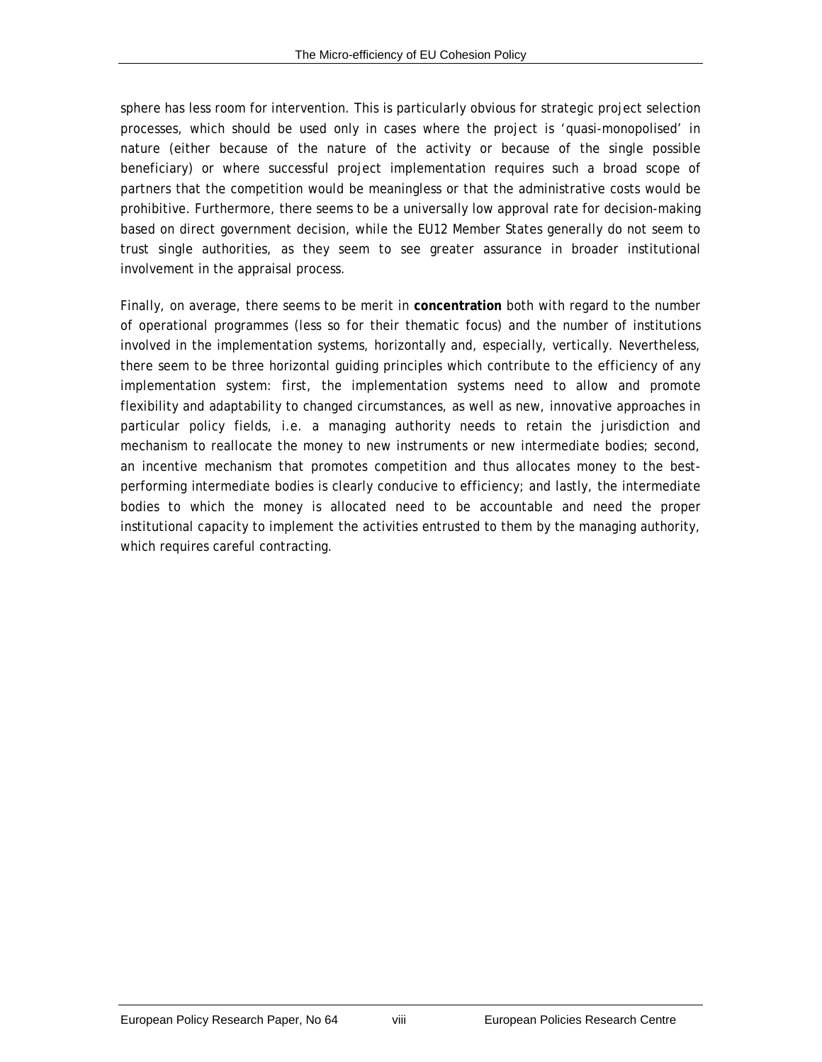sphere has less room for intervention. This is particularly obvious for strategic project selection processes, which should be used only in cases where the project is 'quasi-monopolised' in nature (either because of the nature of the activity or because of the single possible beneficiary) or where successful project implementation requires such a broad scope of partners that the competition would be meaningless or that the administrative costs would be prohibitive. Furthermore, there seems to be a universally low approval rate for decision-making based on direct government decision, while the EU12 Member States generally do not seem to trust single authorities, as they seem to see greater assurance in broader institutional involvement in the appraisal process.

Finally, on average, there seems to be merit in **concentration** both with regard to the number of operational programmes (less so for their thematic focus) and the number of institutions involved in the implementation systems, horizontally and, especially, vertically. Nevertheless, there seem to be three horizontal guiding principles which contribute to the efficiency of any implementation system: first, the implementation systems need to allow and promote flexibility and adaptability to changed circumstances, as well as new, innovative approaches in particular policy fields, i.e. a managing authority needs to retain the jurisdiction and mechanism to reallocate the money to new instruments or new intermediate bodies; second, an incentive mechanism that promotes competition and thus allocates money to the best-performing intermediate bodies is clearly conducive to efficiency; and lastly, the intermediate bodies to which the money is allocated need to be accountable and need the proper institutional capacity to implement the activities entrusted to them by the managing authority, which requires careful contracting.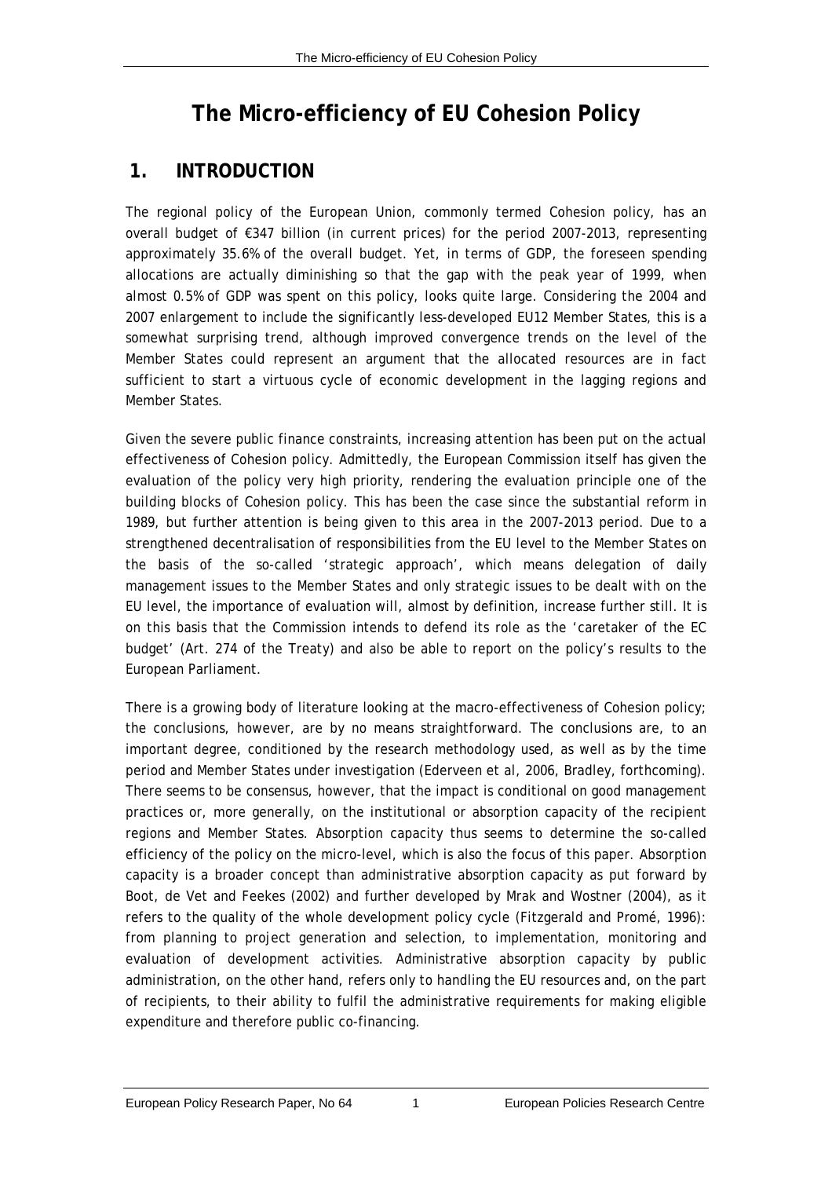# The Micro-efficiency of EU Cohesion Policy

## 1. INTRODUCTION

The regional policy of the European Union, commonly termed Cohesion policy, has an overall budget of €347 billion (in current prices) for the period 2007-2013, representing approximately 35.6% of the overall budget. Yet, in terms of GDP, the foreseen spending allocations are actually diminishing so that the gap with the peak year of 1999, when almost 0.5% of GDP was spent on this policy, looks quite large. Considering the 2004 and 2007 enlargement to include the significantly less-developed EU12 Member States, this is a somewhat surprising trend, although improved convergence trends on the level of the Member States could represent an argument that the allocated resources are in fact sufficient to start a virtuous cycle of economic development in the lagging regions and Member States.

Given the severe public finance constraints, increasing attention has been put on the actual effectiveness of Cohesion policy. Admittedly, the European Commission itself has given the evaluation of the policy very high priority, rendering the evaluation principle one of the building blocks of Cohesion policy. This has been the case since the substantial reform in 1989, but further attention is being given to this area in the 2007-2013 period. Due to a strengthened decentralisation of responsibilities from the EU level to the Member States on the basis of the so-called 'strategic approach', which means delegation of daily management issues to the Member States and only strategic issues to be dealt with on the EU level, the importance of evaluation will, almost by definition, increase further still. It is on this basis that the Commission intends to defend its role as the 'caretaker of the EC budget' (Art. 274 of the Treaty) and also be able to report on the policy's results to the European Parliament.

There is a growing body of literature looking at the macro-effectiveness of Cohesion policy; the conclusions, however, are by no means straightforward. The conclusions are, to an important degree, conditioned by the research methodology used, as well as by the time period and Member States under investigation (Ederveen et al, 2006, Bradley, forthcoming). There seems to be consensus, however, that the impact is conditional on good management practices or, more generally, on the institutional or absorption capacity of the recipient regions and Member States. Absorption capacity thus seems to determine the so-called efficiency of the policy on the micro-level, which is also the focus of this paper. Absorption capacity is a broader concept than administrative absorption capacity as put forward by Boot, de Vet and Feekes (2002) and further developed by Mrak and Wostner (2004), as it refers to the quality of the whole development policy cycle (Fitzgerald and Promé, 1996): from planning to project generation and selection, to implementation, monitoring and evaluation of development activities. Administrative absorption capacity by public administration, on the other hand, refers only to handling the EU resources and, on the part of recipients, to their ability to fulfil the administrative requirements for making eligible expenditure and therefore public co-financing.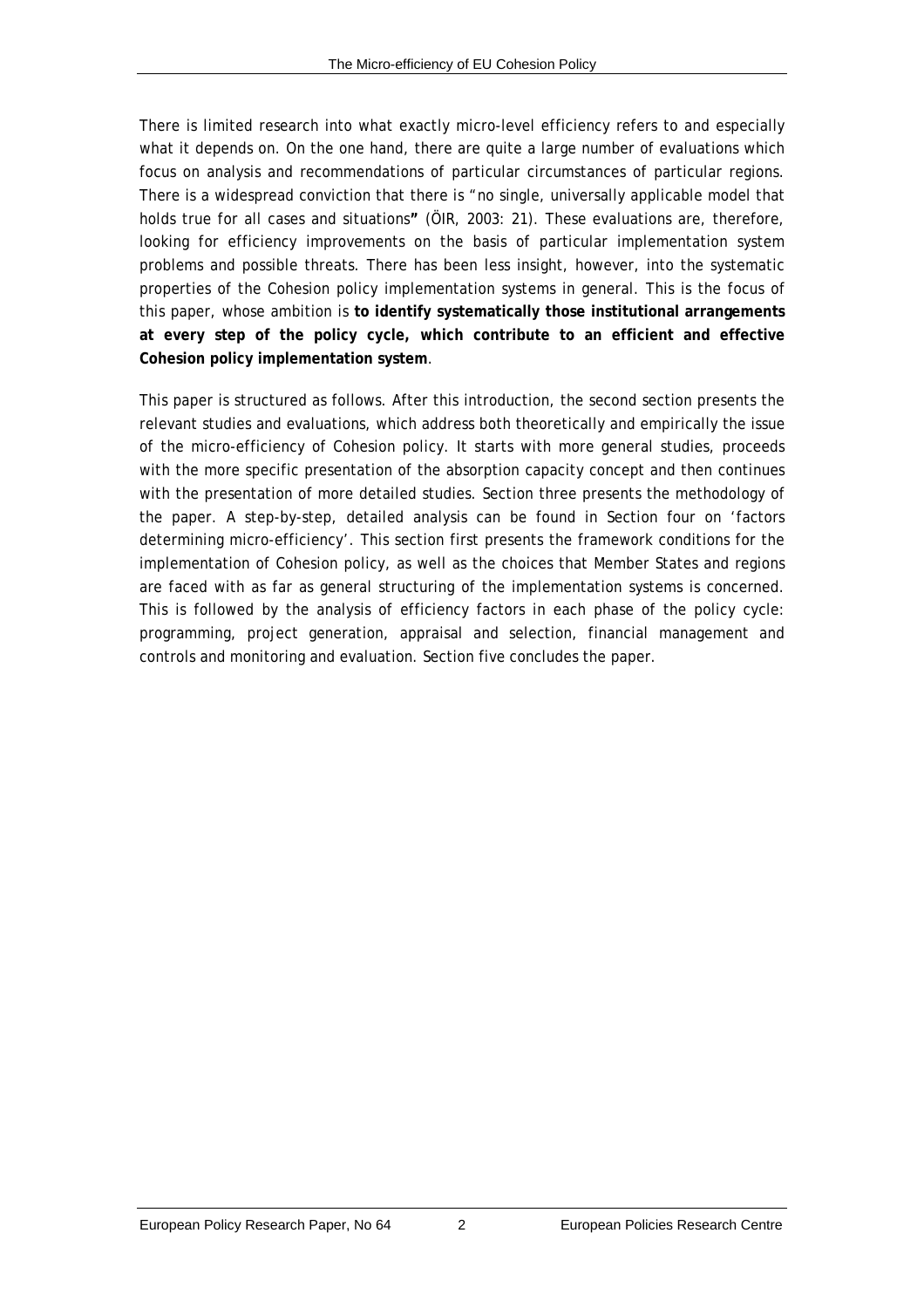There is limited research into what exactly micro-level efficiency refers to and especially what it depends on. On the one hand, there are quite a large number of evaluations which focus on analysis and recommendations of particular circumstances of particular regions. There is a widespread conviction that there is "no single, universally applicable model that holds true for all cases and situations**"** (ÖIR, 2003: 21). These evaluations are, therefore, looking for efficiency improvements on the basis of particular implementation system problems and possible threats. There has been less insight, however, into the systematic properties of the Cohesion policy implementation systems in general. This is the focus of this paper, whose ambition is **to identify systematically those institutional arrangements at every step of the policy cycle, which contribute to an efficient and effective Cohesion policy implementation system**.

This paper is structured as follows. After this introduction, the second section presents the relevant studies and evaluations, which address both theoretically and empirically the issue of the micro-efficiency of Cohesion policy. It starts with more general studies, proceeds with the more specific presentation of the absorption capacity concept and then continues with the presentation of more detailed studies. Section three presents the methodology of the paper. A step-by-step, detailed analysis can be found in Section four on 'factors determining micro-efficiency'. This section first presents the framework conditions for the implementation of Cohesion policy, as well as the choices that Member States and regions are faced with as far as general structuring of the implementation systems is concerned. This is followed by the analysis of efficiency factors in each phase of the policy cycle: programming, project generation, appraisal and selection, financial management and controls and monitoring and evaluation. Section five concludes the paper.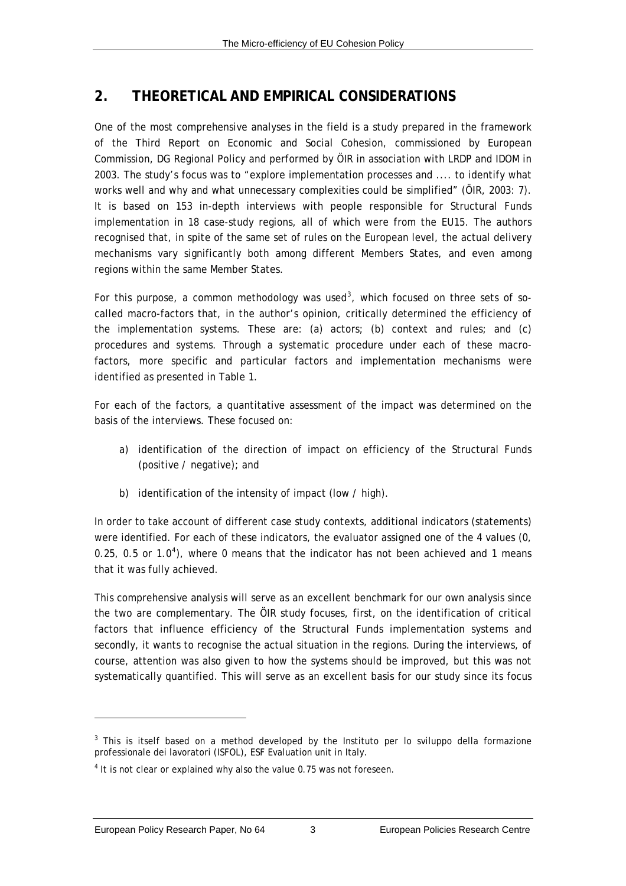## 2. THEORETICAL AND EMPIRICAL CONSIDERATIONS

One of the most comprehensive analyses in the field is a study prepared in the framework of the Third Report on Economic and Social Cohesion, commissioned by European Commission, DG Regional Policy and performed by ÖIR in association with LRDP and IDOM in 2003. The study's focus was to "explore implementation processes and .... to identify what works well and why and what unnecessary complexities could be simplified" (ÖIR, 2003: 7). It is based on 153 in-depth interviews with people responsible for Structural Funds implementation in 18 case-study regions, all of which were from the EU15. The authors recognised that, in spite of the same set of rules on the European level, the actual delivery mechanisms vary significantly both among different Members States, and even among regions within the same Member States.

For this purpose, a common methodology was used[3], which focused on three sets of so-called macro-factors that, in the author's opinion, critically determined the efficiency of the implementation systems. These are: (a) actors; (b) context and rules; and (c) procedures and systems. Through a systematic procedure under each of these macro-factors, more specific and particular factors and implementation mechanisms were identified as presented in Table 1.

For each of the factors, a quantitative assessment of the impact was determined on the basis of the interviews. These focused on:

a) identification of the direction of impact on efficiency of the Structural Funds (positive / negative); and

b) identification of the intensity of impact (low / high).

In order to take account of different case study contexts, additional indicators (statements) were identified. For each of these indicators, the evaluator assigned one of the 4 values (0, 0.25, 0.5 or 1.0[4]), where 0 means that the indicator has not been achieved and 1 means that it was fully achieved.

This comprehensive analysis will serve as an excellent benchmark for our own analysis since the two are complementary. The ÖIR study focuses, first, on the identification of critical factors that influence efficiency of the Structural Funds implementation systems and secondly, it wants to recognise the actual situation in the regions. During the interviews, of course, attention was also given to how the systems should be improved, but this was not systematically quantified. This will serve as an excellent basis for our study since its focus

---

[3] This is itself based on a method developed by the Instituto per lo sviluppo della formazione professionale dei lavoratori (ISFOL), ESF Evaluation unit in Italy.

[4] It is not clear or explained why also the value 0.75 was not foreseen.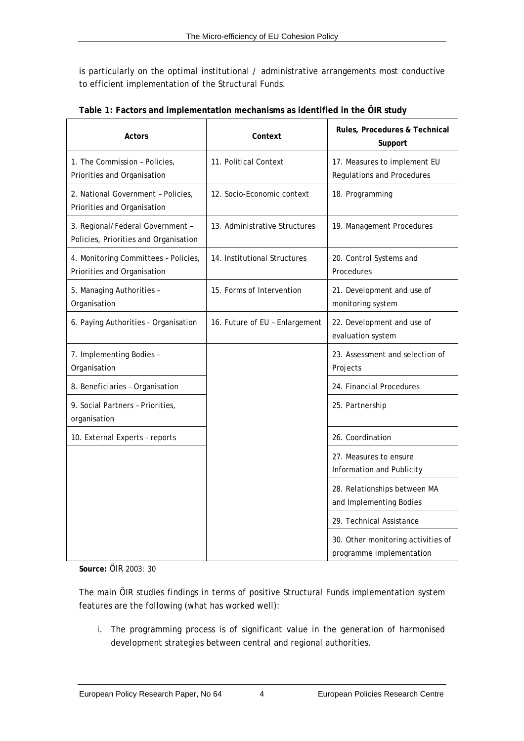is particularly on the optimal institutional / administrative arrangements most conductive to efficient implementation of the Structural Funds.

**Table 1: Factors and implementation mechanisms as identified in the ÖIR study**

| Actors | Context | Rules, Procedures & Technical Support |
|---|---|---|
| 1. The Commission – Policies, Priorities and Organisation | 11. Political Context | 17. Measures to implement EU Regulations and Procedures |
| 2. National Government – Policies, Priorities and Organisation | 12. Socio-Economic context | 18. Programming |
| 3. Regional/Federal Government – Policies, Priorities and Organisation | 13. Administrative Structures | 19. Management Procedures |
| 4. Monitoring Committees – Policies, Priorities and Organisation | 14. Institutional Structures | 20. Control Systems and Procedures |
| 5. Managing Authorities – Organisation | 15. Forms of Intervention | 21. Development and use of monitoring system |
| 6. Paying Authorities - Organisation | 16. Future of EU – Enlargement | 22. Development and use of evaluation system |
| 7. Implementing Bodies – Organisation | | 23. Assessment and selection of Projects |
| 8. Beneficiaries – Organisation | | 24. Financial Procedures |
| 9. Social Partners – Priorities, organisation | | 25. Partnership |
| 10. External Experts – reports | | 26. Coordination |
| | | 27. Measures to ensure Information and Publicity |
| | | 28. Relationships between MA and Implementing Bodies |
| | | 29. Technical Assistance |
| | | 30. Other monitoring activities of programme implementation |

**Source:** ÖIR 2003: 30

The main ÖIR studies findings in terms of positive Structural Funds implementation system features are the following (what has worked well):

i. The programming process is of significant value in the generation of harmonised development strategies between central and regional authorities.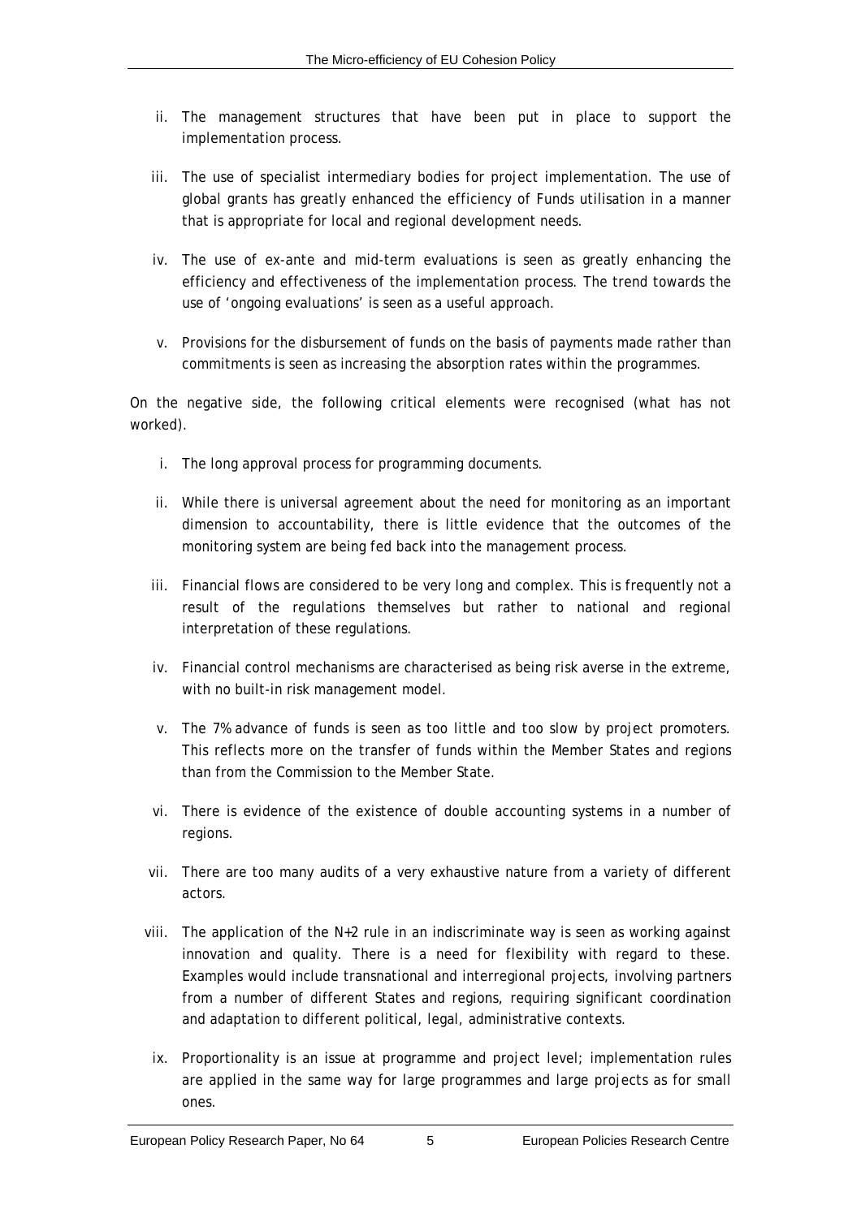ii. The management structures that have been put in place to support the implementation process.

iii. The use of specialist intermediary bodies for project implementation. The use of global grants has greatly enhanced the efficiency of Funds utilisation in a manner that is appropriate for local and regional development needs.

iv. The use of ex-ante and mid-term evaluations is seen as greatly enhancing the efficiency and effectiveness of the implementation process. The trend towards the use of 'ongoing evaluations' is seen as a useful approach.

v. Provisions for the disbursement of funds on the basis of payments made rather than commitments is seen as increasing the absorption rates within the programmes.

On the negative side, the following critical elements were recognised (what has not worked).

i. The long approval process for programming documents.

ii. While there is universal agreement about the need for monitoring as an important dimension to accountability, there is little evidence that the outcomes of the monitoring system are being fed back into the management process.

iii. Financial flows are considered to be very long and complex. This is frequently not a result of the regulations themselves but rather to national and regional interpretation of these regulations.

iv. Financial control mechanisms are characterised as being risk averse in the extreme, with no built-in risk management model.

v. The 7% advance of funds is seen as too little and too slow by project promoters. This reflects more on the transfer of funds within the Member States and regions than from the Commission to the Member State.

vi. There is evidence of the existence of double accounting systems in a number of regions.

vii. There are too many audits of a very exhaustive nature from a variety of different actors.

viii. The application of the N+2 rule in an indiscriminate way is seen as working against innovation and quality. There is a need for flexibility with regard to these. Examples would include transnational and interregional projects, involving partners from a number of different States and regions, requiring significant coordination and adaptation to different political, legal, administrative contexts.

ix. Proportionality is an issue at programme and project level; implementation rules are applied in the same way for large programmes and large projects as for small ones.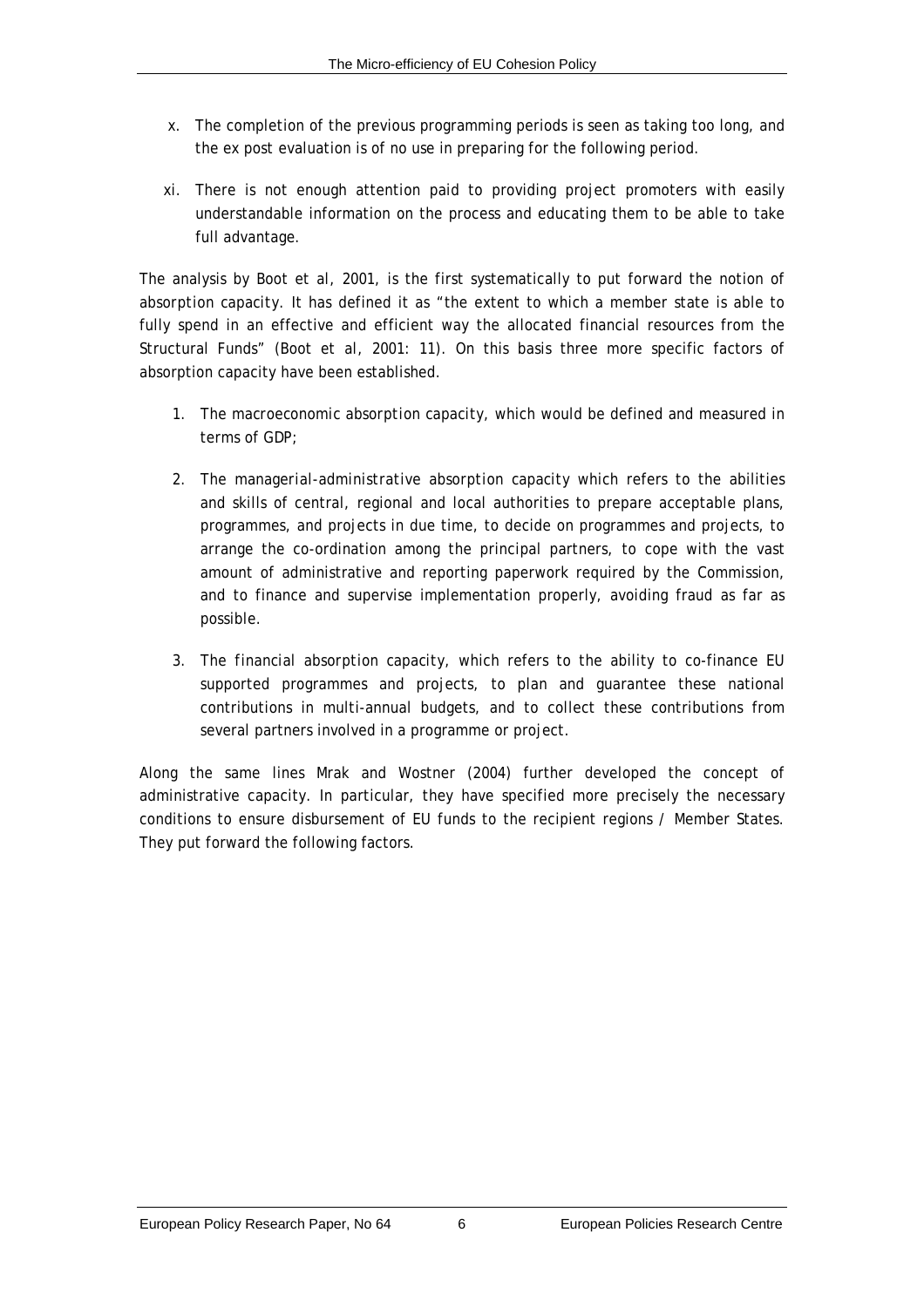x. The completion of the previous programming periods is seen as taking too long, and the ex post evaluation is of no use in preparing for the following period.

xi. There is not enough attention paid to providing project promoters with easily understandable information on the process and educating them to be able to take full advantage.

The analysis by Boot et al, 2001, is the first systematically to put forward the notion of absorption capacity. It has defined it as "the extent to which a member state is able to fully spend in an effective and efficient way the allocated financial resources from the Structural Funds" (Boot et al, 2001: 11). On this basis three more specific factors of absorption capacity have been established.

1. The *macroeconomic absorption capacity*, which would be defined and measured in terms of GDP;

2. The *managerial-administrative absorption capacity* which refers to the abilities and skills of central, regional and local authorities to prepare acceptable plans, programmes, and projects in due time, to decide on programmes and projects, to arrange the co-ordination among the principal partners, to cope with the vast amount of administrative and reporting paperwork required by the Commission, and to finance and supervise implementation properly, avoiding fraud as far as possible.

3. The *financial absorption capacity*, which refers to the ability to co-finance EU supported programmes and projects, to plan and guarantee these national contributions in multi-annual budgets, and to collect these contributions from several partners involved in a programme or project.

Along the same lines Mrak and Wostner (2004) further developed the concept of administrative capacity. In particular, they have specified more precisely the necessary conditions to ensure disbursement of EU funds to the recipient regions / Member States. They put forward the following factors.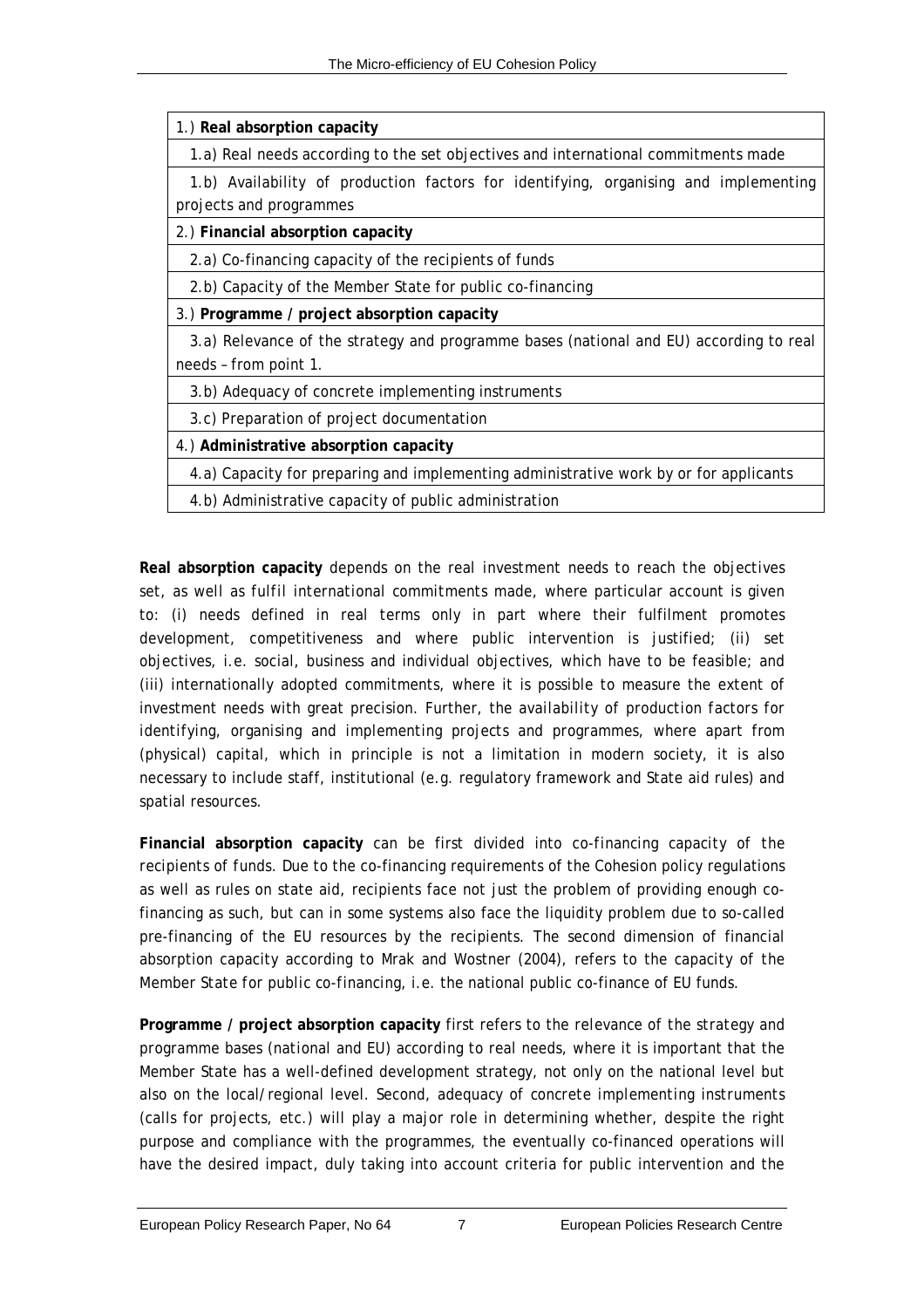| 1.) **Real absorption capacity** |
|---|
| 1.a) Real needs according to the set objectives and international commitments made |
| 1.b) Availability of production factors for identifying, organising and implementing projects and programmes |
| 2.) **Financial absorption capacity** |
| 2.a) Co-financing capacity of the recipients of funds |
| 2.b) Capacity of the Member State for public co-financing |
| 3.) **Programme / project absorption capacity** |
| 3.a) Relevance of the strategy and programme bases (national and EU) according to real needs – from point 1. |
| 3.b) Adequacy of concrete implementing instruments |
| 3.c) Preparation of project documentation |
| 4.) **Administrative absorption capacity** |
| 4.a) Capacity for preparing and implementing administrative work by or for applicants |
| 4.b) Administrative capacity of public administration |

**Real absorption capacity** depends on the *real investment needs to reach the objectives set, as well as fulfil international commitments made*, where particular account is given to: (i) needs defined in real terms only in part where their fulfilment promotes development, competitiveness and where public intervention is justified; (ii) set objectives, i.e. social, business and individual objectives, which have to be feasible; and (iii) internationally adopted commitments, where it is possible to measure the extent of investment needs with great precision. Further, the *availability of production factors for identifying, organising and implementing projects and programmes*, where apart from (physical) capital, which in principle is not a limitation in modern society, it is also necessary to include staff, institutional (e.g. regulatory framework and State aid rules) and spatial resources.

**Financial absorption capacity** can be first divided into *co-financing capacity of the recipients of funds*. Due to the co-financing requirements of the Cohesion policy regulations as well as rules on state aid, recipients face not just the problem of providing enough co-financing as such, but can in some systems also face the liquidity problem due to so-called pre-financing of the EU resources by the recipients. The second dimension of financial absorption capacity according to Mrak and Wostner (2004), refers to the *capacity of the Member State for public co-financing*, i.e. the national public co-finance of EU funds.

**Programme / project absorption capacity** first refers to the *relevance of the strategy and programme bases (national and EU) according to real needs*, where it is important that the Member State has a well-defined development strategy, not only on the national level but also on the local/regional level. Second, *adequacy of concrete implementing instruments* (calls for projects, etc.) will play a major role in determining whether, despite the right purpose and compliance with the programmes, the eventually co-financed operations will have the desired impact, duly taking into account criteria for public intervention and the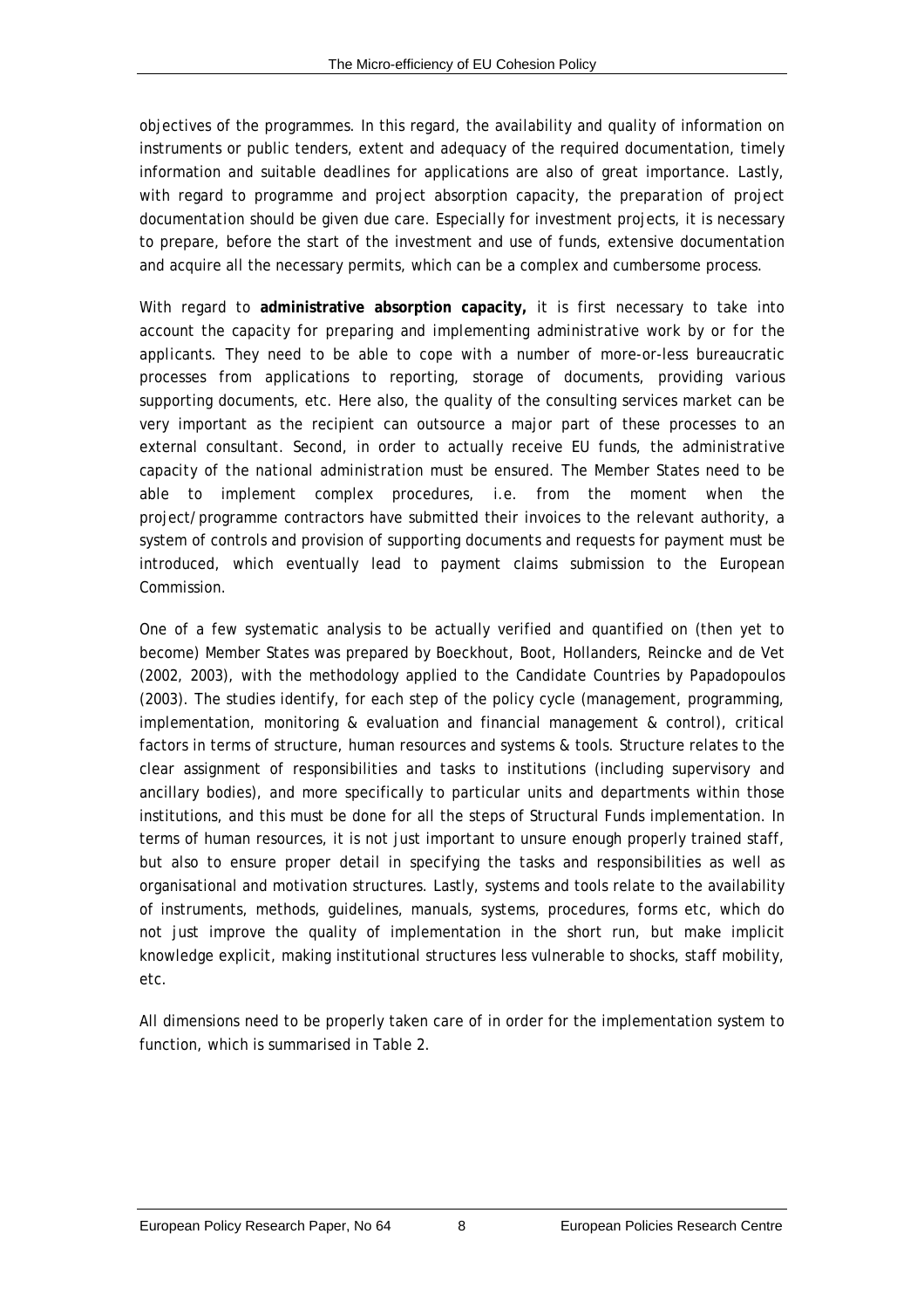objectives of the programmes. In this regard, the availability and quality of information on instruments or public tenders, extent and adequacy of the required documentation, timely information and suitable deadlines for applications are also of great importance. Lastly, with regard to programme and project absorption capacity, the preparation of project documentation should be given due care. Especially for investment projects, it is necessary to prepare, before the start of the investment and use of funds, extensive documentation and acquire all the necessary permits, which can be a complex and cumbersome process.

With regard to **administrative absorption capacity,** it is first necessary to take into account the capacity for preparing and implementing administrative work by or for the applicants. They need to be able to cope with a number of more-or-less bureaucratic processes from applications to reporting, storage of documents, providing various supporting documents, etc. Here also, the quality of the consulting services market can be very important as the recipient can outsource a major part of these processes to an external consultant. Second, in order to actually receive EU funds, the administrative capacity of the national administration must be ensured. The Member States need to be able to implement complex procedures, i.e. from the moment when the project/programme contractors have submitted their invoices to the relevant authority, a system of controls and provision of supporting documents and requests for payment must be introduced, which eventually lead to payment claims submission to the European Commission.

One of a few systematic analysis to be actually verified and quantified on (then yet to become) Member States was prepared by Boeckhout, Boot, Hollanders, Reincke and de Vet (2002, 2003), with the methodology applied to the Candidate Countries by Papadopoulos (2003). The studies identify, for each step of the policy cycle (management, programming, implementation, monitoring & evaluation and financial management & control), critical factors in terms of structure, human resources and systems & tools. Structure relates to the clear assignment of responsibilities and tasks to institutions (including supervisory and ancillary bodies), and more specifically to particular units and departments within those institutions, and this must be done for all the steps of Structural Funds implementation. In terms of human resources, it is not just important to unsure enough properly trained staff, but also to ensure proper detail in specifying the tasks and responsibilities as well as organisational and motivation structures. Lastly, systems and tools relate to the availability of instruments, methods, guidelines, manuals, systems, procedures, forms etc, which do not just improve the quality of implementation in the short run, but make implicit knowledge explicit, making institutional structures less vulnerable to shocks, staff mobility, etc.

All dimensions need to be properly taken care of in order for the implementation system to function, which is summarised in Table 2.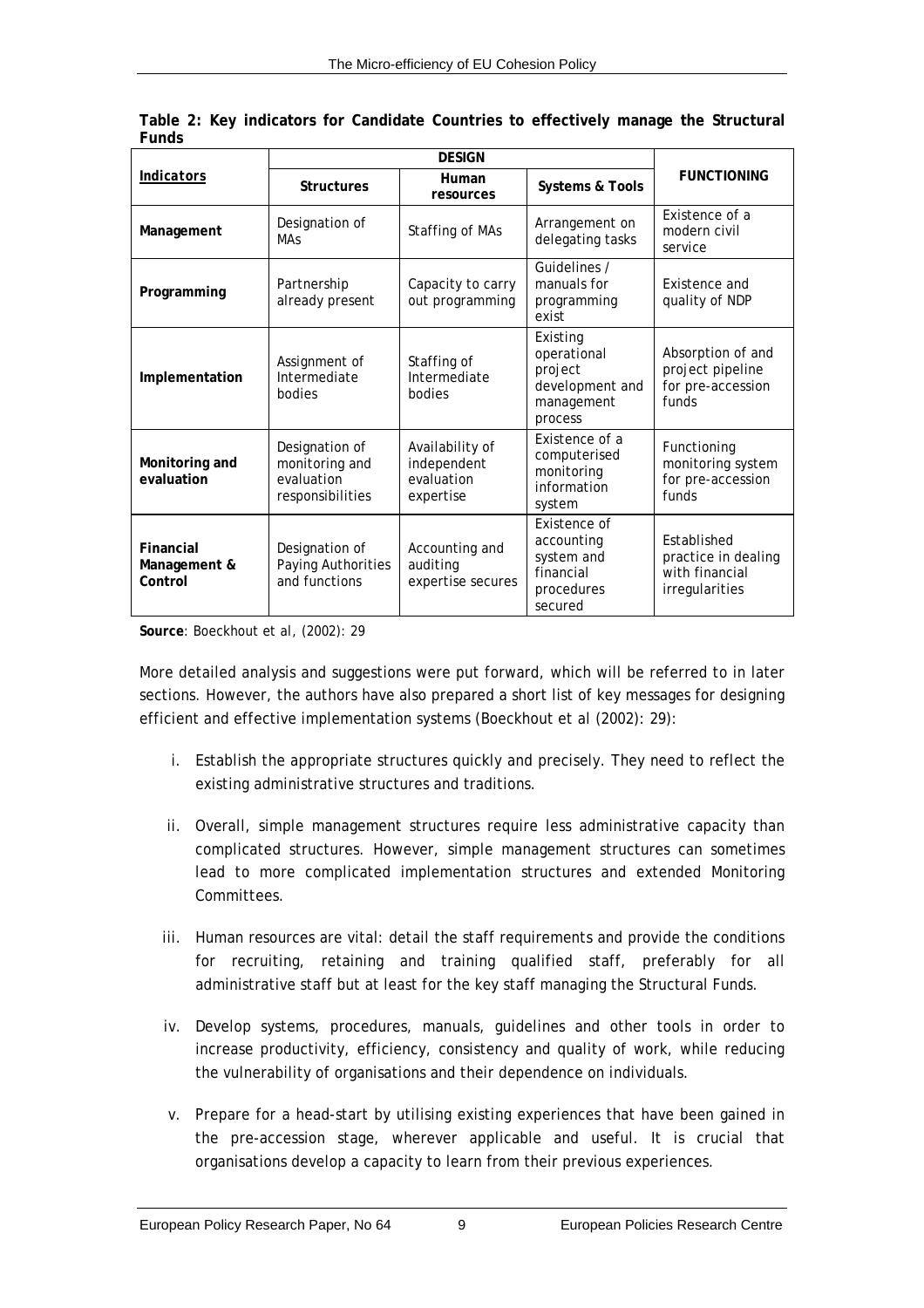**Table 2: Key indicators for Candidate Countries to effectively manage the Structural Funds**

| *Indicators* | DESIGN | | | FUNCTIONING |
|---|---|---|---|---|
| | **Structures** | **Human resources** | **Systems & Tools** | |
| **Management** | Designation of MAs | Staffing of MAs | Arrangement on delegating tasks | Existence of a modern civil service |
| **Programming** | Partnership already present | Capacity to carry out programming | Guidelines / manuals for programming exist | Existence and quality of NDP |
| **Implementation** | Assignment of Intermediate bodies | Staffing of Intermediate bodies | Existing operational project development and management process | Absorption of and project pipeline for pre-accession funds |
| **Monitoring and evaluation** | Designation of monitoring and evaluation responsibilities | Availability of independent evaluation expertise | Existence of a computerised monitoring information system | Functioning monitoring system for pre-accession funds |
| **Financial Management & Control** | Designation of Paying Authorities and functions | Accounting and auditing expertise secures | Existence of accounting system and financial procedures secured | Established practice in dealing with financial irregularities |

**Source**: Boeckhout et al, (2002): 29

More detailed analysis and suggestions were put forward, which will be referred to in later sections. However, the authors have also prepared a short list of key messages for designing efficient and effective implementation systems (Boeckhout et al (2002): 29):

i. Establish the appropriate structures quickly and precisely. They need to reflect the existing administrative structures and traditions.

ii. Overall, simple management structures require less administrative capacity than complicated structures. However, simple management structures can sometimes lead to more complicated implementation structures and extended Monitoring Committees.

iii. Human resources are vital: detail the staff requirements and provide the conditions for recruiting, retaining and training qualified staff, preferably for all administrative staff but at least for the key staff managing the Structural Funds.

iv. Develop systems, procedures, manuals, guidelines and other tools in order to increase productivity, efficiency, consistency and quality of work, while reducing the vulnerability of organisations and their dependence on individuals.

v. Prepare for a head-start by utilising existing experiences that have been gained in the pre-accession stage, wherever applicable and useful. It is crucial that organisations develop a capacity to learn from their previous experiences.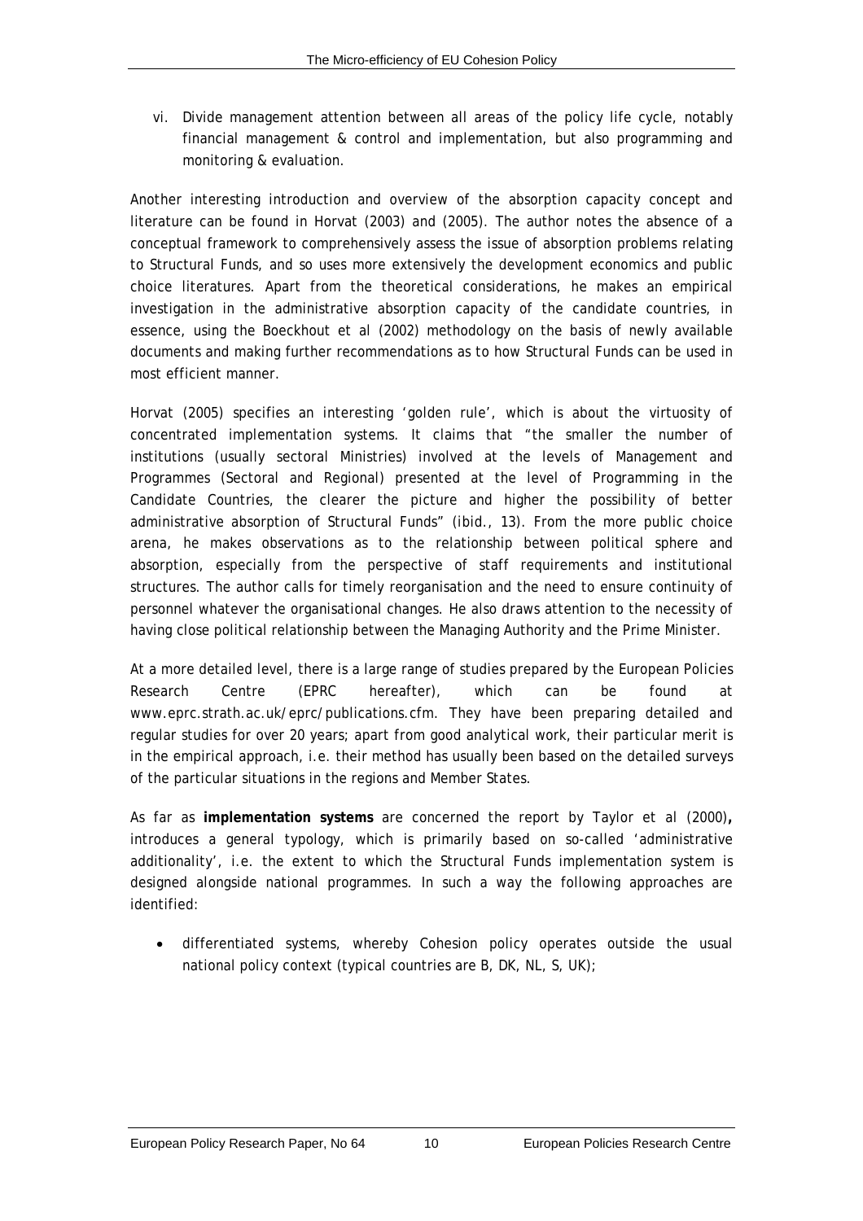vi. Divide management attention between all areas of the policy life cycle, notably financial management & control and implementation, but also programming and monitoring & evaluation.

Another interesting introduction and overview of the absorption capacity concept and literature can be found in Horvat (2003) and (2005). The author notes the absence of a conceptual framework to comprehensively assess the issue of absorption problems relating to Structural Funds, and so uses more extensively the development economics and public choice literatures. Apart from the theoretical considerations, he makes an empirical investigation in the administrative absorption capacity of the candidate countries, in essence, using the Boeckhout et al (2002) methodology on the basis of newly available documents and making further recommendations as to how Structural Funds can be used in most efficient manner.

Horvat (2005) specifies an interesting 'golden rule', which is about the virtuosity of concentrated implementation systems. It claims that "the smaller the number of institutions (usually sectoral Ministries) involved at the levels of Management and Programmes (Sectoral and Regional) presented at the level of Programming in the Candidate Countries, the clearer the picture and higher the possibility of better administrative absorption of Structural Funds" (ibid., 13). From the more public choice arena, he makes observations as to the relationship between political sphere and absorption, especially from the perspective of staff requirements and institutional structures. The author calls for timely reorganisation and the need to ensure continuity of personnel whatever the organisational changes. He also draws attention to the necessity of having close political relationship between the Managing Authority and the Prime Minister.

At a more detailed level, there is a large range of studies prepared by the European Policies Research Centre (EPRC hereafter), which can be found at www.eprc.strath.ac.uk/eprc/publications.cfm. They have been preparing detailed and regular studies for over 20 years; apart from good analytical work, their particular merit is in the empirical approach, i.e. their method has usually been based on the detailed surveys of the particular situations in the regions and Member States.

As far as **implementation systems** are concerned the report by Taylor et al (2000)**,** introduces a general typology, which is primarily based on so-called 'administrative additionality', i.e. the extent to which the Structural Funds implementation system is designed alongside national programmes. In such a way the following approaches are identified:

- differentiated systems, whereby Cohesion policy operates outside the usual national policy context (typical countries are B, DK, NL, S, UK);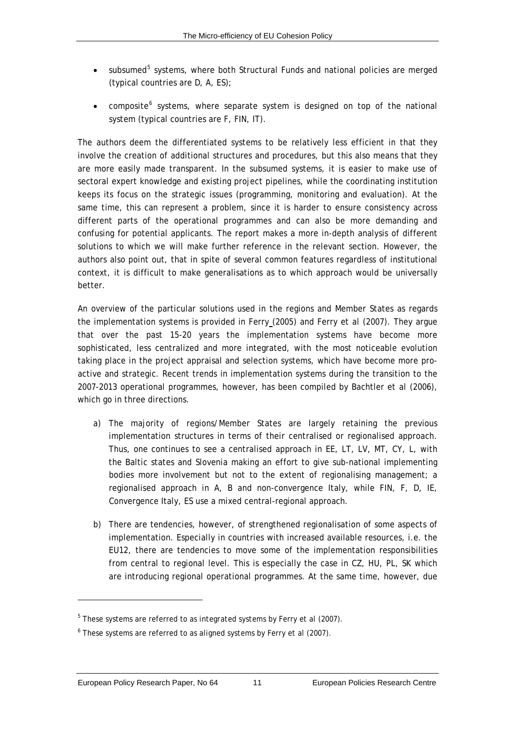- subsumed[5] systems, where both Structural Funds and national policies are merged (typical countries are D, A, ES);

- composite[6] systems, where separate system is designed on top of the national system (typical countries are F, FIN, IT).

The authors deem the differentiated systems to be relatively less efficient in that they involve the creation of additional structures and procedures, but this also means that they are more easily made transparent. In the subsumed systems, it is easier to make use of sectoral expert knowledge and existing project pipelines, while the coordinating institution keeps its focus on the strategic issues (programming, monitoring and evaluation). At the same time, this can represent a problem, since it is harder to ensure consistency across different parts of the operational programmes and can also be more demanding and confusing for potential applicants. The report makes a more in-depth analysis of different solutions to which we will make further reference in the relevant section. However, the authors also point out, that in spite of several common features regardless of institutional context, it is difficult to make generalisations as to which approach would be universally better.

An overview of the particular solutions used in the regions and Member States as regards the implementation systems is provided in Ferry (2005) and Ferry et al (2007). They argue that over the past 15-20 years the implementation systems have become more sophisticated, less centralized and more integrated, with the most noticeable evolution taking place in the project appraisal and selection systems, which have become more pro-active and strategic. Recent trends in implementation systems during the transition to the 2007-2013 operational programmes, however, has been compiled by Bachtler et al (2006), which go in three directions.

a) The majority of regions/Member States are largely retaining the previous implementation structures in terms of their centralised or regionalised approach. Thus, one continues to see a centralised approach in EE, LT, LV, MT, CY, L, with the Baltic states and Slovenia making an effort to give sub-national implementing bodies more involvement but not to the extent of regionalising management; a regionalised approach in A, B and non-convergence Italy, while FIN, F, D, IE, Convergence Italy, ES use a mixed central-regional approach.

b) There are tendencies, however, of strengthened regionalisation of some aspects of implementation. Especially in countries with increased available resources, i.e. the EU12, there are tendencies to move some of the implementation responsibilities from central to regional level. This is especially the case in CZ, HU, PL, SK which are introducing regional operational programmes. At the same time, however, due

[5] These systems are referred to as *integrated systems* by Ferry et al (2007).

[6] These systems are referred to as *aligned systems* by Ferry et al (2007).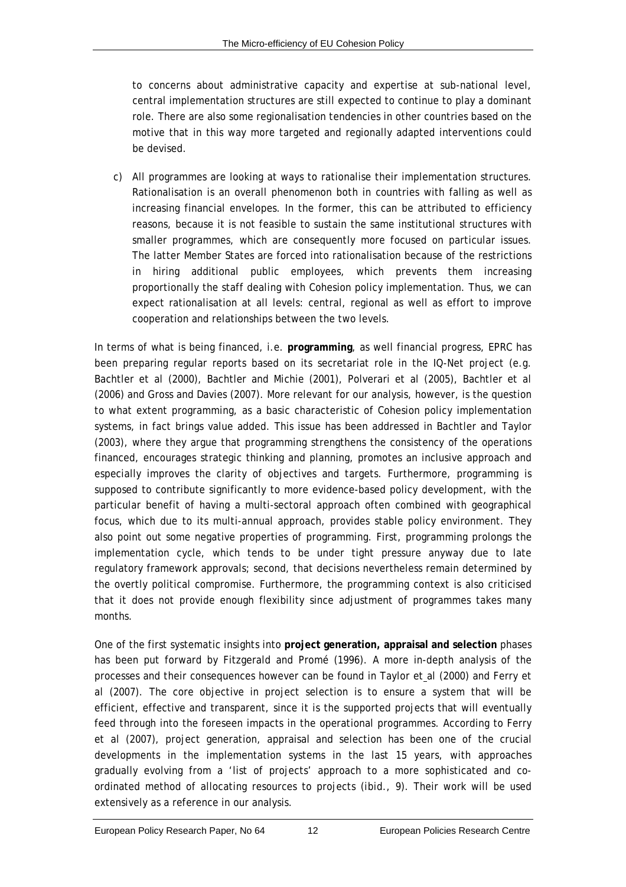to concerns about administrative capacity and expertise at sub-national level, central implementation structures are still expected to continue to play a dominant role. There are also some regionalisation tendencies in other countries based on the motive that in this way more targeted and regionally adapted interventions could be devised.

c) All programmes are looking at ways to rationalise their implementation structures. Rationalisation is an overall phenomenon both in countries with falling as well as increasing financial envelopes. In the former, this can be attributed to efficiency reasons, because it is not feasible to sustain the same institutional structures with smaller programmes, which are consequently more focused on particular issues. The latter Member States are forced into rationalisation because of the restrictions in hiring additional public employees, which prevents them increasing proportionally the staff dealing with Cohesion policy implementation. Thus, we can expect rationalisation at all levels: central, regional as well as effort to improve cooperation and relationships between the two levels.

In terms of what is being financed, i.e. **programming**, as well financial progress, EPRC has been preparing regular reports based on its secretariat role in the IQ-Net project (e.g. Bachtler et al (2000), Bachtler and Michie (2001), Polverari et al (2005), Bachtler et al (2006) and Gross and Davies (2007). More relevant for our analysis, however, is the question to what extent programming, as a basic characteristic of Cohesion policy implementation systems, in fact brings value added. This issue has been addressed in Bachtler and Taylor (2003), where they argue that programming strengthens the consistency of the operations financed, encourages strategic thinking and planning, promotes an inclusive approach and especially improves the clarity of objectives and targets. Furthermore, programming is supposed to contribute significantly to more evidence-based policy development, with the particular benefit of having a multi-sectoral approach often combined with geographical focus, which due to its multi-annual approach, provides stable policy environment. They also point out some negative properties of programming. First, programming prolongs the implementation cycle, which tends to be under tight pressure anyway due to late regulatory framework approvals; second, that decisions nevertheless remain determined by the overtly political compromise. Furthermore, the programming context is also criticised that it does not provide enough flexibility since adjustment of programmes takes many months.

One of the first systematic insights into **project generation, appraisal and selection** phases has been put forward by Fitzgerald and Promé (1996). A more in-depth analysis of the processes and their consequences however can be found in Taylor et_al (2000) and Ferry et al (2007). The core objective in project selection is to ensure a system that will be efficient, effective and transparent, since it is the supported projects that will eventually feed through into the foreseen impacts in the operational programmes. According to Ferry et al (2007), project generation, appraisal and selection has been one of the crucial developments in the implementation systems in the last 15 years, with approaches gradually evolving from a 'list of projects' approach to a more sophisticated and co-ordinated method of allocating resources to projects (ibid., 9). Their work will be used extensively as a reference in our analysis.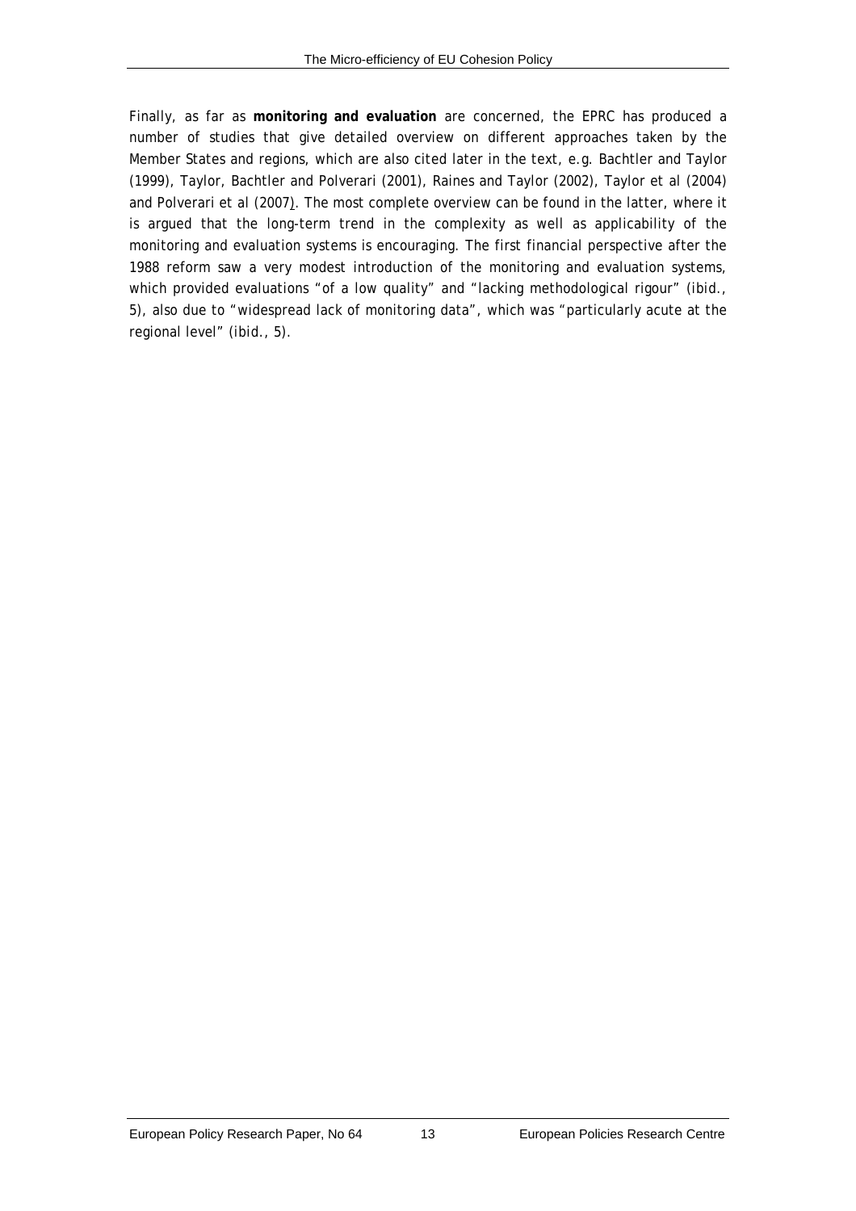Finally, as far as **monitoring and evaluation** are concerned, the EPRC has produced a number of studies that give detailed overview on different approaches taken by the Member States and regions, which are also cited later in the text, e.g. Bachtler and Taylor (1999), Taylor, Bachtler and Polverari (2001), Raines and Taylor (2002), Taylor et al (2004) and Polverari et al (2007). The most complete overview can be found in the latter, where it is argued that the long-term trend in the complexity as well as applicability of the monitoring and evaluation systems is encouraging. The first financial perspective after the 1988 reform saw a very modest introduction of the monitoring and evaluation systems, which provided evaluations "of a low quality" and "lacking methodological rigour" (ibid., 5), also due to "widespread lack of monitoring data", which was "particularly acute at the regional level" (ibid., 5).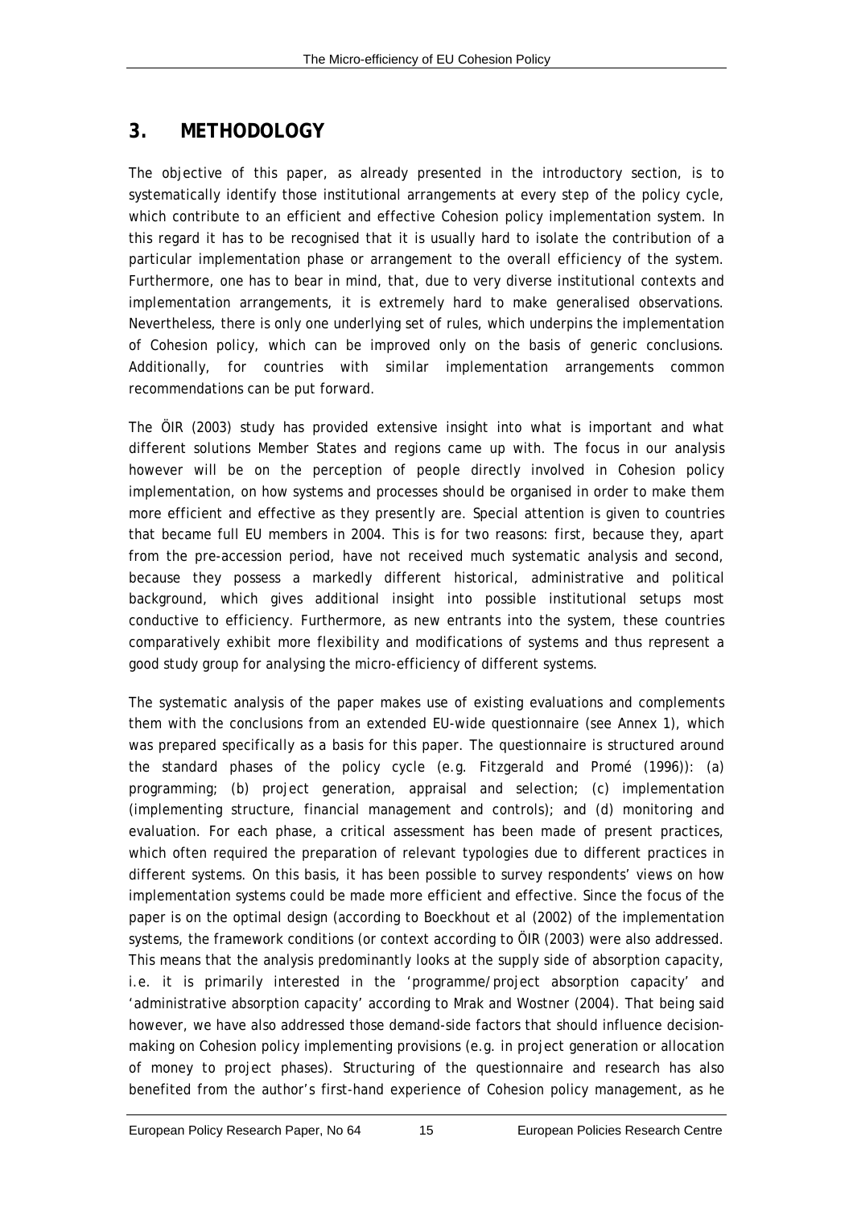## 3. METHODOLOGY

The objective of this paper, as already presented in the introductory section, is to systematically identify those institutional arrangements at every step of the policy cycle, which contribute to an efficient and effective Cohesion policy implementation system. In this regard it has to be recognised that it is usually hard to isolate the contribution of a particular implementation phase or arrangement to the overall efficiency of the system. Furthermore, one has to bear in mind, that, due to very diverse institutional contexts and implementation arrangements, it is extremely hard to make generalised observations. Nevertheless, there is only one underlying set of rules, which underpins the implementation of Cohesion policy, which can be improved only on the basis of generic conclusions. Additionally, for countries with similar implementation arrangements common recommendations can be put forward.

The ÖIR (2003) study has provided extensive insight into what is important and what different solutions Member States and regions came up with. The focus in our analysis however will be on the perception of people directly involved in Cohesion policy implementation, on how systems and processes should be organised in order to make them more efficient and effective as they presently are. Special attention is given to countries that became full EU members in 2004. This is for two reasons: first, because they, apart from the pre-accession period, have not received much systematic analysis and second, because they possess a markedly different historical, administrative and political background, which gives additional insight into possible institutional setups most conductive to efficiency. Furthermore, as new entrants into the system, these countries comparatively exhibit more flexibility and modifications of systems and thus represent a good study group for analysing the micro-efficiency of different systems.

The systematic analysis of the paper makes use of existing evaluations and complements them with the conclusions from an extended EU-wide questionnaire (see Annex 1), which was prepared specifically as a basis for this paper. The questionnaire is structured around the standard phases of the policy cycle (e.g. Fitzgerald and Promé (1996)): (a) programming; (b) project generation, appraisal and selection; (c) implementation (implementing structure, financial management and controls); and (d) monitoring and evaluation. For each phase, a critical assessment has been made of present practices, which often required the preparation of relevant typologies due to different practices in different systems. On this basis, it has been possible to survey respondents' views on how implementation systems could be made more efficient and effective. Since the focus of the paper is on the optimal design (according to Boeckhout et al (2002) of the implementation systems, the framework conditions (or context according to ÖIR (2003) were also addressed. This means that the analysis predominantly looks at the supply side of absorption capacity, i.e. it is primarily interested in the 'programme/project absorption capacity' and 'administrative absorption capacity' according to Mrak and Wostner (2004). That being said however, we have also addressed those demand-side factors that should influence decision-making on Cohesion policy implementing provisions (e.g. in project generation or allocation of money to project phases). Structuring of the questionnaire and research has also benefited from the author's first-hand experience of Cohesion policy management, as he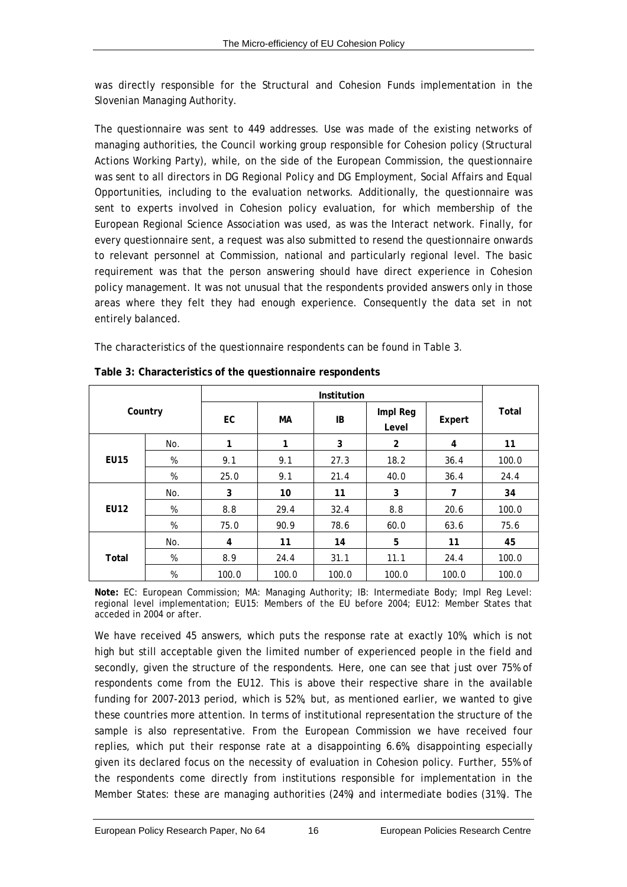was directly responsible for the Structural and Cohesion Funds implementation in the Slovenian Managing Authority.

The questionnaire was sent to 449 addresses. Use was made of the existing networks of managing authorities, the Council working group responsible for Cohesion policy (Structural Actions Working Party), while, on the side of the European Commission, the questionnaire was sent to all directors in DG Regional Policy and DG Employment, Social Affairs and Equal Opportunities, including to the evaluation networks. Additionally, the questionnaire was sent to experts involved in Cohesion policy evaluation, for which membership of the European Regional Science Association was used, as was the Interact network. Finally, for every questionnaire sent, a request was also submitted to resend the questionnaire onwards to relevant personnel at Commission, national and particularly regional level. The basic requirement was that the person answering should have direct experience in Cohesion policy management. It was not unusual that the respondents provided answers only in those areas where they felt they had enough experience. Consequently the data set in not entirely balanced.

The characteristics of the questionnaire respondents can be found in Table 3.

**Table 3: Characteristics of the questionnaire respondents**

| Country | | Institution | | | | | Total |
|---|---|---|---|---|---|---|---|
| | | EC | MA | IB | Impl Reg Level | Expert | |
| **EU15** | No. | **1** | **1** | **3** | **2** | **4** | **11** |
| | % | 9.1 | 9.1 | 27.3 | 18.2 | 36.4 | 100.0 |
| | % | 25.0 | 9.1 | 21.4 | 40.0 | 36.4 | 24.4 |
| **EU12** | No. | **3** | **10** | **11** | **3** | **7** | **34** |
| | % | 8.8 | 29.4 | 32.4 | 8.8 | 20.6 | 100.0 |
| | % | 75.0 | 90.9 | 78.6 | 60.0 | 63.6 | 75.6 |
| **Total** | No. | **4** | **11** | **14** | **5** | **11** | **45** |
| | % | 8.9 | 24.4 | 31.1 | 11.1 | 24.4 | 100.0 |
| | % | 100.0 | 100.0 | 100.0 | 100.0 | 100.0 | 100.0 |

**Note:** EC: European Commission; MA: Managing Authority; IB: Intermediate Body; Impl Reg Level: regional level implementation; EU15: Members of the EU before 2004; EU12: Member States that acceded in 2004 or after.

We have received 45 answers, which puts the response rate at exactly 10%, which is not high but still acceptable given the limited number of experienced people in the field and secondly, given the structure of the respondents. Here, one can see that just over 75% of respondents come from the EU12. This is above their respective share in the available funding for 2007-2013 period, which is 52%, but, as mentioned earlier, we wanted to give these countries more attention. In terms of institutional representation the structure of the sample is also representative. From the European Commission we have received four replies, which put their response rate at a disappointing 6.6%, disappointing especially given its declared focus on the necessity of evaluation in Cohesion policy. Further, 55% of the respondents come directly from institutions responsible for implementation in the Member States: these are managing authorities (24%) and intermediate bodies (31%). The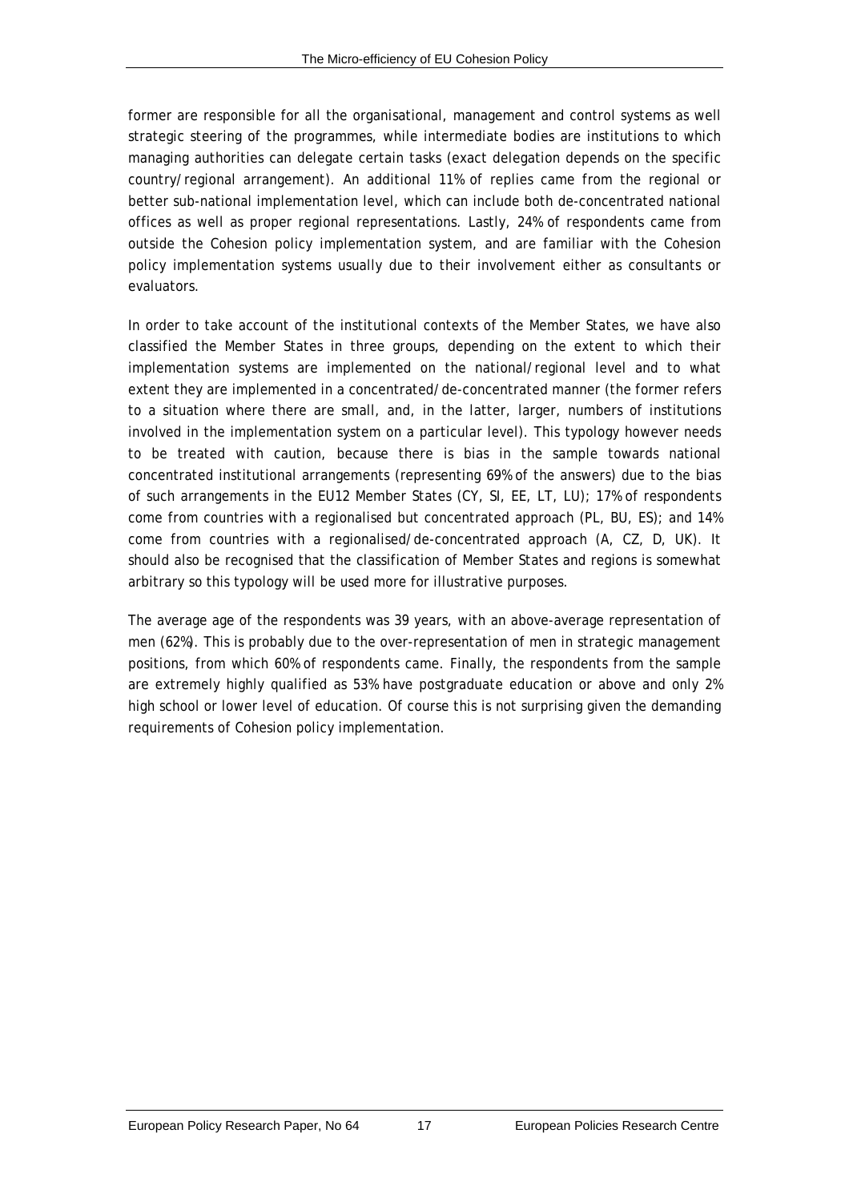former are responsible for all the organisational, management and control systems as well strategic steering of the programmes, while intermediate bodies are institutions to which managing authorities can delegate certain tasks (exact delegation depends on the specific country/regional arrangement). An additional 11% of replies came from the regional or better sub-national implementation level, which can include both de-concentrated national offices as well as proper regional representations. Lastly, 24% of respondents came from outside the Cohesion policy implementation system, and are familiar with the Cohesion policy implementation systems usually due to their involvement either as consultants or evaluators.

In order to take account of the institutional contexts of the Member States, we have also classified the Member States in three groups, depending on the extent to which their implementation systems are implemented on the national/regional level and to what extent they are implemented in a concentrated/de-concentrated manner (the former refers to a situation where there are small, and, in the latter, larger, numbers of institutions involved in the implementation system on a particular level). This typology however needs to be treated with caution, because there is bias in the sample towards national concentrated institutional arrangements (representing 69% of the answers) due to the bias of such arrangements in the EU12 Member States (CY, SI, EE, LT, LU); 17% of respondents come from countries with a regionalised but concentrated approach (PL, BU, ES); and 14% come from countries with a regionalised/de-concentrated approach (A, CZ, D, UK). It should also be recognised that the classification of Member States and regions is somewhat arbitrary so this typology will be used more for illustrative purposes.

The average age of the respondents was 39 years, with an above-average representation of men (62%). This is probably due to the over-representation of men in strategic management positions, from which 60% of respondents came. Finally, the respondents from the sample are extremely highly qualified as 53% have postgraduate education or above and only 2% high school or lower level of education. Of course this is not surprising given the demanding requirements of Cohesion policy implementation.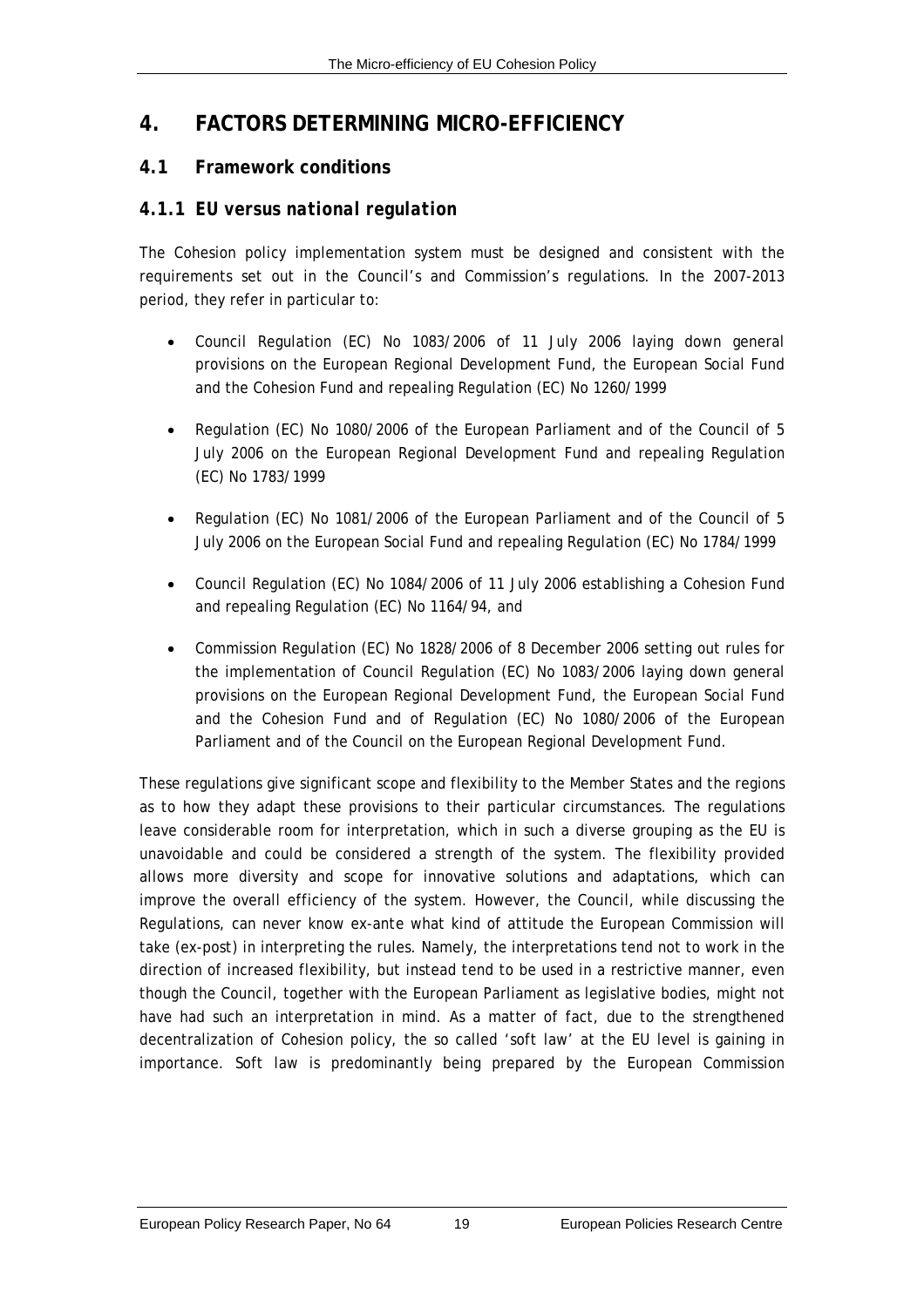# 4. FACTORS DETERMINING MICRO-EFFICIENCY

## 4.1 Framework conditions

### *4.1.1 EU versus national regulation*

The Cohesion policy implementation system must be designed and consistent with the requirements set out in the Council's and Commission's regulations. In the 2007-2013 period, they refer in particular to:

- Council Regulation (EC) No 1083/2006 of 11 July 2006 laying down general provisions on the European Regional Development Fund, the European Social Fund and the Cohesion Fund and repealing Regulation (EC) No 1260/1999
- Regulation (EC) No 1080/2006 of the European Parliament and of the Council of 5 July 2006 on the European Regional Development Fund and repealing Regulation (EC) No 1783/1999
- Regulation (EC) No 1081/2006 of the European Parliament and of the Council of 5 July 2006 on the European Social Fund and repealing Regulation (EC) No 1784/1999
- Council Regulation (EC) No 1084/2006 of 11 July 2006 establishing a Cohesion Fund and repealing Regulation (EC) No 1164/94, and
- Commission Regulation (EC) No 1828/2006 of 8 December 2006 setting out rules for the implementation of Council Regulation (EC) No 1083/2006 laying down general provisions on the European Regional Development Fund, the European Social Fund and the Cohesion Fund and of Regulation (EC) No 1080/2006 of the European Parliament and of the Council on the European Regional Development Fund.

These regulations give significant scope and flexibility to the Member States and the regions as to how they adapt these provisions to their particular circumstances. The regulations leave considerable room for interpretation, which in such a diverse grouping as the EU is unavoidable and could be considered a strength of the system. The flexibility provided allows more diversity and scope for innovative solutions and adaptations, which can improve the overall efficiency of the system. However, the Council, while discussing the Regulations, can never know ex-ante what kind of attitude the European Commission will take (ex-post) in interpreting the rules. Namely, the interpretations tend not to work in the direction of increased flexibility, but instead tend to be used in a restrictive manner, even though the Council, together with the European Parliament as legislative bodies, might not have had such an interpretation in mind. As a matter of fact, due to the strengthened decentralization of Cohesion policy, the so called 'soft law' at the EU level is gaining in importance. Soft law is predominantly being prepared by the European Commission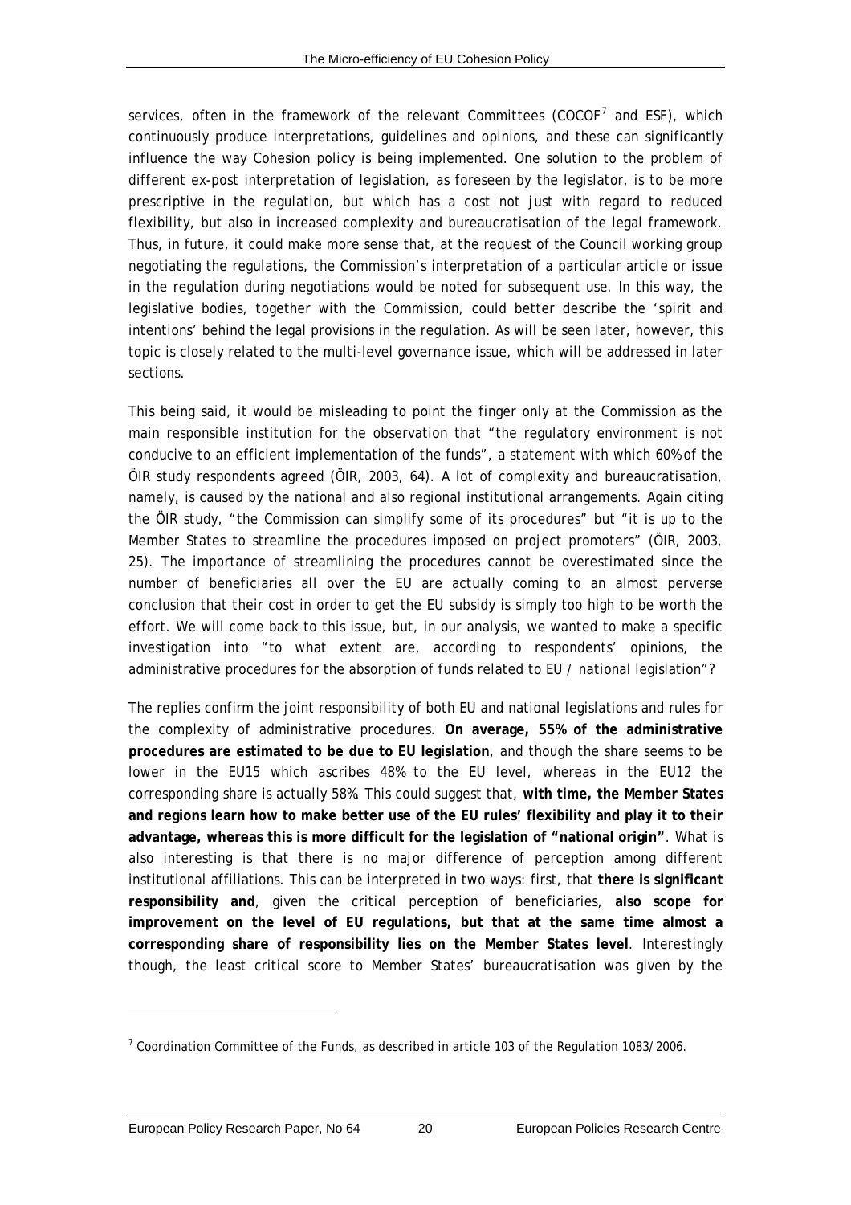services, often in the framework of the relevant Committees (COCOF[7] and ESF), which continuously produce interpretations, guidelines and opinions, and these can significantly influence the way Cohesion policy is being implemented. One solution to the problem of different ex-post interpretation of legislation, as foreseen by the legislator, is to be more prescriptive in the regulation, but which has a cost not just with regard to reduced flexibility, but also in increased complexity and bureaucratisation of the legal framework. Thus, in future, it could make more sense that, at the request of the Council working group negotiating the regulations, the Commission's interpretation of a particular article or issue in the regulation during negotiations would be noted for subsequent use. In this way, the legislative bodies, together with the Commission, could better describe the 'spirit and intentions' behind the legal provisions in the regulation. As will be seen later, however, this topic is closely related to the multi-level governance issue, which will be addressed in later sections.

This being said, it would be misleading to point the finger only at the Commission as the main responsible institution for the observation that "the regulatory environment is not conducive to an efficient implementation of the funds", a statement with which 60% of the ÖIR study respondents agreed (ÖIR, 2003, 64). A lot of complexity and bureaucratisation, namely, is caused by the national and also regional institutional arrangements. Again citing the ÖIR study, "the Commission can simplify some of its procedures" but "it is up to the Member States to streamline the procedures imposed on project promoters" (ÖIR, 2003, 25). The importance of streamlining the procedures cannot be overestimated since the number of beneficiaries all over the EU are actually coming to an almost perverse conclusion that their cost in order to get the EU subsidy is simply too high to be worth the effort. We will come back to this issue, but, in our analysis, we wanted to make a specific investigation into "to what extent are, according to respondents' opinions, the administrative procedures for the absorption of funds related to EU / national legislation"?

The replies confirm the joint responsibility of both EU and national legislations and rules for the complexity of administrative procedures. **On average, 55% of the administrative procedures are estimated to be due to EU legislation**, and though the share seems to be lower in the EU15 which ascribes 48% to the EU level, whereas in the EU12 the corresponding share is actually 58%. This could suggest that, **with time, the Member States and regions learn how to make better use of the EU rules' flexibility and play it to their advantage, whereas this is more difficult for the legislation of "national origin"**. What is also interesting is that there is no major difference of perception among different institutional affiliations. This can be interpreted in two ways: first, that **there is significant responsibility and**, given the critical perception of beneficiaries, **also scope for improvement on the level of EU regulations, but that at the same time almost a corresponding share of responsibility lies on the Member States level**. Interestingly though, the least critical score to Member States' bureaucratisation was given by the

[7] Coordination Committee of the Funds, as described in article 103 of the Regulation 1083/2006.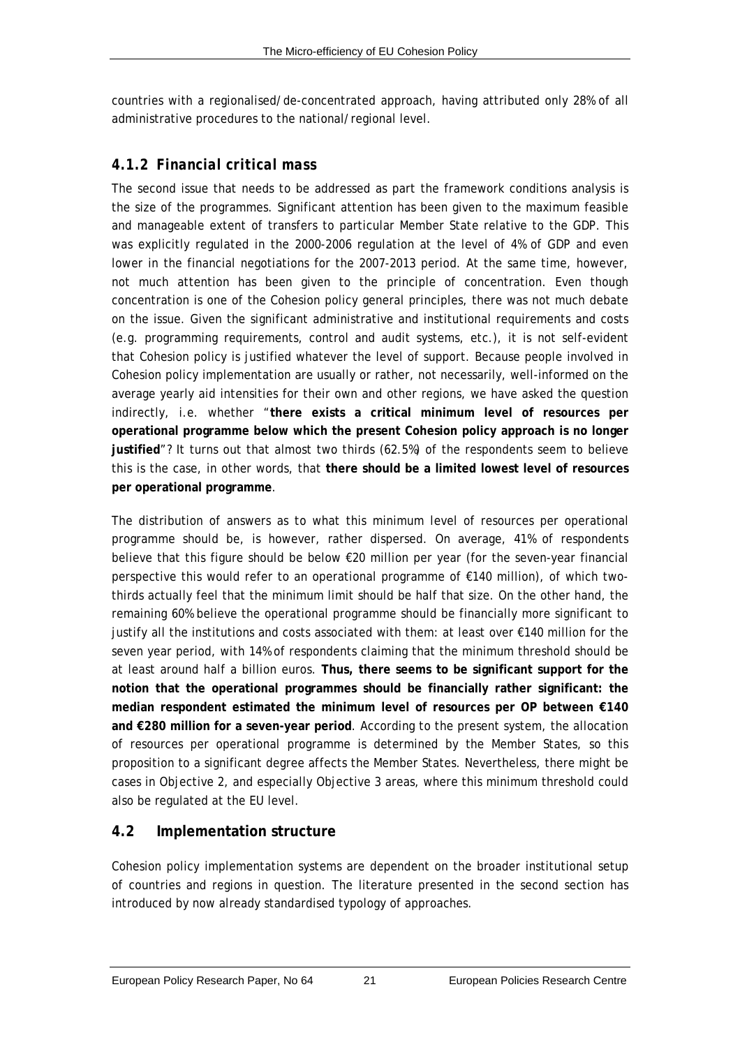countries with a regionalised/de-concentrated approach, having attributed only 28% of all administrative procedures to the national/regional level.

### 4.1.2 Financial critical mass

The second issue that needs to be addressed as part the framework conditions analysis is the size of the programmes. Significant attention has been given to the maximum feasible and manageable extent of transfers to particular Member State relative to the GDP. This was explicitly regulated in the 2000-2006 regulation at the level of 4% of GDP and even lower in the financial negotiations for the 2007-2013 period. At the same time, however, not much attention has been given to the principle of concentration. Even though concentration is one of the Cohesion policy general principles, there was not much debate on the issue. Given the significant administrative and institutional requirements and costs (e.g. programming requirements, control and audit systems, etc.), it is not self-evident that Cohesion policy is justified whatever the level of support. Because people involved in Cohesion policy implementation are usually or rather, not necessarily, well-informed on the average yearly aid intensities for their own and other regions, we have asked the question indirectly, i.e. whether "**there exists a critical minimum level of resources per operational programme below which the present Cohesion policy approach is no longer justified**"? It turns out that almost two thirds (62.5%) of the respondents seem to believe this is the case, in other words, that **there should be a limited lowest level of resources per operational programme**.

The distribution of answers as to what this minimum level of resources per operational programme should be, is however, rather dispersed. On average, 41% of respondents believe that this figure should be below €20 million per year (for the seven-year financial perspective this would refer to an operational programme of €140 million), of which two-thirds actually feel that the minimum limit should be half that size. On the other hand, the remaining 60% believe the operational programme should be financially more significant to justify all the institutions and costs associated with them: at least over €140 million for the seven year period, with 14% of respondents claiming that the minimum threshold should be at least around half a billion euros. **Thus, there seems to be significant support for the notion that the operational programmes should be financially rather significant: the median respondent estimated the minimum level of resources per OP between €140 and €280 million for a seven-year period**. According to the present system, the allocation of resources per operational programme is determined by the Member States, so this proposition to a significant degree affects the Member States. Nevertheless, there might be cases in Objective 2, and especially Objective 3 areas, where this minimum threshold could also be regulated at the EU level.

## 4.2 Implementation structure

Cohesion policy implementation systems are dependent on the broader institutional setup of countries and regions in question. The literature presented in the second section has introduced by now already standardised typology of approaches.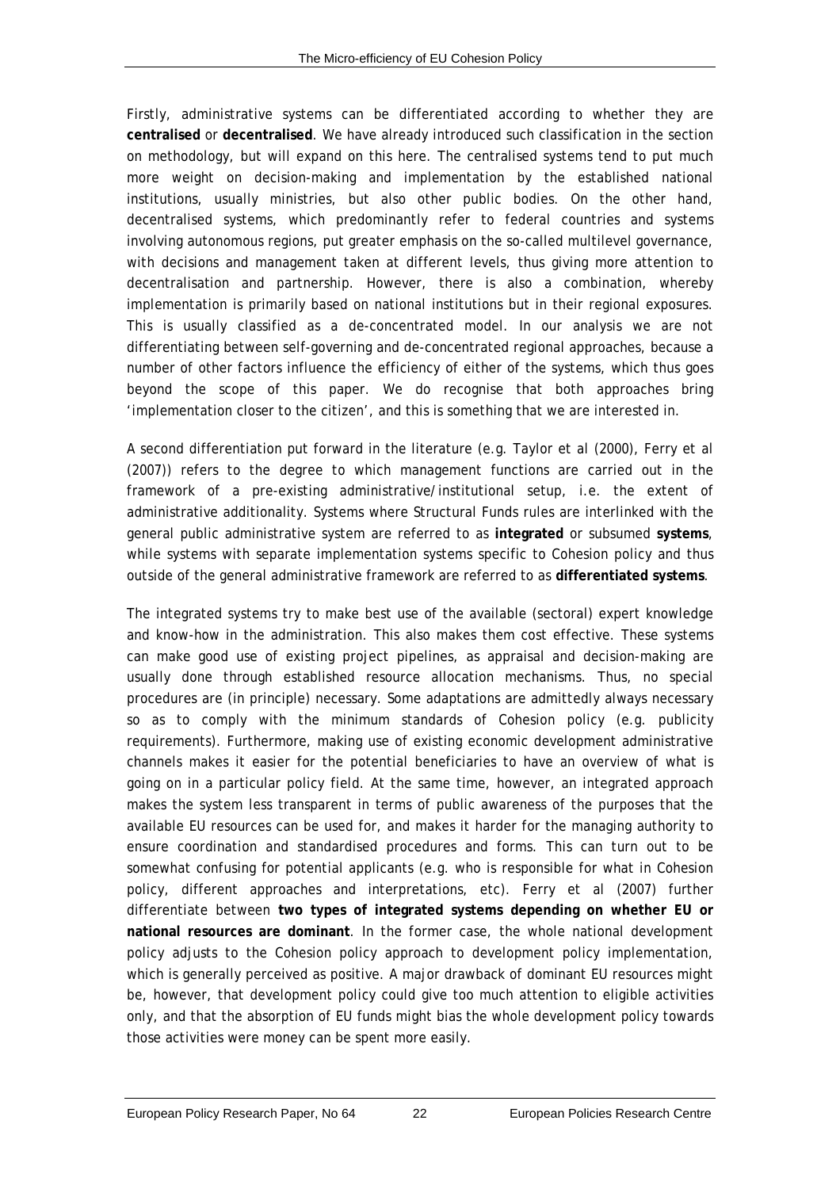Firstly, administrative systems can be differentiated according to whether they are **centralised** or **decentralised**. We have already introduced such classification in the section on methodology, but will expand on this here. The centralised systems tend to put much more weight on decision-making and implementation by the established national institutions, usually ministries, but also other public bodies. On the other hand, decentralised systems, which predominantly refer to federal countries and systems involving autonomous regions, put greater emphasis on the so-called multilevel governance, with decisions and management taken at different levels, thus giving more attention to decentralisation and partnership. However, there is also a combination, whereby implementation is primarily based on national institutions but in their regional exposures. This is usually classified as a de-concentrated model. In our analysis we are not differentiating between self-governing and de-concentrated regional approaches, because a number of other factors influence the efficiency of either of the systems, which thus goes beyond the scope of this paper. We do recognise that both approaches bring 'implementation closer to the citizen', and this is something that we are interested in.

A second differentiation put forward in the literature (e.g. Taylor et al (2000), Ferry et al (2007)) refers to the degree to which management functions are carried out in the framework of a pre-existing administrative/institutional setup, i.e. the extent of administrative additionality. Systems where Structural Funds rules are interlinked with the general public administrative system are referred to as **integrated** or subsumed **systems**, while systems with separate implementation systems specific to Cohesion policy and thus outside of the general administrative framework are referred to as **differentiated systems**.

The integrated systems try to make best use of the available (sectoral) expert knowledge and know-how in the administration. This also makes them cost effective. These systems can make good use of existing project pipelines, as appraisal and decision-making are usually done through established resource allocation mechanisms. Thus, no special procedures are (in principle) necessary. Some adaptations are admittedly always necessary so as to comply with the minimum standards of Cohesion policy (e.g. publicity requirements). Furthermore, making use of existing economic development administrative channels makes it easier for the potential beneficiaries to have an overview of what is going on in a particular policy field. At the same time, however, an integrated approach makes the system less transparent in terms of public awareness of the purposes that the available EU resources can be used for, and makes it harder for the managing authority to ensure coordination and standardised procedures and forms. This can turn out to be somewhat confusing for potential applicants (e.g. who is responsible for what in Cohesion policy, different approaches and interpretations, etc). Ferry et al (2007) further differentiate between **two types of integrated systems depending on whether EU or national resources are dominant**. In the former case, the whole national development policy adjusts to the Cohesion policy approach to development policy implementation, which is generally perceived as positive. A major drawback of dominant EU resources might be, however, that development policy could give too much attention to eligible activities only, and that the absorption of EU funds might bias the whole development policy towards those activities were money can be spent more easily.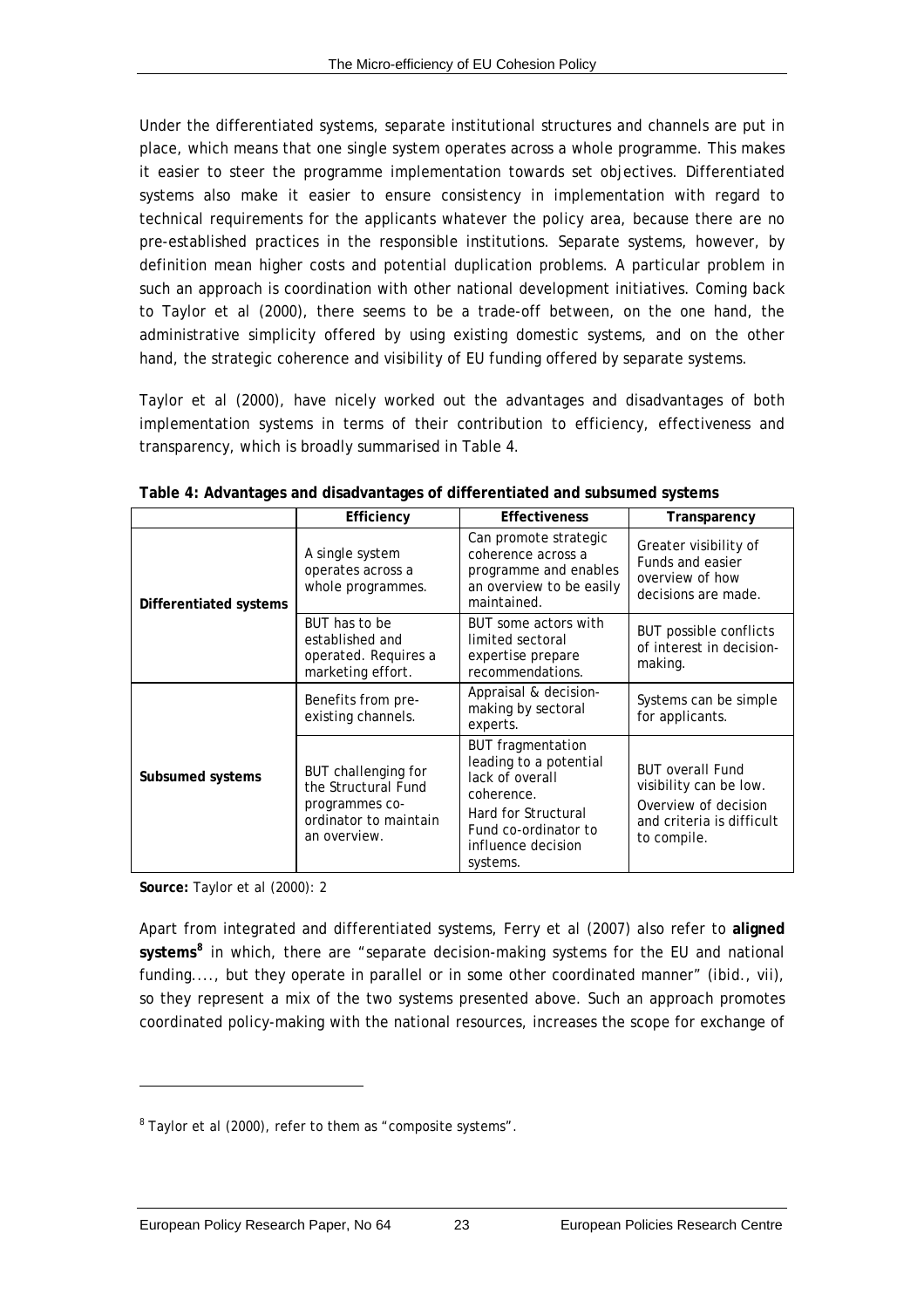Under the differentiated systems, separate institutional structures and channels are put in place, which means that one single system operates across a whole programme. This makes it easier to steer the programme implementation towards set objectives. Differentiated systems also make it easier to ensure consistency in implementation with regard to technical requirements for the applicants whatever the policy area, because there are no pre-established practices in the responsible institutions. Separate systems, however, by definition mean higher costs and potential duplication problems. A particular problem in such an approach is coordination with other national development initiatives. Coming back to Taylor et al (2000), there seems to be a trade-off between, on the one hand, the administrative simplicity offered by using existing domestic systems, and on the other hand, the strategic coherence and visibility of EU funding offered by separate systems.

Taylor et al (2000), have nicely worked out the advantages and disadvantages of both implementation systems in terms of their contribution to efficiency, effectiveness and transparency, which is broadly summarised in Table 4.

**Table 4: Advantages and disadvantages of differentiated and subsumed systems**

| | Efficiency | Effectiveness | Transparency |
|---|---|---|---|
| **Differentiated systems** | A single system operates across a whole programmes. | Can promote strategic coherence across a programme and enables an overview to be easily maintained. | Greater visibility of Funds and easier overview of how decisions are made. |
| | BUT has to be established and operated. Requires a marketing effort. | BUT some actors with limited sectoral expertise prepare recommendations. | BUT possible conflicts of interest in decision-making. |
| **Subsumed systems** | Benefits from pre-existing channels. | Appraisal & decision-making by sectoral experts. | Systems can be simple for applicants. |
| | BUT challenging for the Structural Fund programmes co-ordinator to maintain an overview. | BUT fragmentation leading to a potential lack of overall coherence. Hard for Structural Fund co-ordinator to influence decision systems. | BUT overall Fund visibility can be low. Overview of decision and criteria is difficult to compile. |

**Source:** Taylor et al (2000): 2

Apart from integrated and differentiated systems, Ferry et al (2007) also refer to **aligned systems**[8] in which, there are "separate decision-making systems for the EU and national funding...., but they operate in parallel or in some other coordinated manner" (ibid., vii), so they represent a mix of the two systems presented above. Such an approach promotes coordinated policy-making with the national resources, increases the scope for exchange of

[8] Taylor et al (2000), refer to them as "composite systems".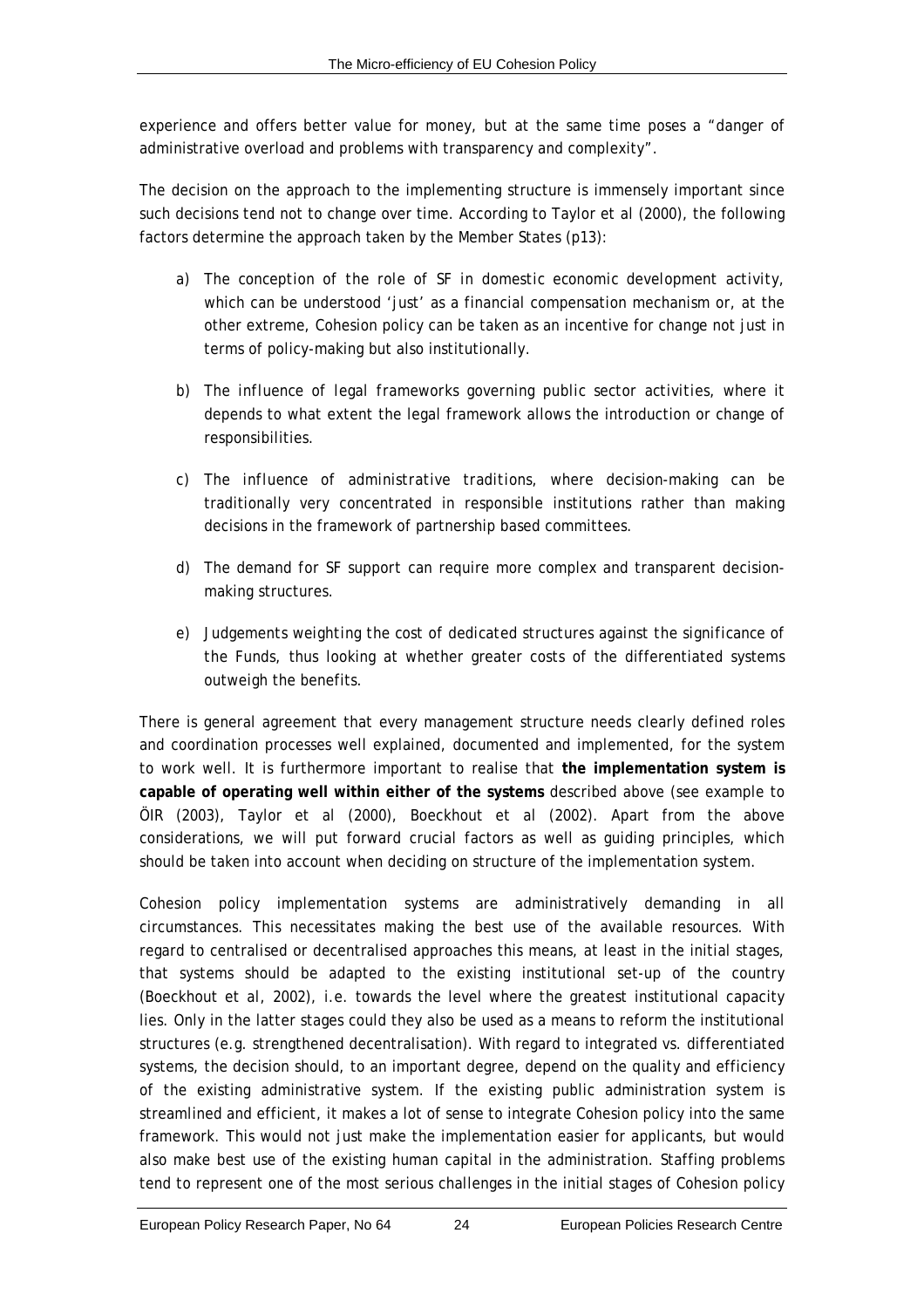experience and offers better value for money, but at the same time poses a "danger of administrative overload and problems with transparency and complexity".

The decision on the approach to the implementing structure is immensely important since such decisions tend not to change over time. According to Taylor et al (2000), the following factors determine the approach taken by the Member States (p13):

a) *The conception of the role of SF in domestic economic development activity*, which can be understood 'just' as a financial compensation mechanism or, at the other extreme, Cohesion policy can be taken as an incentive for change not just in terms of policy-making but also institutionally.

b) *The influence of legal frameworks governing public sector activities*, where it depends to what extent the legal framework allows the introduction or change of responsibilities.

c) *The influence of administrative traditions*, where decision-making can be traditionally very concentrated in responsible institutions rather than making decisions in the framework of partnership based committees.

d) *The demand for SF support* can require more complex and transparent decision-making structures.

e) *Judgements weighting the cost of dedicated structures against the significance of the Funds*, thus looking at whether greater costs of the differentiated systems outweigh the benefits.

There is general agreement that every management structure needs clearly defined roles and coordination processes well explained, documented and implemented, for the system to work well. It is furthermore important to realise that **the implementation system is capable of operating well within either of the systems** described above (see example to ÖIR (2003), Taylor et al (2000), Boeckhout et al (2002). Apart from the above considerations, we will put forward crucial factors as well as guiding principles, which should be taken into account when deciding on structure of the implementation system.

Cohesion policy implementation systems are administratively demanding in all circumstances. This necessitates making the best use of the available resources. With regard to centralised or decentralised approaches this means, at least in the initial stages, that systems should be adapted to the existing institutional set-up of the country (Boeckhout et al, 2002), i.e. towards the level where the greatest institutional capacity lies. Only in the latter stages could they also be used as a means to reform the institutional structures (e.g. strengthened decentralisation). With regard to integrated vs. differentiated systems, the decision should, to an important degree, depend on the quality and efficiency of the existing administrative system. If the existing public administration system is streamlined and efficient, it makes a lot of sense to integrate Cohesion policy into the same framework. This would not just make the implementation easier for applicants, but would also make best use of the existing human capital in the administration. Staffing problems tend to represent one of the most serious challenges in the initial stages of Cohesion policy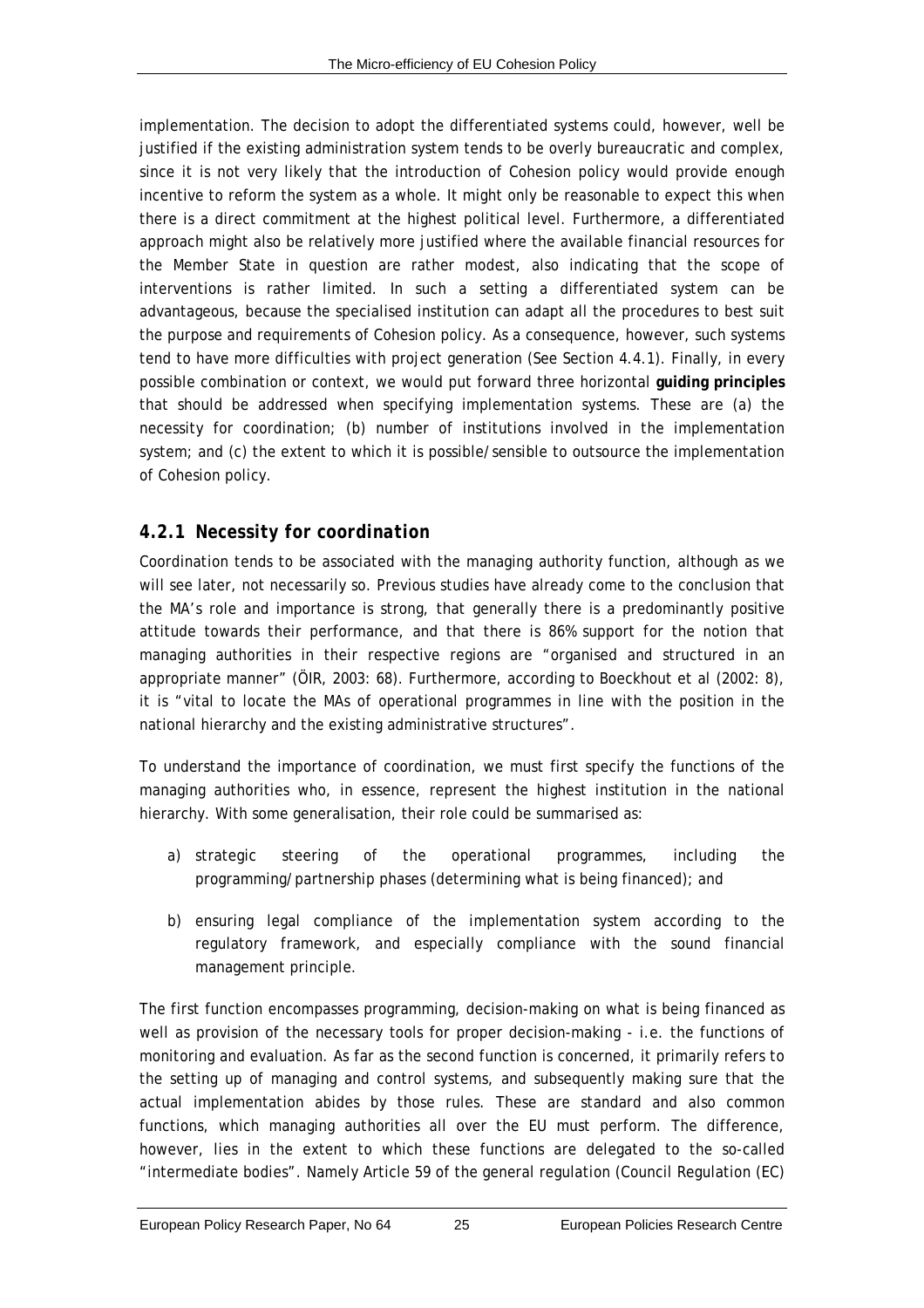implementation. The decision to adopt the differentiated systems could, however, well be justified if the existing administration system tends to be overly bureaucratic and complex, since it is not very likely that the introduction of Cohesion policy would provide enough incentive to reform the system as a whole. It might only be reasonable to expect this when there is a direct commitment at the highest political level. Furthermore, a differentiated approach might also be relatively more justified where the available financial resources for the Member State in question are rather modest, also indicating that the scope of interventions is rather limited. In such a setting a differentiated system can be advantageous, because the specialised institution can adapt all the procedures to best suit the purpose and requirements of Cohesion policy. As a consequence, however, such systems tend to have more difficulties with project generation (See Section 4.4.1). Finally, in every possible combination or context, we would put forward three horizontal **guiding principles** that should be addressed when specifying implementation systems. These are (a) the necessity for coordination; (b) number of institutions involved in the implementation system; and (c) the extent to which it is possible/sensible to outsource the implementation of Cohesion policy.

### *4.2.1 Necessity for coordination*

Coordination tends to be associated with the managing authority function, although as we will see later, not necessarily so. Previous studies have already come to the conclusion that the MA's role and importance is strong, that generally there is a predominantly positive attitude towards their performance, and that there is 86% support for the notion that managing authorities in their respective regions are "organised and structured in an appropriate manner" (ÖIR, 2003: 68). Furthermore, according to Boeckhout et al (2002: 8), it is "vital to locate the MAs of operational programmes in line with the position in the national hierarchy and the existing administrative structures".

To understand the importance of coordination, we must first specify the functions of the managing authorities who, in essence, represent the highest institution in the national hierarchy. With some generalisation, their role could be summarised as:

a) strategic steering of the operational programmes, including the programming/partnership phases (determining what is being financed); and

b) ensuring legal compliance of the implementation system according to the regulatory framework, and especially compliance with the sound financial management principle.

The first function encompasses programming, decision-making on what is being financed as well as provision of the necessary tools for proper decision-making - i.e. the functions of monitoring and evaluation. As far as the second function is concerned, it primarily refers to the setting up of managing and control systems, and subsequently making sure that the actual implementation abides by those rules. These are standard and also common functions, which managing authorities all over the EU must perform. The difference, however, lies in the extent to which these functions are delegated to the so-called "intermediate bodies". Namely Article 59 of the general regulation (Council Regulation (EC)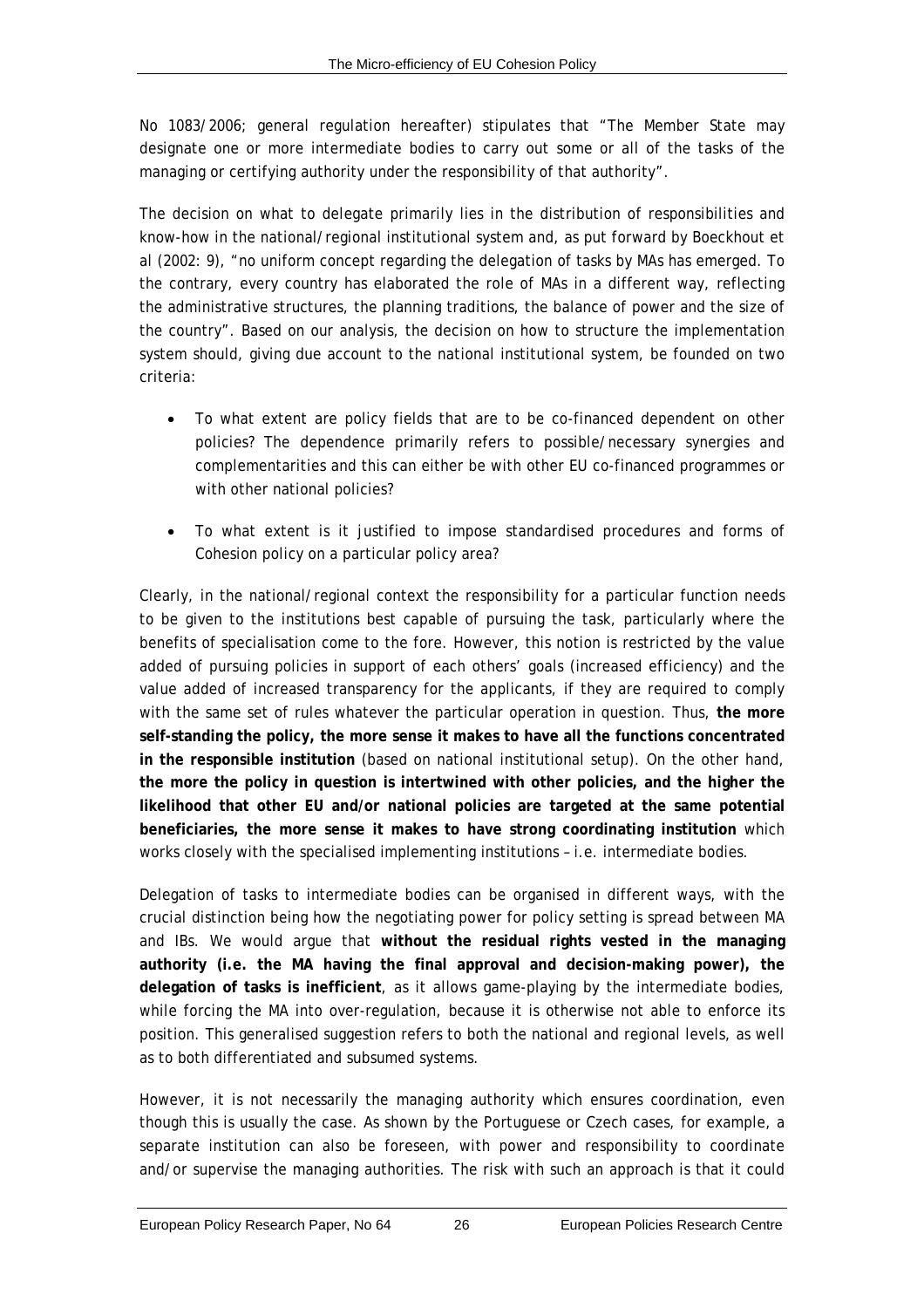No 1083/2006; general regulation hereafter) stipulates that "The Member State may designate one or more intermediate bodies to carry out some or all of the tasks of the managing or certifying authority under the responsibility of that authority".

The decision on what to delegate primarily lies in the distribution of responsibilities and know-how in the national/regional institutional system and, as put forward by Boeckhout et al (2002: 9), "no uniform concept regarding the delegation of tasks by MAs has emerged. To the contrary, every country has elaborated the role of MAs in a different way, reflecting the administrative structures, the planning traditions, the balance of power and the size of the country". Based on our analysis, the decision on how to structure the implementation system should, giving due account to the national institutional system, be founded on two criteria:

- To what extent are policy fields that are to be co-financed dependent on other policies? The dependence primarily refers to possible/necessary synergies and complementarities and this can either be with other EU co-financed programmes or with other national policies?
- To what extent is it justified to impose standardised procedures and forms of Cohesion policy on a particular policy area?

Clearly, in the national/regional context the responsibility for a particular function needs to be given to the institutions best capable of pursuing the task, particularly where the benefits of specialisation come to the fore. However, this notion is restricted by the value added of pursuing policies in support of each others' goals (increased efficiency) and the value added of increased transparency for the applicants, if they are required to comply with the same set of rules whatever the particular operation in question. Thus, **the more self-standing the policy, the more sense it makes to have all the functions concentrated in the responsible institution** (based on national institutional setup). On the other hand, **the more the policy in question is intertwined with other policies, and the higher the likelihood that other EU and/or national policies are targeted at the same potential beneficiaries, the more sense it makes to have strong coordinating institution** which works closely with the specialised implementing institutions – i.e. intermediate bodies.

Delegation of tasks to intermediate bodies can be organised in different ways, with the crucial distinction being how the negotiating power for policy setting is spread between MA and IBs. We would argue that **without the residual rights vested in the managing authority (i.e. the MA having the final approval and decision-making power), the delegation of tasks is inefficient**, as it allows game-playing by the intermediate bodies, while forcing the MA into over-regulation, because it is otherwise not able to enforce its position. This generalised suggestion refers to both the national and regional levels, as well as to both differentiated and subsumed systems.

However, it is not necessarily the managing authority which ensures coordination, even though this is usually the case. As shown by the Portuguese or Czech cases, for example, a separate institution can also be foreseen, with power and responsibility to coordinate and/or supervise the managing authorities. The risk with such an approach is that it could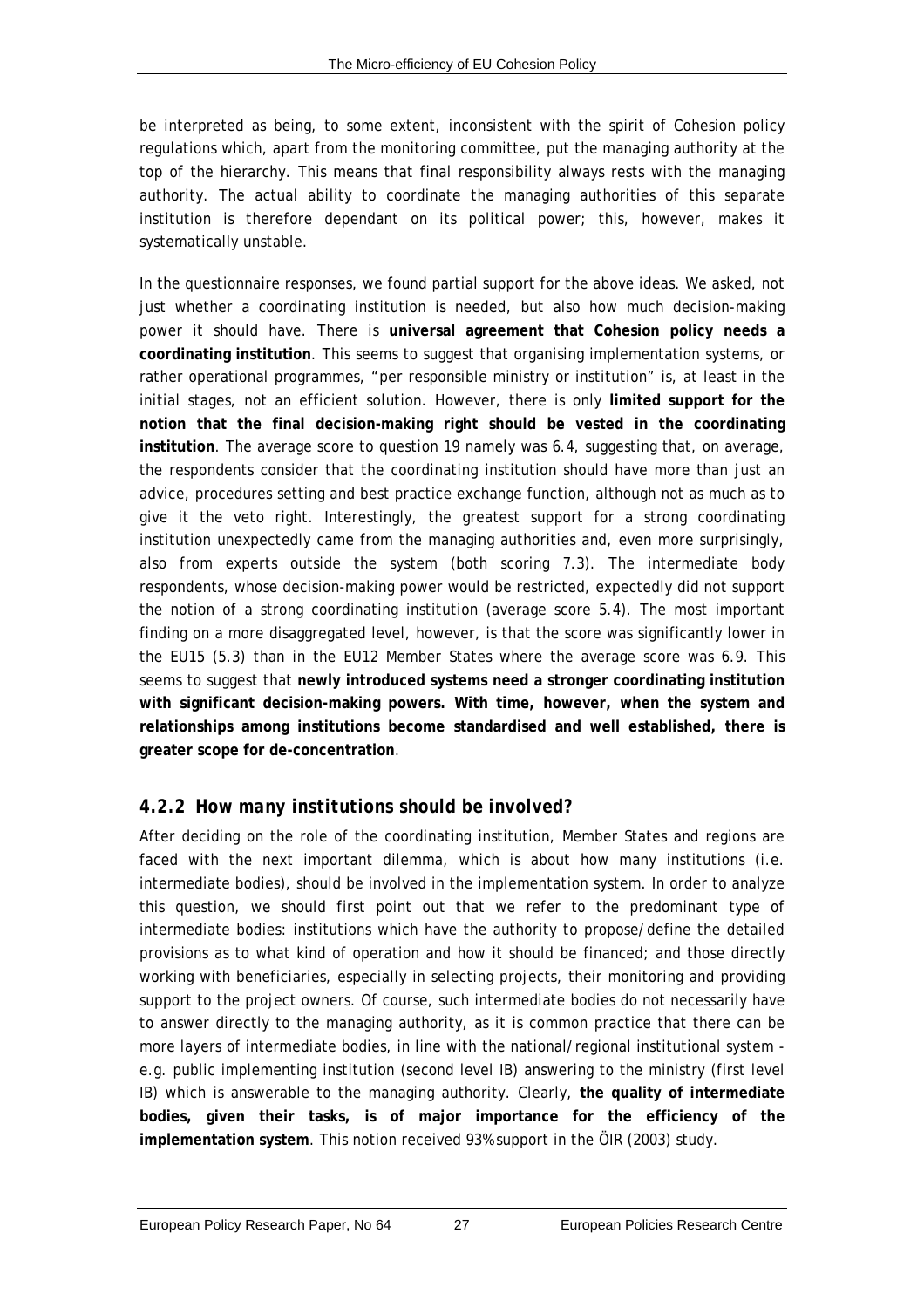be interpreted as being, to some extent, inconsistent with the spirit of Cohesion policy regulations which, apart from the monitoring committee, put the managing authority at the top of the hierarchy. This means that final responsibility always rests with the managing authority. The actual ability to coordinate the managing authorities of this separate institution is therefore dependant on its political power; this, however, makes it systematically unstable.

In the questionnaire responses, we found partial support for the above ideas. We asked, not just whether a coordinating institution is needed, but also how much decision-making power it should have. There is **universal agreement that Cohesion policy needs a coordinating institution**. This seems to suggest that organising implementation systems, or rather operational programmes, "per responsible ministry or institution" is, at least in the initial stages, not an efficient solution. However, there is only **limited support for the notion that the final decision-making right should be vested in the coordinating institution**. The average score to question 19 namely was 6.4, suggesting that, on average, the respondents consider that the coordinating institution should have more than just an advice, procedures setting and best practice exchange function, although not as much as to give it the veto right. Interestingly, the greatest support for a strong coordinating institution unexpectedly came from the managing authorities and, even more surprisingly, also from experts outside the system (both scoring 7.3). The intermediate body respondents, whose decision-making power would be restricted, expectedly did not support the notion of a strong coordinating institution (average score 5.4). The most important finding on a more disaggregated level, however, is that the score was significantly lower in the EU15 (5.3) than in the EU12 Member States where the average score was 6.9. This seems to suggest that **newly introduced systems need a stronger coordinating institution with significant decision-making powers. With time, however, when the system and relationships among institutions become standardised and well established, there is greater scope for de-concentration**.

### *4.2.2 How many institutions should be involved?*

After deciding on the role of the coordinating institution, Member States and regions are faced with the next important dilemma, which is about how many institutions (i.e. intermediate bodies), should be involved in the implementation system. In order to analyze this question, we should first point out that we refer to the predominant type of intermediate bodies: institutions which have the authority to propose/define the detailed provisions as to what kind of operation and how it should be financed; and those directly working with beneficiaries, especially in selecting projects, their monitoring and providing support to the project owners. Of course, such intermediate bodies do not necessarily have to answer directly to the managing authority, as it is common practice that there can be more layers of intermediate bodies, in line with the national/regional institutional system - e.g. public implementing institution (second level IB) answering to the ministry (first level IB) which is answerable to the managing authority. Clearly, **the quality of intermediate bodies, given their tasks, is of major importance for the efficiency of the implementation system**. This notion received 93% support in the ÖIR (2003) study.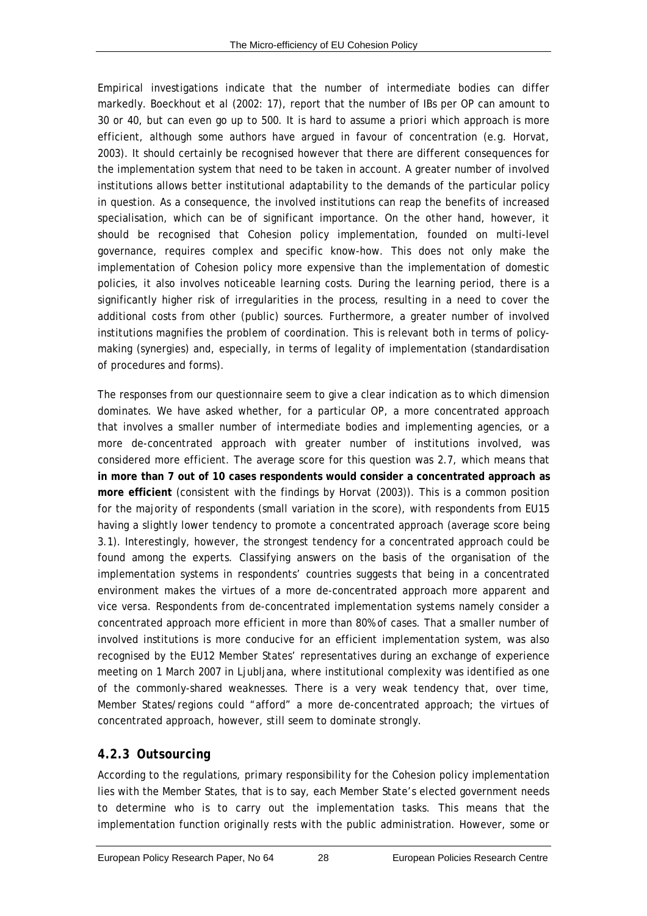Empirical investigations indicate that the number of intermediate bodies can differ markedly. Boeckhout et al (2002: 17), report that the number of IBs per OP can amount to 30 or 40, but can even go up to 500. It is hard to assume *a priori* which approach is more efficient, although some authors have argued in favour of concentration (e.g. Horvat, 2003). It should certainly be recognised however that there are different consequences for the implementation system that need to be taken in account. A greater number of involved institutions allows better institutional adaptability to the demands of the particular policy in question. As a consequence, the involved institutions can reap the benefits of increased specialisation, which can be of significant importance. On the other hand, however, it should be recognised that Cohesion policy implementation, founded on multi-level governance, requires complex and specific know-how. This does not only make the implementation of Cohesion policy more expensive than the implementation of domestic policies, it also involves noticeable learning costs. During the learning period, there is a significantly higher risk of irregularities in the process, resulting in a need to cover the additional costs from other (public) sources. Furthermore, a greater number of involved institutions magnifies the problem of coordination. This is relevant both in terms of policy-making (synergies) and, especially, in terms of legality of implementation (standardisation of procedures and forms).

The responses from our questionnaire seem to give a clear indication as to which dimension dominates. We have asked whether, for a particular OP, a more concentrated approach that involves a smaller number of intermediate bodies and implementing agencies, or a more de-concentrated approach with greater number of institutions involved, was considered more efficient. The average score for this question was 2.7, which means that **in more than 7 out of 10 cases respondents would consider a concentrated approach as more efficient** (consistent with the findings by Horvat (2003)). This is a common position for the majority of respondents (small variation in the score), with respondents from EU15 having a slightly lower tendency to promote a concentrated approach (average score being 3.1). Interestingly, however, the strongest tendency for a concentrated approach could be found among the experts. Classifying answers on the basis of the organisation of the implementation systems in respondents' countries suggests that being in a concentrated environment makes the virtues of a more de-concentrated approach more apparent and vice versa. Respondents from de-concentrated implementation systems namely consider a concentrated approach more efficient in more than 80% of cases. That a smaller number of involved institutions is more conducive for an efficient implementation system, was also recognised by the EU12 Member States' representatives during an exchange of experience meeting on 1 March 2007 in Ljubljana, where institutional complexity was identified as one of the commonly-shared weaknesses. There is a very weak tendency that, over time, Member States/regions could "afford" a more de-concentrated approach; the virtues of concentrated approach, however, still seem to dominate strongly.

### 4.2.3 Outsourcing

According to the regulations, primary responsibility for the Cohesion policy implementation lies with the Member States, that is to say, each Member State's elected government needs to determine who is to carry out the implementation tasks. This means that the implementation function originally rests with the public administration. However, some or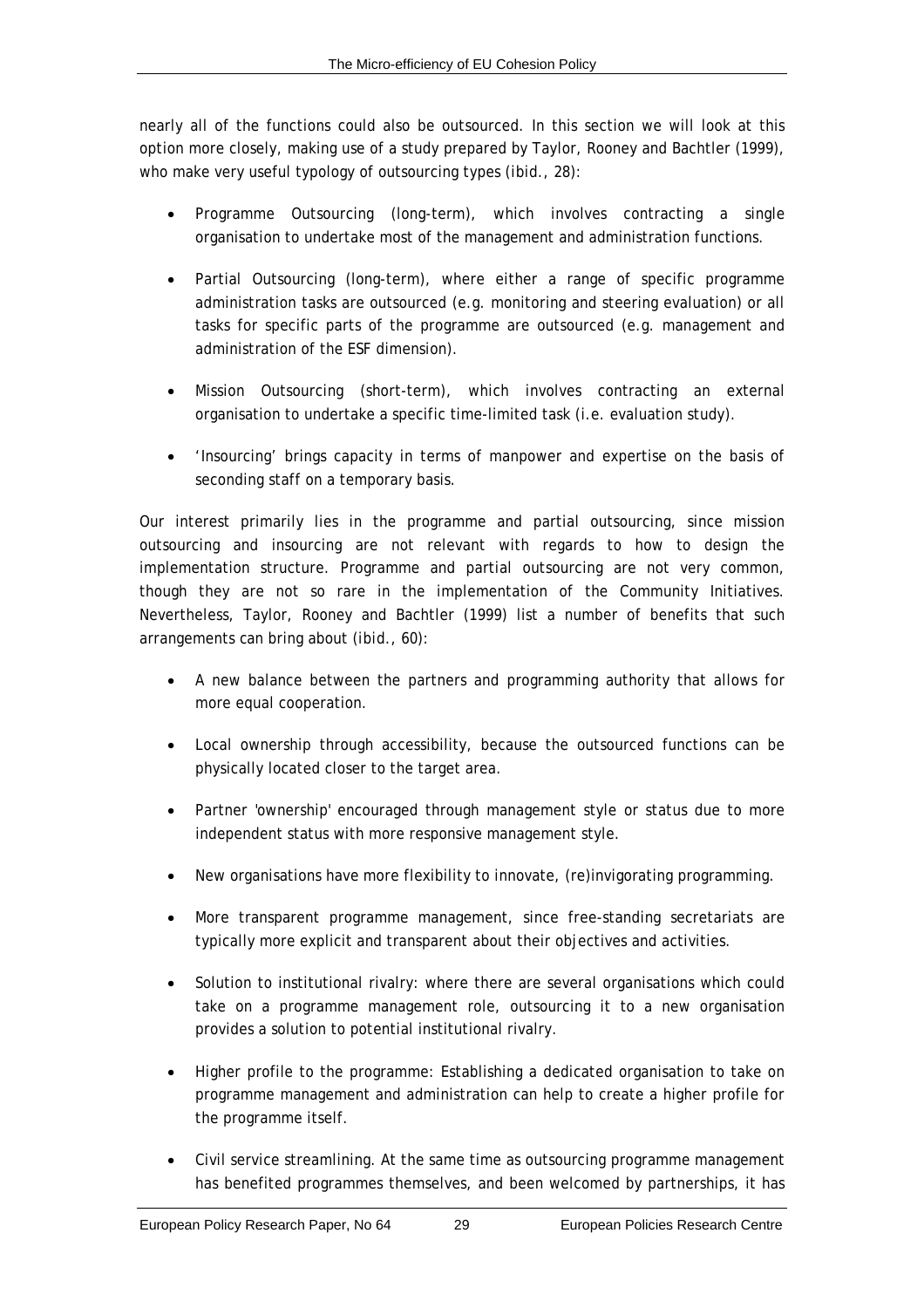nearly all of the functions could also be outsourced. In this section we will look at this option more closely, making use of a study prepared by Taylor, Rooney and Bachtler (1999), who make very useful typology of outsourcing types (*ibid*., 28):

- Programme Outsourcing (long-term), which involves contracting a single organisation to undertake most of the management and administration functions.
- Partial Outsourcing (long-term), where either a range of specific programme administration tasks are outsourced (e.g. monitoring and steering evaluation) or all tasks for specific parts of the programme are outsourced (e.g. management and administration of the ESF dimension).
- Mission Outsourcing (short-term), which involves contracting an external organisation to undertake a specific time-limited task (i.e. evaluation study).
- 'Insourcing' brings capacity in terms of manpower and expertise on the basis of seconding staff on a temporary basis.

Our interest primarily lies in the programme and partial outsourcing, since mission outsourcing and insourcing are not relevant with regards to how to design the implementation structure. Programme and partial outsourcing are not very common, though they are not so rare in the implementation of the Community Initiatives. Nevertheless, Taylor, Rooney and Bachtler (1999) list a number of benefits that such arrangements can bring about (*ibid*., 60):

- A new balance between the partners and programming authority that allows for more equal cooperation.
- Local ownership through accessibility, because the outsourced functions can be physically located closer to the target area.
- Partner 'ownership' encouraged through management style or status due to more independent status with more responsive management style.
- New organisations have more flexibility to innovate, (re)invigorating programming.
- More transparent programme management, since free-standing secretariats are typically more explicit and transparent about their objectives and activities.
- Solution to institutional rivalry: where there are several organisations which could take on a programme management role, outsourcing it to a new organisation provides a solution to potential institutional rivalry.
- Higher profile to the programme: Establishing a dedicated organisation to take on programme management and administration can help to create a higher profile for the programme itself.
- Civil service streamlining. At the same time as outsourcing programme management has benefited programmes themselves, and been welcomed by partnerships, it has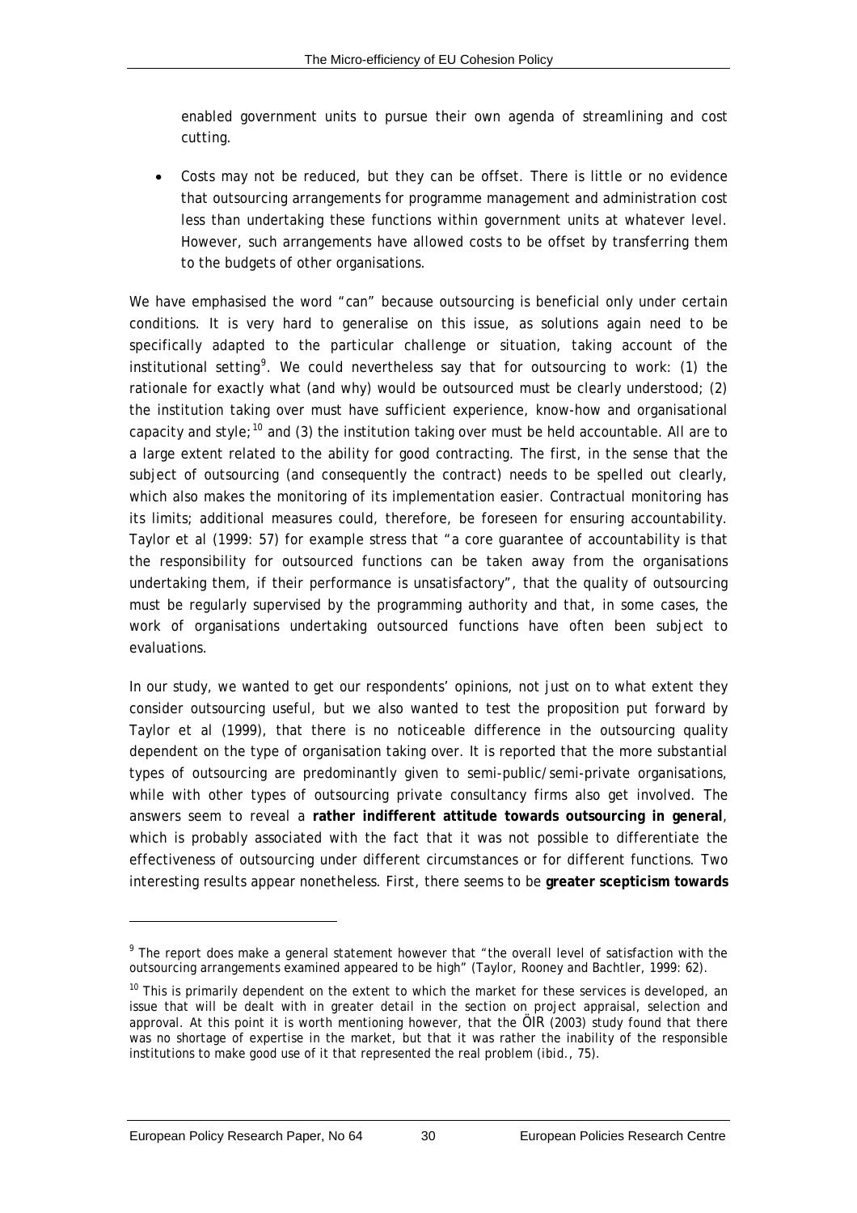enabled government units to pursue their own agenda of streamlining and cost cutting.

- *Costs may not be reduced, but they can be offset.* There is little or no evidence that outsourcing arrangements for programme management and administration cost less than undertaking these functions within government units at whatever level. However, such arrangements have allowed costs to be offset by transferring them to the budgets of other organisations.

We have emphasised the word "can" because outsourcing is beneficial only under certain conditions. It is very hard to generalise on this issue, as solutions again need to be specifically adapted to the particular challenge or situation, taking account of the institutional setting[9]. We could nevertheless say that for outsourcing to work: (1) the rationale for exactly what (and why) would be outsourced must be clearly understood; (2) the institution taking over must have sufficient experience, know-how and organisational capacity and style;[10] and (3) the institution taking over must be held accountable. All are to a large extent related to the ability for good contracting. The first, in the sense that the subject of outsourcing (and consequently the contract) needs to be spelled out clearly, which also makes the monitoring of its implementation easier. Contractual monitoring has its limits; additional measures could, therefore, be foreseen for ensuring accountability. Taylor et al (1999: 57) for example stress that "a core guarantee of accountability is that the responsibility for outsourced functions can be taken away from the organisations undertaking them, if their performance is unsatisfactory", that the quality of outsourcing must be regularly supervised by the programming authority and that, in some cases, the work of organisations undertaking outsourced functions have often been subject to evaluations.

In our study, we wanted to get our respondents' opinions, not just on to what extent they consider outsourcing useful, but we also wanted to test the proposition put forward by Taylor et al (1999), that there is no noticeable difference in the outsourcing quality dependent on the type of organisation taking over. It is reported that the more substantial types of outsourcing are predominantly given to semi-public/semi-private organisations, while with other types of outsourcing private consultancy firms also get involved. The answers seem to reveal a **rather indifferent attitude towards outsourcing in general**, which is probably associated with the fact that it was not possible to differentiate the effectiveness of outsourcing under different circumstances or for different functions. Two interesting results appear nonetheless. First, there seems to be **greater scepticism towards**

---

[9] The report does make a general statement however that "the overall level of satisfaction with the outsourcing arrangements examined appeared to be high" (Taylor, Rooney and Bachtler, 1999: 62).

[10] This is primarily dependent on the extent to which the market for these services is developed, an issue that will be dealt with in greater detail in the section on project appraisal, selection and approval. At this point it is worth mentioning however, that the ÖIR (2003) study found that there was no shortage of expertise in the market, but that it was rather the inability of the responsible institutions to make good use of it that represented the real problem (ibid., 75).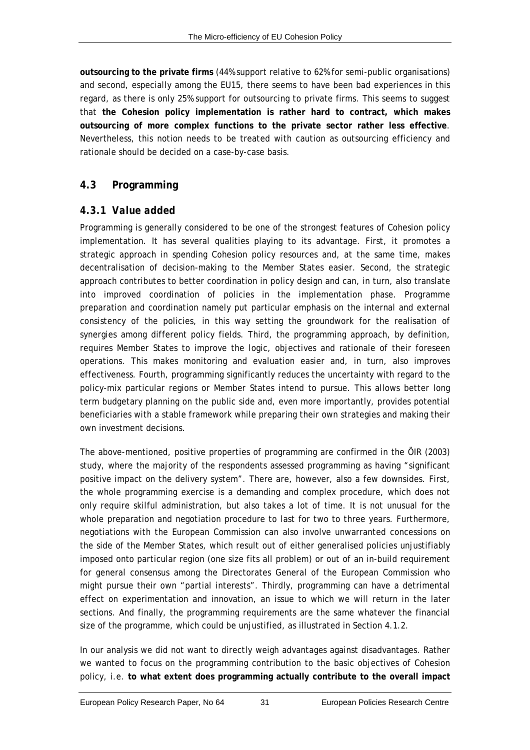**outsourcing to the private firms** (44% support relative to 62% for semi-public organisations) and second, especially among the EU15, there seems to have been bad experiences in this regard, as there is only 25% support for outsourcing to private firms. This seems to suggest that **the Cohesion policy implementation is rather hard to contract, which makes outsourcing of more complex functions to the private sector rather less effective**. Nevertheless, this notion needs to be treated with caution as outsourcing efficiency and rationale should be decided on a case-by-case basis.

## 4.3 Programming

### 4.3.1 Value added

Programming is generally considered to be one of the strongest features of Cohesion policy implementation. It has several qualities playing to its advantage. First, it promotes a strategic approach in spending Cohesion policy resources and, at the same time, makes decentralisation of decision-making to the Member States easier. Second, the strategic approach contributes to better coordination in policy design and can, in turn, also translate into improved coordination of policies in the implementation phase. Programme preparation and coordination namely put particular emphasis on the internal and external consistency of the policies, in this way setting the groundwork for the realisation of synergies among different policy fields. Third, the programming approach, by definition, requires Member States to improve the logic, objectives and rationale of their foreseen operations. This makes monitoring and evaluation easier and, in turn, also improves effectiveness. Fourth, programming significantly reduces the uncertainty with regard to the policy-mix particular regions or Member States intend to pursue. This allows better long term budgetary planning on the public side and, even more importantly, provides potential beneficiaries with a stable framework while preparing their own strategies and making their own investment decisions.

The above-mentioned, positive properties of programming are confirmed in the ÖIR (2003) study, where the majority of the respondents assessed programming as having "significant positive impact on the delivery system". There are, however, also a few downsides. First, the whole programming exercise is a demanding and complex procedure, which does not only require skilful administration, but also takes a lot of time. It is not unusual for the whole preparation and negotiation procedure to last for two to three years. Furthermore, negotiations with the European Commission can also involve unwarranted concessions on the side of the Member States, which result out of either generalised policies unjustifiably imposed onto particular region (one size fits all problem) or out of an in-build requirement for general consensus among the Directorates General of the European Commission who might pursue their own "partial interests". Thirdly, programming can have a detrimental effect on experimentation and innovation, an issue to which we will return in the later sections. And finally, the programming requirements are the same whatever the financial size of the programme, which could be unjustified, as illustrated in Section 4.1.2.

In our analysis we did not want to directly weigh advantages against disadvantages. Rather we wanted to focus on the programming contribution to the basic objectives of Cohesion policy, i.e. **to what extent does programming actually contribute to the overall impact**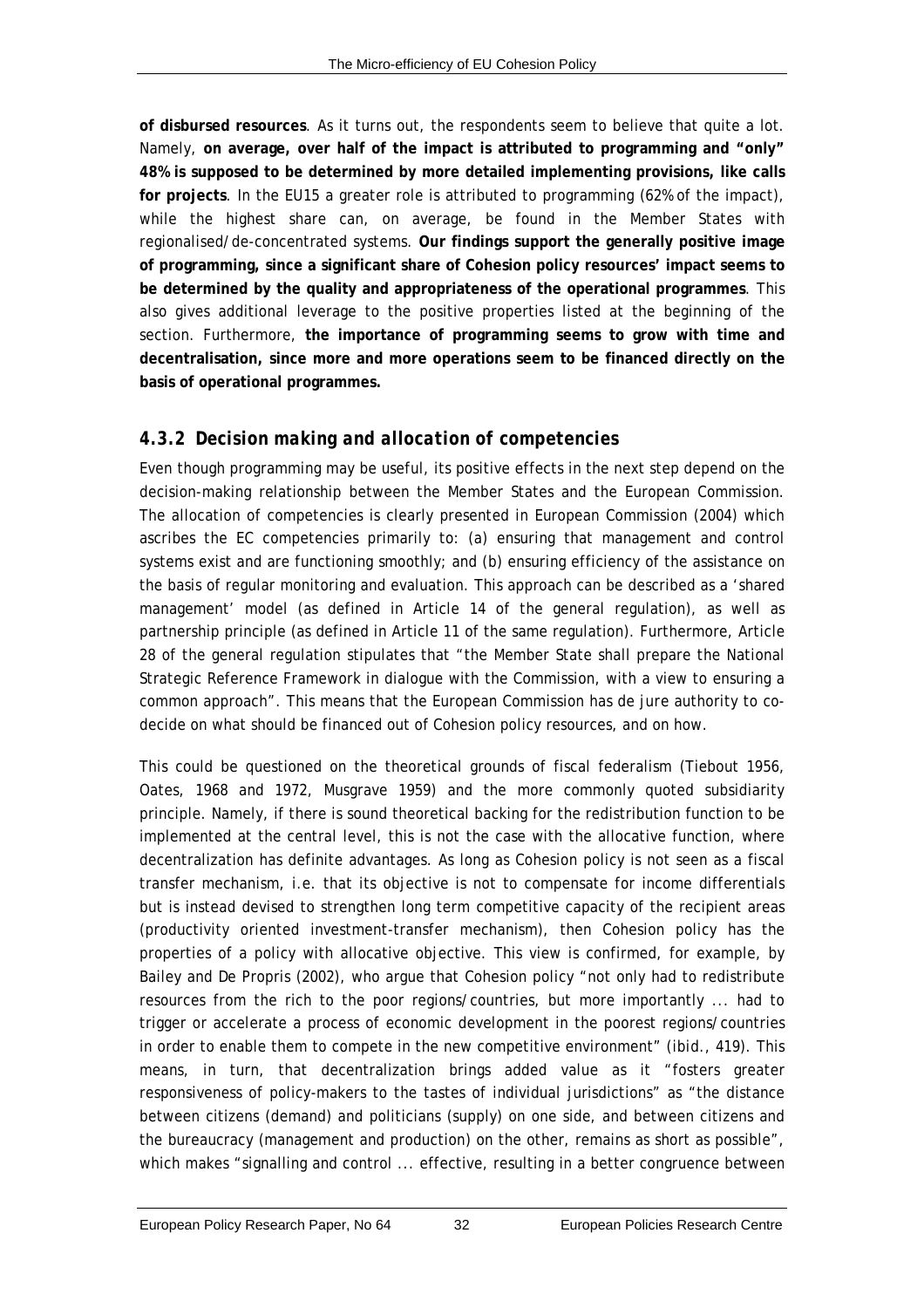**of disbursed resources**. As it turns out, the respondents seem to believe that quite a lot. Namely, **on average, over half of the impact is attributed to programming and "only" 48% is supposed to be determined by more detailed implementing provisions, like calls for projects**. In the EU15 a greater role is attributed to programming (62% of the impact), while the highest share can, on average, be found in the Member States with regionalised/de-concentrated systems. **Our findings support the generally positive image of programming, since a significant share of Cohesion policy resources' impact seems to be determined by the quality and appropriateness of the operational programmes**. This also gives additional leverage to the positive properties listed at the beginning of the section. Furthermore, **the importance of programming seems to grow with time and decentralisation, since more and more operations seem to be financed directly on the basis of operational programmes.**

### *4.3.2 Decision making and allocation of competencies*

Even though programming may be useful, its positive effects in the next step depend on the decision-making relationship between the Member States and the European Commission. The allocation of competencies is clearly presented in European Commission (2004) which ascribes the EC competencies primarily to: (a) ensuring that management and control systems exist and are functioning smoothly; and (b) ensuring efficiency of the assistance on the basis of regular monitoring and evaluation. This approach can be described as a 'shared management' model (as defined in Article 14 of the general regulation), as well as partnership principle (as defined in Article 11 of the same regulation). Furthermore, Article 28 of the general regulation stipulates that "the Member State shall prepare the National Strategic Reference Framework in dialogue with the Commission, with a view to ensuring a common approach". This means that the European Commission has de jure authority to co-decide on what should be financed out of Cohesion policy resources, and on how.

This could be questioned on the theoretical grounds of fiscal federalism (Tiebout 1956, Oates, 1968 and 1972, Musgrave 1959) and the more commonly quoted subsidiarity principle. Namely, if there is sound theoretical backing for the redistribution function to be implemented at the central level, this is not the case with the allocative function, where decentralization has definite advantages. As long as Cohesion policy is not seen as a fiscal transfer mechanism, i.e. that its objective is not to compensate for income differentials but is instead devised to strengthen long term competitive capacity of the recipient areas (productivity oriented investment-transfer mechanism), then Cohesion policy has the properties of a policy with allocative objective. This view is confirmed, for example, by Bailey and De Propris (2002), who argue that Cohesion policy "not only had to redistribute resources from the rich to the poor regions/countries, but more importantly ... had to trigger or accelerate a process of economic development in the poorest regions/countries in order to enable them to compete in the new competitive environment" (ibid., 419). This means, in turn, that decentralization brings added value as it "fosters greater responsiveness of policy-makers to the tastes of individual jurisdictions" as "the distance between citizens (demand) and politicians (supply) on one side, and between citizens and the bureaucracy (management and production) on the other, remains as short as possible", which makes "signalling and control ... effective, resulting in a better congruence between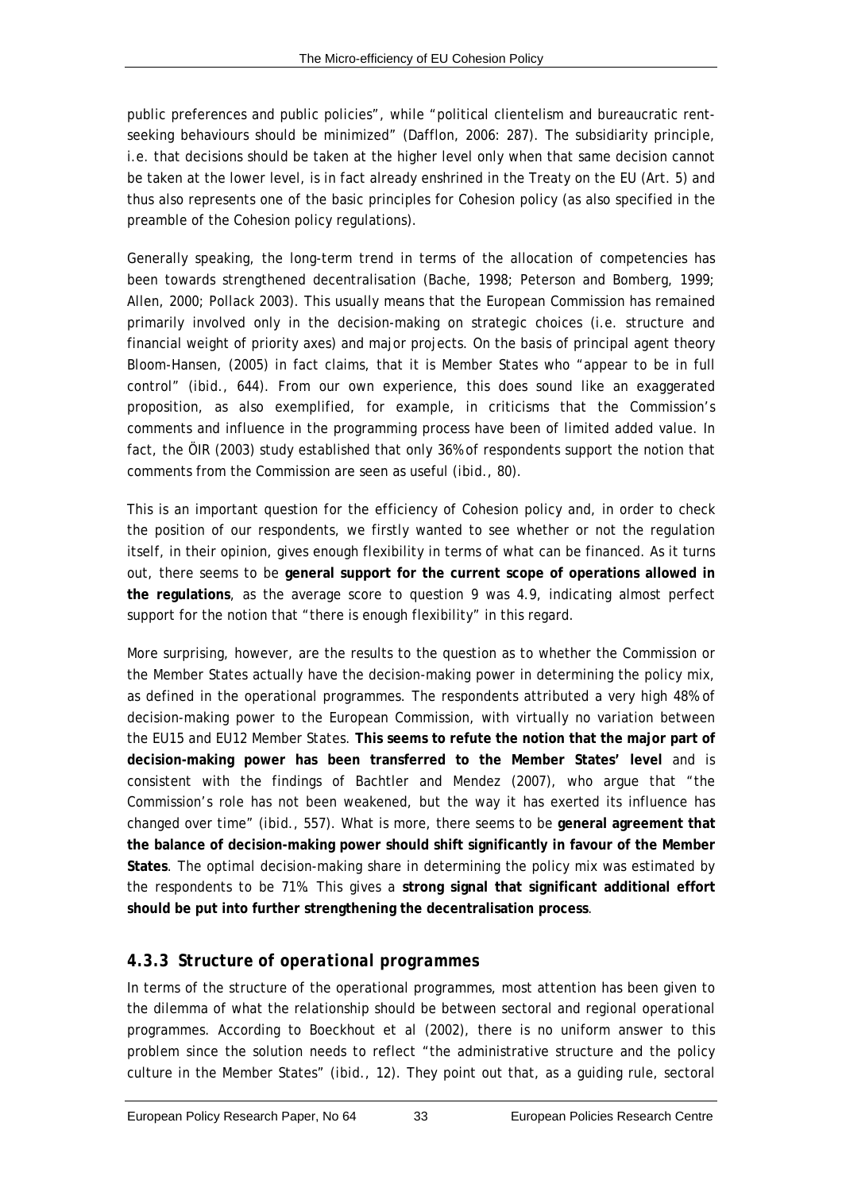public preferences and public policies", while "political clientelism and bureaucratic rent-seeking behaviours should be minimized" (Dafflon, 2006: 287). The subsidiarity principle, i.e. that decisions should be taken at the higher level only when that same decision cannot be taken at the lower level, is in fact already enshrined in the Treaty on the EU (Art. 5) and thus also represents one of the basic principles for Cohesion policy (as also specified in the preamble of the Cohesion policy regulations).

Generally speaking, the long-term trend in terms of the allocation of competencies has been towards strengthened decentralisation (Bache, 1998; Peterson and Bomberg, 1999; Allen, 2000; Pollack 2003). This usually means that the European Commission has remained primarily involved only in the decision-making on strategic choices (i.e. structure and financial weight of priority axes) and major projects. On the basis of principal agent theory Bloom-Hansen, (2005) in fact claims, that it is Member States who "appear to be in full control" (*ibid.*, 644). From our own experience, this does sound like an exaggerated proposition, as also exemplified, for example, in criticisms that the Commission's comments and influence in the programming process have been of limited added value. In fact, the ÖIR (2003) study established that only 36% of respondents support the notion that comments from the Commission are seen as useful (*ibid.*, 80).

This is an important question for the efficiency of Cohesion policy and, in order to check the position of our respondents, we firstly wanted to see whether or not the regulation itself, in their opinion, gives enough flexibility in terms of what can be financed. As it turns out, there seems to be **general support for the current scope of operations allowed in the regulations**, as the average score to question 9 was 4.9, indicating almost perfect support for the notion that "there is enough flexibility" in this regard.

More surprising, however, are the results to the question as to whether the Commission or the Member States actually have the decision-making power in determining the policy mix, as defined in the operational programmes. The respondents attributed a very high 48% of decision-making power to the European Commission, with virtually no variation between the EU15 and EU12 Member States. **This seems to refute the notion that the major part of decision-making power has been transferred to the Member States' level** and is consistent with the findings of Bachtler and Mendez (2007), who argue that "the Commission's role has not been weakened, but the way it has exerted its influence has changed over time" (*ibid.*, 557). What is more, there seems to be **general agreement that the balance of decision-making power should shift significantly in favour of the Member States**. The optimal decision-making share in determining the policy mix was estimated by the respondents to be 71%. This gives a **strong signal that significant additional effort should be put into further strengthening the decentralisation process**.

### *4.3.3 Structure of operational programmes*

In terms of the structure of the operational programmes, most attention has been given to the dilemma of what the relationship should be between sectoral and regional operational programmes. According to Boeckhout et al (2002), there is no uniform answer to this problem since the solution needs to reflect "the administrative structure and the policy culture in the Member States" (*ibid.*, 12). They point out that, as a guiding rule, sectoral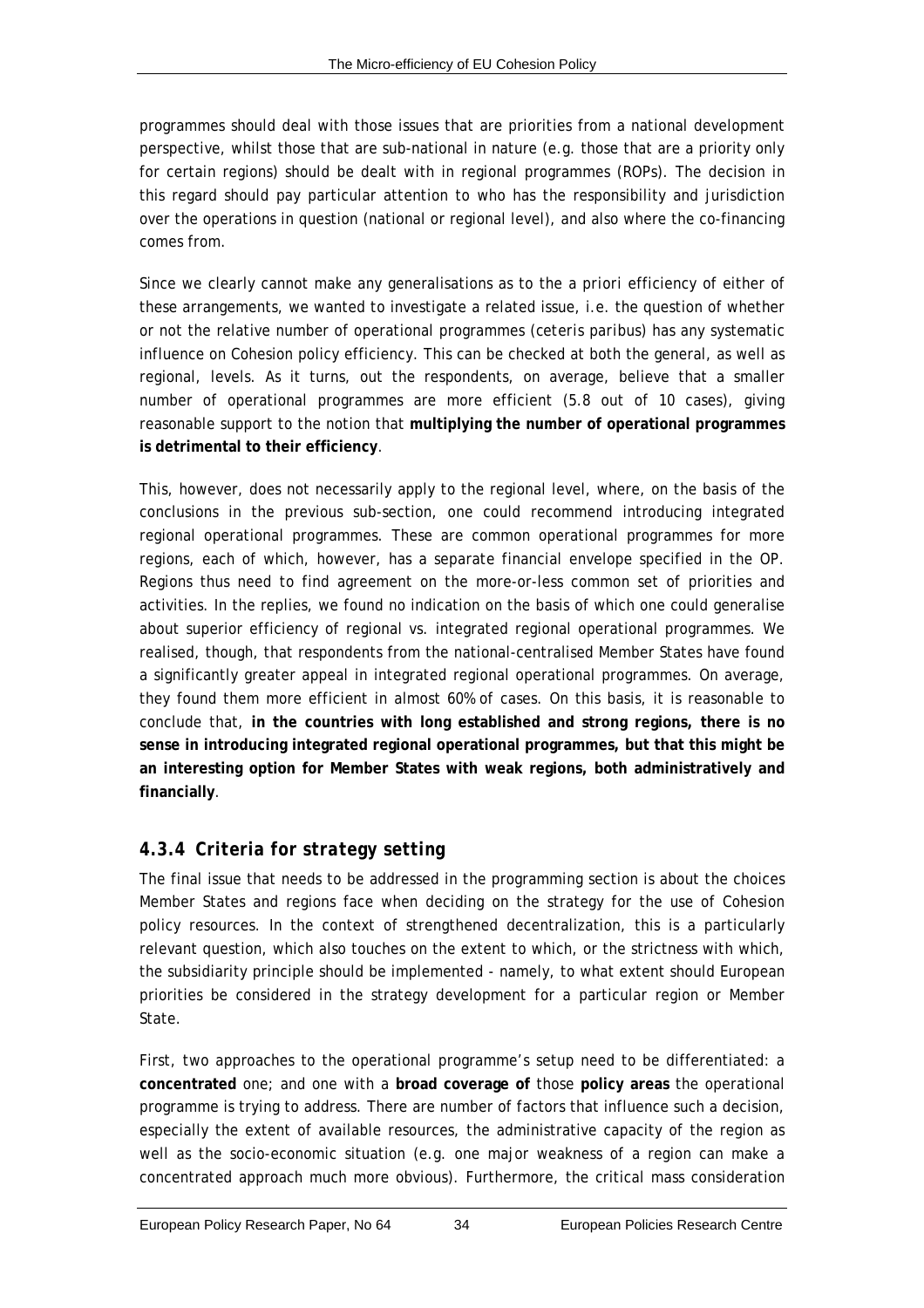programmes should deal with those issues that are priorities from a national development perspective, whilst those that are sub-national in nature (e.g. those that are a priority only for certain regions) should be dealt with in regional programmes (ROPs). The decision in this regard should pay particular attention to who has the responsibility and jurisdiction over the operations in question (national or regional level), and also where the co-financing comes from.

Since we clearly cannot make any generalisations as to the a priori efficiency of either of these arrangements, we wanted to investigate a related issue, i.e. the question of whether or not the relative number of operational programmes (ceteris paribus) has any systematic influence on Cohesion policy efficiency. This can be checked at both the general, as well as regional, levels. As it turns, out the respondents, on average, believe that a smaller number of operational programmes are more efficient (5.8 out of 10 cases), giving reasonable support to the notion that **multiplying the number of operational programmes is detrimental to their efficiency**.

This, however, does not necessarily apply to the regional level, where, on the basis of the conclusions in the previous sub-section, one could recommend introducing integrated regional operational programmes. These are common operational programmes for more regions, each of which, however, has a separate financial envelope specified in the OP. Regions thus need to find agreement on the more-or-less common set of priorities and activities. In the replies, we found no indication on the basis of which one could generalise about superior efficiency of regional vs. integrated regional operational programmes. We realised, though, that respondents from the national-centralised Member States have found a significantly greater appeal in integrated regional operational programmes. On average, they found them more efficient in almost 60% of cases. On this basis, it is reasonable to conclude that, **in the countries with long established and strong regions, there is no sense in introducing integrated regional operational programmes, but that this might be an interesting option for Member States with weak regions, both administratively and financially**.

### *4.3.4 Criteria for strategy setting*

The final issue that needs to be addressed in the programming section is about the choices Member States and regions face when deciding on the strategy for the use of Cohesion policy resources. In the context of strengthened decentralization, this is a particularly relevant question, which also touches on the extent to which, or the strictness with which, the subsidiarity principle should be implemented - namely, to what extent should European priorities be considered in the strategy development for a particular region or Member State.

First, two approaches to the operational programme's setup need to be differentiated: a **concentrated** one; and one with a **broad coverage of** those **policy areas** the operational programme is trying to address. There are number of factors that influence such a decision, especially the extent of available resources, the administrative capacity of the region as well as the socio-economic situation (e.g. one major weakness of a region can make a concentrated approach much more obvious). Furthermore, the critical mass consideration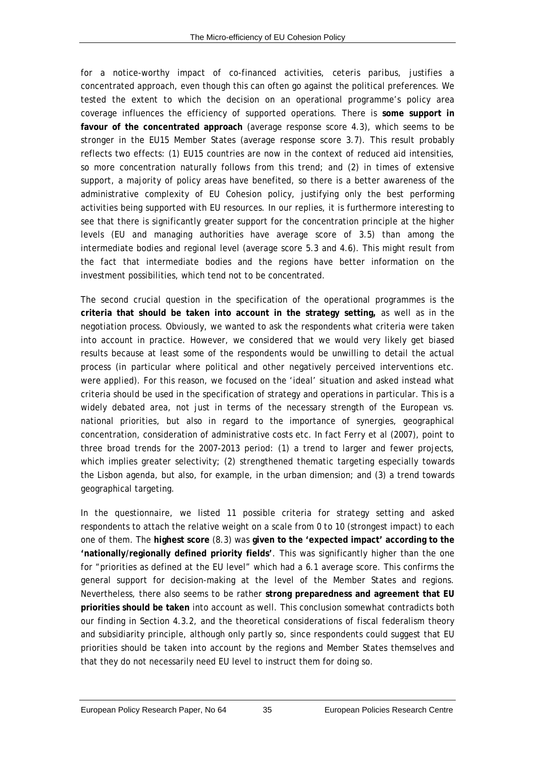for a notice-worthy impact of co-financed activities, ceteris paribus, justifies a concentrated approach, even though this can often go against the political preferences. We tested the extent to which the decision on an operational programme's policy area coverage influences the efficiency of supported operations. There is **some support in favour of the concentrated approach** (average response score 4.3), which seems to be stronger in the EU15 Member States (average response score 3.7). This result probably reflects two effects: (1) EU15 countries are now in the context of reduced aid intensities, so more concentration naturally follows from this trend; and (2) in times of extensive support, a majority of policy areas have benefited, so there is a better awareness of the administrative complexity of EU Cohesion policy, justifying only the best performing activities being supported with EU resources. In our replies, it is furthermore interesting to see that there is significantly greater support for the concentration principle at the higher levels (EU and managing authorities have average score of 3.5) than among the intermediate bodies and regional level (average score 5.3 and 4.6). This might result from the fact that intermediate bodies and the regions have better information on the investment possibilities, which tend not to be concentrated.

The second crucial question in the specification of the operational programmes is the **criteria that should be taken into account in the strategy setting,** as well as in the negotiation process. Obviously, we wanted to ask the respondents what criteria were taken into account in practice. However, we considered that we would very likely get biased results because at least some of the respondents would be unwilling to detail the actual process (in particular where political and other negatively perceived interventions etc. were applied). For this reason, we focused on the 'ideal' situation and asked instead what criteria should be used in the specification of strategy and operations in particular. This is a widely debated area, not just in terms of the necessary strength of the European vs. national priorities, but also in regard to the importance of synergies, geographical concentration, consideration of administrative costs etc. In fact Ferry et al (2007), point to three broad trends for the 2007-2013 period: (1) a trend to larger and fewer projects, which implies greater selectivity; (2) strengthened thematic targeting especially towards the Lisbon agenda, but also, for example, in the urban dimension; and (3) a trend towards geographical targeting.

In the questionnaire, we listed 11 possible criteria for strategy setting and asked respondents to attach the relative weight on a scale from 0 to 10 (strongest impact) to each one of them. The **highest score** (8.3) was **given to the 'expected impact' according to the 'nationally/regionally defined priority fields'**. This was significantly higher than the one for "priorities as defined at the EU level" which had a 6.1 average score. This confirms the general support for decision-making at the level of the Member States and regions. Nevertheless, there also seems to be rather **strong preparedness and agreement that EU priorities should be taken** into account as well. This conclusion somewhat contradicts both our finding in Section 4.3.2, and the theoretical considerations of fiscal federalism theory and subsidiarity principle, although only partly so, since respondents could suggest that EU priorities should be taken into account by the regions and Member States themselves and that they do not necessarily need EU level to instruct them for doing so.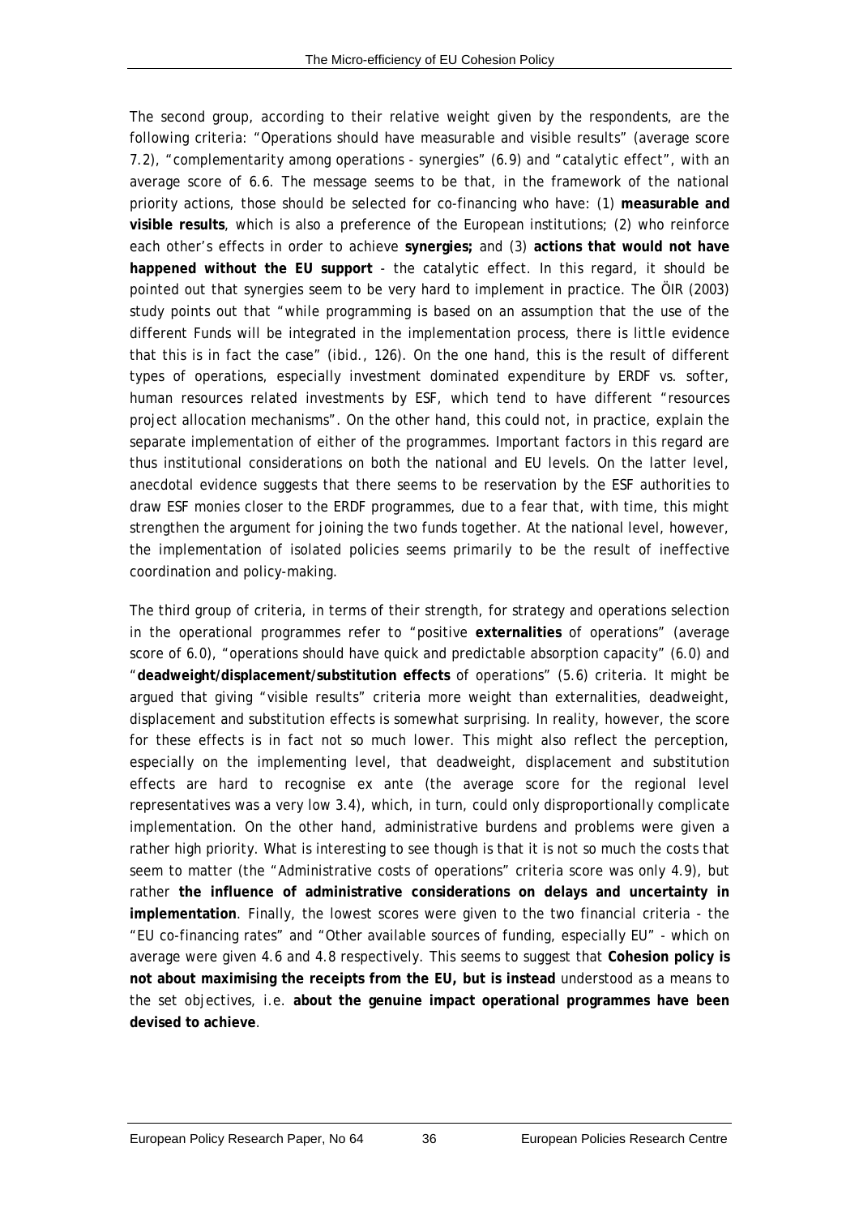The second group, according to their relative weight given by the respondents, are the following criteria: "Operations should have measurable and visible results" (average score 7.2), "complementarity among operations - synergies" (6.9) and "catalytic effect", with an average score of 6.6. The message seems to be that, in the framework of the national priority actions, those should be selected for co-financing who have: (1) **measurable and visible results**, which is also a preference of the European institutions; (2) who reinforce each other's effects in order to achieve **synergies;** and (3) **actions that would not have happened without the EU support** - the catalytic effect. In this regard, it should be pointed out that synergies seem to be very hard to implement in practice. The ÖIR (2003) study points out that "while programming is based on an assumption that the use of the different Funds will be integrated in the implementation process, there is little evidence that this is in fact the case" (ibid., 126). On the one hand, this is the result of different types of operations, especially investment dominated expenditure by ERDF vs. softer, human resources related investments by ESF, which tend to have different "resources project allocation mechanisms". On the other hand, this could not, in practice, explain the separate implementation of either of the programmes. Important factors in this regard are thus institutional considerations on both the national and EU levels. On the latter level, anecdotal evidence suggests that there seems to be reservation by the ESF authorities to draw ESF monies closer to the ERDF programmes, due to a fear that, with time, this might strengthen the argument for joining the two funds together. At the national level, however, the implementation of isolated policies seems primarily to be the result of ineffective coordination and policy-making.

The third group of criteria, in terms of their strength, for strategy and operations selection in the operational programmes refer to "positive **externalities** of operations" (average score of 6.0), "operations should have quick and predictable absorption capacity" (6.0) and "**deadweight/displacement/substitution effects** of operations" (5.6) criteria. It might be argued that giving "visible results" criteria more weight than externalities, deadweight, displacement and substitution effects is somewhat surprising. In reality, however, the score for these effects is in fact not so much lower. This might also reflect the perception, especially on the implementing level, that deadweight, displacement and substitution effects are hard to recognise ex ante (the average score for the regional level representatives was a very low 3.4), which, in turn, could only disproportionally complicate implementation. On the other hand, administrative burdens and problems were given a rather high priority. What is interesting to see though is that it is not so much the costs that seem to matter (the "Administrative costs of operations" criteria score was only 4.9), but rather **the influence of administrative considerations on delays and uncertainty in implementation**. Finally, the lowest scores were given to the two financial criteria - the "EU co-financing rates" and "Other available sources of funding, especially EU" - which on average were given 4.6 and 4.8 respectively. This seems to suggest that **Cohesion policy is not about maximising the receipts from the EU, but is instead** understood as a means to the set objectives, i.e. **about the genuine impact operational programmes have been devised to achieve**.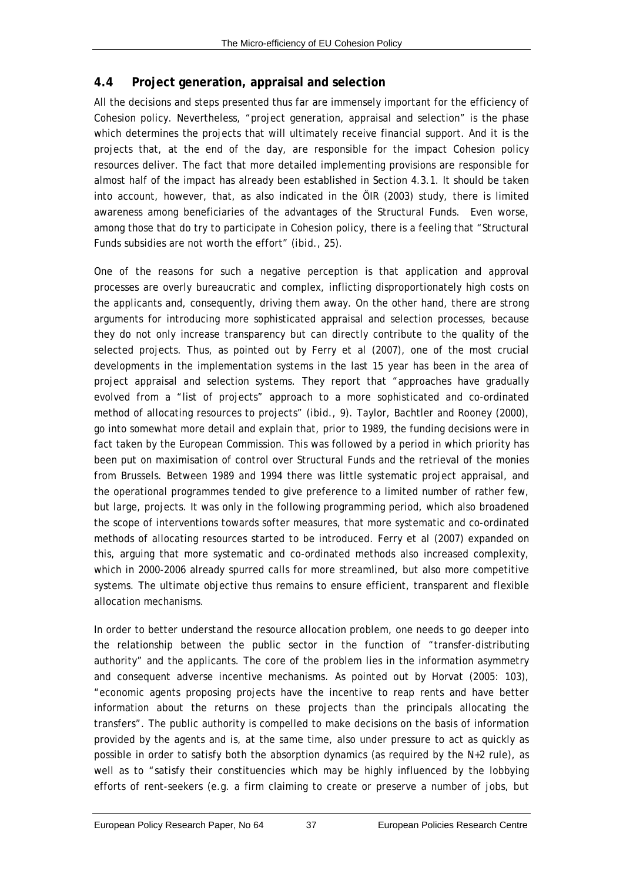## 4.4 Project generation, appraisal and selection

All the decisions and steps presented thus far are immensely important for the efficiency of Cohesion policy. Nevertheless, "project generation, appraisal and selection" is the phase which determines the projects that will ultimately receive financial support. And it is the projects that, at the end of the day, are responsible for the impact Cohesion policy resources deliver. The fact that more detailed implementing provisions are responsible for almost half of the impact has already been established in Section 4.3.1. It should be taken into account, however, that, as also indicated in the ÖIR (2003) study, there is limited awareness among beneficiaries of the advantages of the Structural Funds. Even worse, among those that do try to participate in Cohesion policy, there is a feeling that "Structural Funds subsidies are not worth the effort" (*ibid.*, 25).

One of the reasons for such a negative perception is that application and approval processes are overly bureaucratic and complex, inflicting disproportionately high costs on the applicants and, consequently, driving them away. On the other hand, there are strong arguments for introducing more sophisticated appraisal and selection processes, because they do not only increase transparency but can directly contribute to the quality of the selected projects. Thus, as pointed out by Ferry et al (2007), one of the most crucial developments in the implementation systems in the last 15 year has been in the area of project appraisal and selection systems. They report that "approaches have gradually evolved from a "list of projects" approach to a more sophisticated and co-ordinated method of allocating resources to projects" (*ibid.*, 9). Taylor, Bachtler and Rooney (2000), go into somewhat more detail and explain that, prior to 1989, the funding decisions were in fact taken by the European Commission. This was followed by a period in which priority has been put on maximisation of control over Structural Funds and the retrieval of the monies from Brussels. Between 1989 and 1994 there was little systematic project appraisal, and the operational programmes tended to give preference to a limited number of rather few, but large, projects. It was only in the following programming period, which also broadened the scope of interventions towards softer measures, that more systematic and co-ordinated methods of allocating resources started to be introduced. Ferry et al (2007) expanded on this, arguing that more systematic and co-ordinated methods also increased complexity, which in 2000-2006 already spurred calls for more streamlined, but also more competitive systems. The ultimate objective thus remains to ensure efficient, transparent and flexible allocation mechanisms.

In order to better understand the resource allocation problem, one needs to go deeper into the relationship between the public sector in the function of "transfer-distributing authority" and the applicants. The core of the problem lies in the information asymmetry and consequent adverse incentive mechanisms. As pointed out by Horvat (2005: 103), "economic agents proposing projects have the incentive to reap rents and have better information about the returns on these projects than the principals allocating the transfers". The public authority is compelled to make decisions on the basis of information provided by the agents and is, at the same time, also under pressure to act as quickly as possible in order to satisfy both the absorption dynamics (as required by the N+2 rule), as well as to "satisfy their constituencies which may be highly influenced by the lobbying efforts of rent-seekers (e.g. a firm claiming to create or preserve a number of jobs, but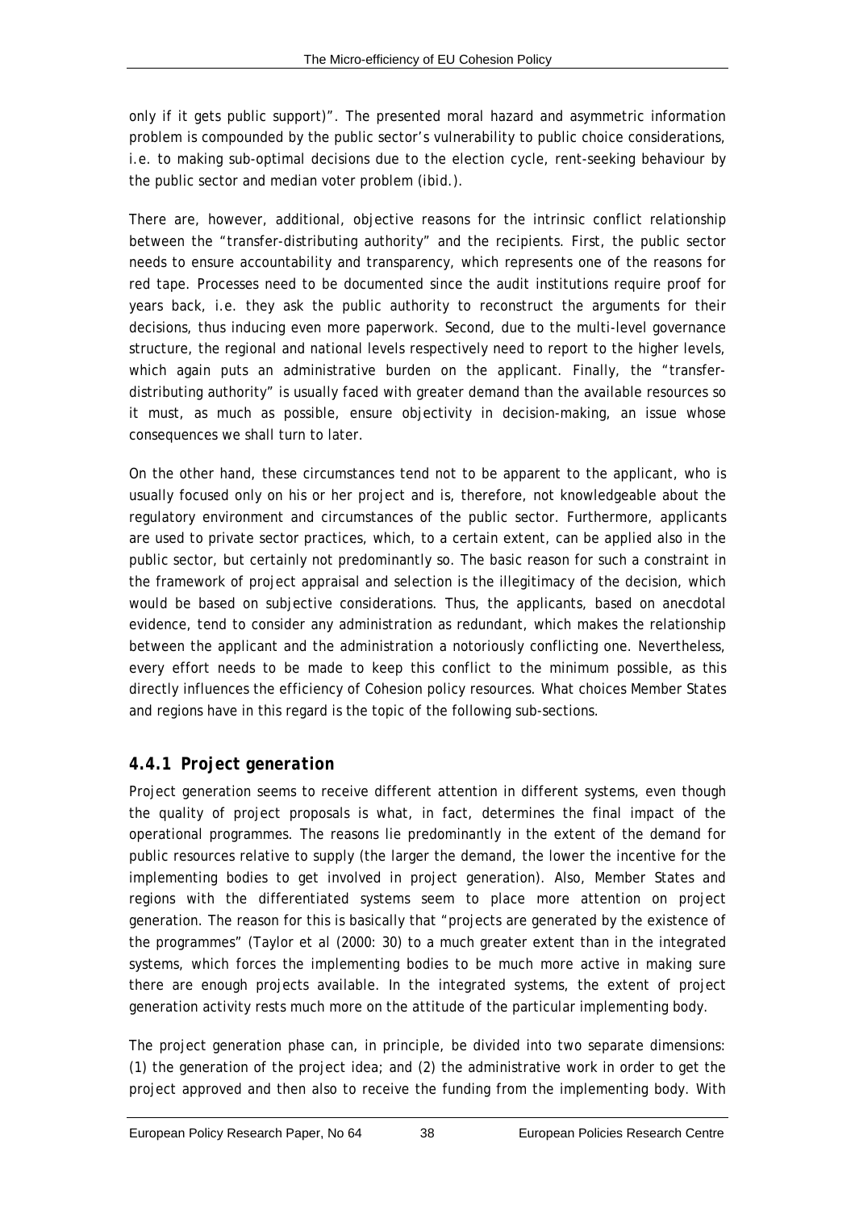only if it gets public support)". The presented moral hazard and asymmetric information problem is compounded by the public sector's vulnerability to public choice considerations, i.e. to making sub-optimal decisions due to the election cycle, rent-seeking behaviour by the public sector and median voter problem (ibid.).

There are, however, additional, objective reasons for the intrinsic conflict relationship between the "transfer-distributing authority" and the recipients. First, the public sector needs to ensure accountability and transparency, which represents one of the reasons for red tape. Processes need to be documented since the audit institutions require proof for years back, i.e. they ask the public authority to reconstruct the arguments for their decisions, thus inducing even more paperwork. Second, due to the multi-level governance structure, the regional and national levels respectively need to report to the higher levels, which again puts an administrative burden on the applicant. Finally, the "transfer-distributing authority" is usually faced with greater demand than the available resources so it must, as much as possible, ensure objectivity in decision-making, an issue whose consequences we shall turn to later.

On the other hand, these circumstances tend not to be apparent to the applicant, who is usually focused only on his or her project and is, therefore, not knowledgeable about the regulatory environment and circumstances of the public sector. Furthermore, applicants are used to private sector practices, which, to a certain extent, can be applied also in the public sector, but certainly not predominantly so. The basic reason for such a constraint in the framework of project appraisal and selection is the illegitimacy of the decision, which would be based on subjective considerations. Thus, the applicants, based on anecdotal evidence, tend to consider any administration as redundant, which makes the relationship between the applicant and the administration a notoriously conflicting one. Nevertheless, every effort needs to be made to keep this conflict to the minimum possible, as this directly influences the efficiency of Cohesion policy resources. What choices Member States and regions have in this regard is the topic of the following sub-sections.

### *4.4.1 Project generation*

Project generation seems to receive different attention in different systems, even though the quality of project proposals is what, in fact, determines the final impact of the operational programmes. The reasons lie predominantly in the extent of the demand for public resources relative to supply (the larger the demand, the lower the incentive for the implementing bodies to get involved in project generation). Also, Member States and regions with the differentiated systems seem to place more attention on project generation. The reason for this is basically that "projects are generated by the existence of the programmes" (Taylor et al (2000: 30) to a much greater extent than in the integrated systems, which forces the implementing bodies to be much more active in making sure there are enough projects available. In the integrated systems, the extent of project generation activity rests much more on the attitude of the particular implementing body.

The project generation phase can, in principle, be divided into two separate dimensions: (1) the generation of the project idea; and (2) the administrative work in order to get the project approved and then also to receive the funding from the implementing body. With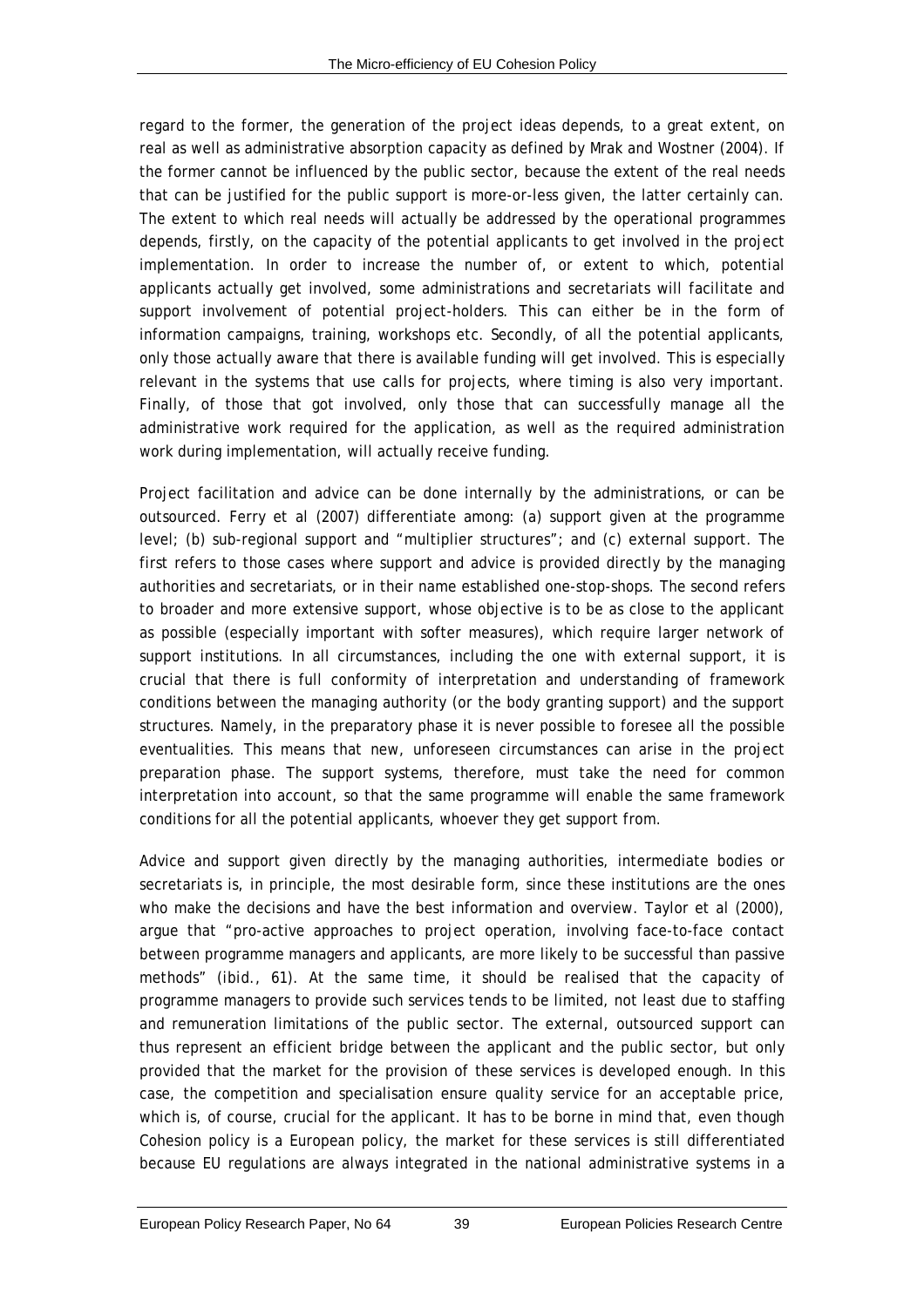regard to the former, the generation of the project ideas depends, to a great extent, on real as well as administrative absorption capacity as defined by Mrak and Wostner (2004). If the former cannot be influenced by the public sector, because the extent of the real needs that can be justified for the public support is more-or-less given, the latter certainly can. The extent to which real needs will actually be addressed by the operational programmes depends, firstly, on the capacity of the potential applicants to get involved in the project implementation. In order to increase the number of, or extent to which, potential applicants actually get involved, some administrations and secretariats will facilitate and support involvement of potential project-holders. This can either be in the form of information campaigns, training, workshops etc. Secondly, of all the potential applicants, only those actually aware that there is available funding will get involved. This is especially relevant in the systems that use calls for projects, where timing is also very important. Finally, of those that got involved, only those that can successfully manage all the administrative work required for the application, as well as the required administration work during implementation, will actually receive funding.

Project facilitation and advice can be done internally by the administrations, or can be outsourced. Ferry et al (2007) differentiate among: (a) support given at the programme level; (b) sub-regional support and "multiplier structures"; and (c) external support. The first refers to those cases where support and advice is provided directly by the managing authorities and secretariats, or in their name established one-stop-shops. The second refers to broader and more extensive support, whose objective is to be as close to the applicant as possible (especially important with softer measures), which require larger network of support institutions. In all circumstances, including the one with external support, it is crucial that there is full conformity of interpretation and understanding of framework conditions between the managing authority (or the body granting support) and the support structures. Namely, in the preparatory phase it is never possible to foresee all the possible eventualities. This means that new, unforeseen circumstances can arise in the project preparation phase. The support systems, therefore, must take the need for common interpretation into account, so that the same programme will enable the same framework conditions for all the potential applicants, whoever they get support from.

Advice and support given directly by the managing authorities, intermediate bodies or secretariats is, in principle, the most desirable form, since these institutions are the ones who make the decisions and have the best information and overview. Taylor et al (2000), argue that "pro-active approaches to project operation, involving face-to-face contact between programme managers and applicants, are more likely to be successful than passive methods" (*ibid.*, 61). At the same time, it should be realised that the capacity of programme managers to provide such services tends to be limited, not least due to staffing and remuneration limitations of the public sector. The external, outsourced support can thus represent an efficient bridge between the applicant and the public sector, but only provided that the market for the provision of these services is developed enough. In this case, the competition and specialisation ensure quality service for an acceptable price, which is, of course, crucial for the applicant. It has to be borne in mind that, even though Cohesion policy is a European policy, the market for these services is still differentiated because EU regulations are always integrated in the national administrative systems in a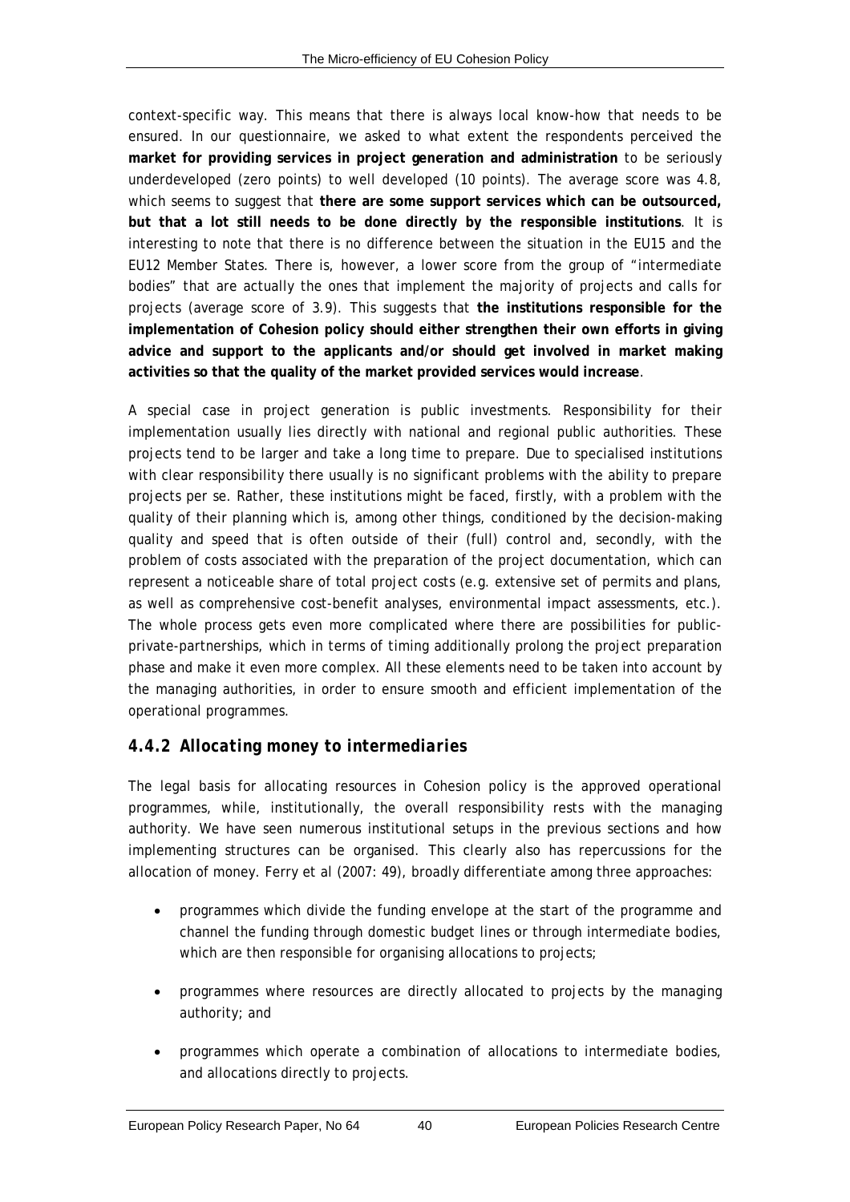context-specific way. This means that there is always local know-how that needs to be ensured. In our questionnaire, we asked to what extent the respondents perceived the **market for providing services in project generation and administration** to be seriously underdeveloped (zero points) to well developed (10 points). The average score was 4.8, which seems to suggest that **there are some support services which can be outsourced, but that a lot still needs to be done directly by the responsible institutions**. It is interesting to note that there is no difference between the situation in the EU15 and the EU12 Member States. There is, however, a lower score from the group of "intermediate bodies" that are actually the ones that implement the majority of projects and calls for projects (average score of 3.9). This suggests that **the institutions responsible for the implementation of Cohesion policy should either strengthen their own efforts in giving advice and support to the applicants and/or should get involved in market making activities so that the quality of the market provided services would increase**.

A special case in project generation is public investments. Responsibility for their implementation usually lies directly with national and regional public authorities. These projects tend to be larger and take a long time to prepare. Due to specialised institutions with clear responsibility there usually is no significant problems with the ability to prepare projects per se. Rather, these institutions might be faced, firstly, with a problem with the quality of their planning which is, among other things, conditioned by the decision-making quality and speed that is often outside of their (full) control and, secondly, with the problem of costs associated with the preparation of the project documentation, which can represent a noticeable share of total project costs (e.g. extensive set of permits and plans, as well as comprehensive cost-benefit analyses, environmental impact assessments, etc.). The whole process gets even more complicated where there are possibilities for public-private-partnerships, which in terms of timing additionally prolong the project preparation phase and make it even more complex. All these elements need to be taken into account by the managing authorities, in order to ensure smooth and efficient implementation of the operational programmes.

### *4.4.2 Allocating money to intermediaries*

The legal basis for allocating resources in Cohesion policy is the approved operational programmes, while, institutionally, the overall responsibility rests with the managing authority. We have seen numerous institutional setups in the previous sections and how implementing structures can be organised. This clearly also has repercussions for the allocation of money. Ferry et al (2007: 49), broadly differentiate among three approaches:

- programmes which divide the funding envelope at the start of the programme and channel the funding through domestic budget lines or through intermediate bodies, which are then responsible for organising allocations to projects;
- programmes where resources are directly allocated to projects by the managing authority; and
- programmes which operate a combination of allocations to intermediate bodies, and allocations directly to projects.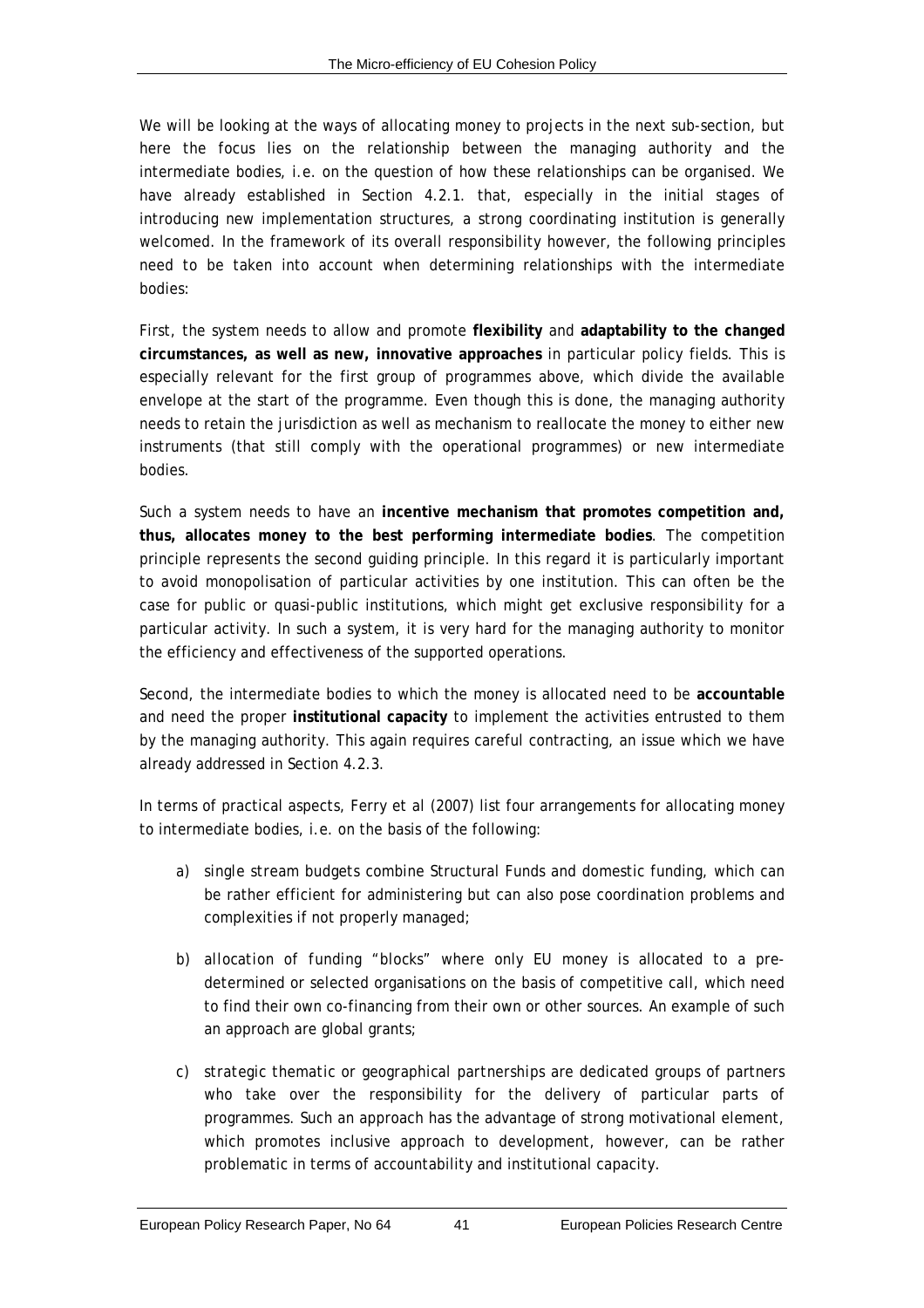We will be looking at the ways of allocating money to projects in the next sub-section, but here the focus lies on the relationship between the managing authority and the intermediate bodies, i.e. on the question of how these relationships can be organised. We have already established in Section 4.2.1. that, especially in the initial stages of introducing new implementation structures, a strong coordinating institution is generally welcomed. In the framework of its overall responsibility however, the following principles need to be taken into account when determining relationships with the intermediate bodies:

First, the system needs to allow and promote **flexibility** and **adaptability to the changed circumstances, as well as new, innovative approaches** in particular policy fields. This is especially relevant for the first group of programmes above, which divide the available envelope at the start of the programme. Even though this is done, the managing authority needs to retain the jurisdiction as well as mechanism to reallocate the money to either new instruments (that still comply with the operational programmes) or new intermediate bodies.

Such a system needs to have an **incentive mechanism that promotes competition and, thus, allocates money to the best performing intermediate bodies**. The competition principle represents the second guiding principle. In this regard it is particularly important to avoid monopolisation of particular activities by one institution. This can often be the case for public or quasi-public institutions, which might get exclusive responsibility for a particular activity. In such a system, it is very hard for the managing authority to monitor the efficiency and effectiveness of the supported operations.

Second, the intermediate bodies to which the money is allocated need to be **accountable** and need the proper **institutional capacity** to implement the activities entrusted to them by the managing authority. This again requires careful contracting, an issue which we have already addressed in Section 4.2.3.

In terms of practical aspects, Ferry et al (2007) list four arrangements for allocating money to intermediate bodies, i.e. on the basis of the following:

a) *single stream budgets* combine Structural Funds and domestic funding, which can be rather efficient for administering but can also pose coordination problems and complexities if not properly managed;

b) *allocation of funding "blocks"* where only EU money is allocated to a pre-determined or selected organisations on the basis of competitive call, which need to find their own co-financing from their own or other sources. An example of such an approach are global grants;

c) *strategic thematic or geographical partnerships* are dedicated groups of partners who take over the responsibility for the delivery of particular parts of programmes. Such an approach has the advantage of strong motivational element, which promotes inclusive approach to development, however, can be rather problematic in terms of accountability and institutional capacity.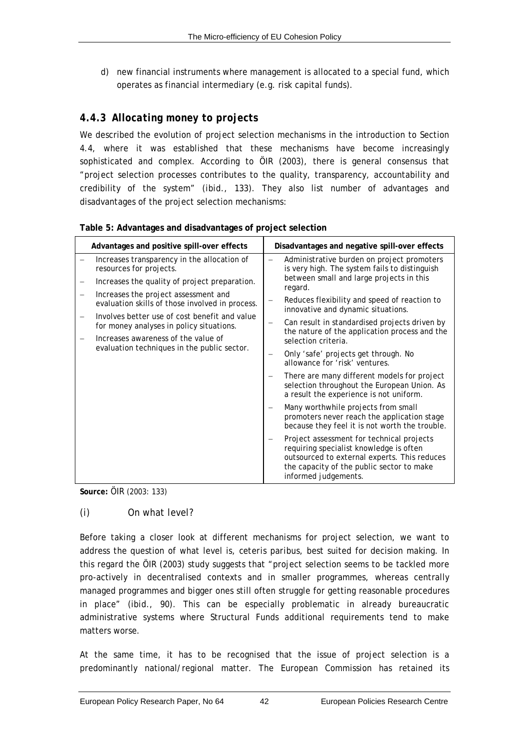d) new financial instruments where management is allocated to a special fund, which operates as financial intermediary (e.g. risk capital funds).

### *4.4.3 Allocating money to projects*

We described the evolution of project selection mechanisms in the introduction to Section 4.4, where it was established that these mechanisms have become increasingly sophisticated and complex. According to ÖIR (2003), there is general consensus that "project selection processes contributes to the quality, transparency, accountability and credibility of the system" (*ibid.*, 133). They also list number of advantages and disadvantages of the project selection mechanisms:

**Table 5: Advantages and disadvantages of project selection**

| Advantages and positive spill-over effects | Disadvantages and negative spill-over effects |
| --- | --- |
| – Increases transparency in the allocation of resources for projects.<br>– Increases the quality of project preparation.<br>– Increases the project assessment and evaluation skills of those involved in process.<br>– Involves better use of cost benefit and value for money analyses in policy situations.<br>– Increases awareness of the value of evaluation techniques in the public sector. | – Administrative burden on project promoters is very high. The system fails to distinguish between small and large projects in this regard.<br>– Reduces flexibility and speed of reaction to innovative and dynamic situations.<br>– Can result in standardised projects driven by the nature of the application process and the selection criteria.<br>– Only 'safe' projects get through. No allowance for 'risk' ventures.<br>– There are many different models for project selection throughout the European Union. As a result the experience is not uniform.<br>– Many worthwhile projects from small promoters never reach the application stage because they feel it is not worth the trouble.<br>– Project assessment for technical projects requiring specialist knowledge is often outsourced to external experts. This reduces the capacity of the public sector to make informed judgements. |

**Source:** ÖIR (2003: 133)

*(i) On what level?*

Before taking a closer look at different mechanisms for project selection, we want to address the question of what level is, *ceteris paribus*, best suited for decision making. In this regard the ÖIR (2003) study suggests that "project selection seems to be tackled more pro-actively in decentralised contexts and in smaller programmes, whereas centrally managed programmes and bigger ones still often struggle for getting reasonable procedures in place" (*ibid.*, 90). This can be especially problematic in already bureaucratic administrative systems where Structural Funds additional requirements tend to make matters worse.

At the same time, it has to be recognised that the issue of project selection is a predominantly national/regional matter. The European Commission has retained its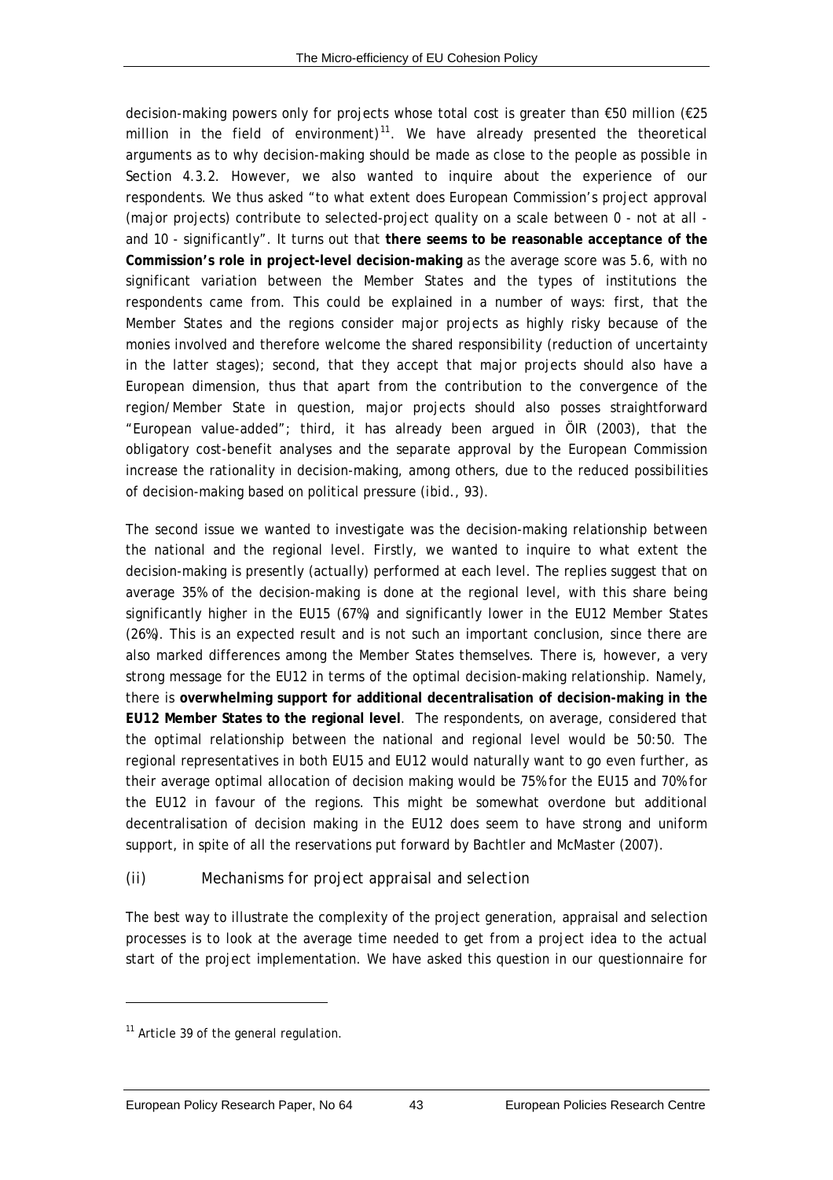decision-making powers only for projects whose total cost is greater than €50 million (€25 million in the field of environment)[11]. We have already presented the theoretical arguments as to why decision-making should be made as close to the people as possible in Section 4.3.2. However, we also wanted to inquire about the experience of our respondents. We thus asked "to what extent does European Commission's project approval (major projects) contribute to selected-project quality on a scale between 0 - not at all - and 10 - significantly". It turns out that **there seems to be reasonable acceptance of the Commission's role in project-level decision-making** as the average score was 5.6, with no significant variation between the Member States and the types of institutions the respondents came from. This could be explained in a number of ways: first, that the Member States and the regions consider major projects as highly risky because of the monies involved and therefore welcome the shared responsibility (reduction of uncertainty in the latter stages); second, that they accept that major projects should also have a European dimension, thus that apart from the contribution to the convergence of the region/Member State in question, major projects should also posses straightforward "European value-added"; third, it has already been argued in ÖIR (2003), that the obligatory cost-benefit analyses and the separate approval by the European Commission increase the rationality in decision-making, among others, due to the reduced possibilities of decision-making based on political pressure (ibid., 93).

The second issue we wanted to investigate was the decision-making relationship between the national and the regional level. Firstly, we wanted to inquire to what extent the decision-making is presently (actually) performed at each level. The replies suggest that on average 35% of the decision-making is done at the regional level, with this share being significantly higher in the EU15 (67%) and significantly lower in the EU12 Member States (26%). This is an expected result and is not such an important conclusion, since there are also marked differences among the Member States themselves. There is, however, a very strong message for the EU12 in terms of the optimal decision-making relationship. Namely, there is **overwhelming support for additional decentralisation of decision-making in the EU12 Member States to the regional level**. The respondents, on average, considered that the optimal relationship between the national and regional level would be 50:50. The regional representatives in both EU15 and EU12 would naturally want to go even further, as their average optimal allocation of decision making would be 75% for the EU15 and 70% for the EU12 in favour of the regions. This might be somewhat overdone but additional decentralisation of decision making in the EU12 does seem to have strong and uniform support, in spite of all the reservations put forward by Bachtler and McMaster (2007).

### (ii) Mechanisms for project appraisal and selection

The best way to illustrate the complexity of the project generation, appraisal and selection processes is to look at the average time needed to get from a project idea to the actual start of the project implementation. We have asked this question in our questionnaire for

[11] Article 39 of the general regulation.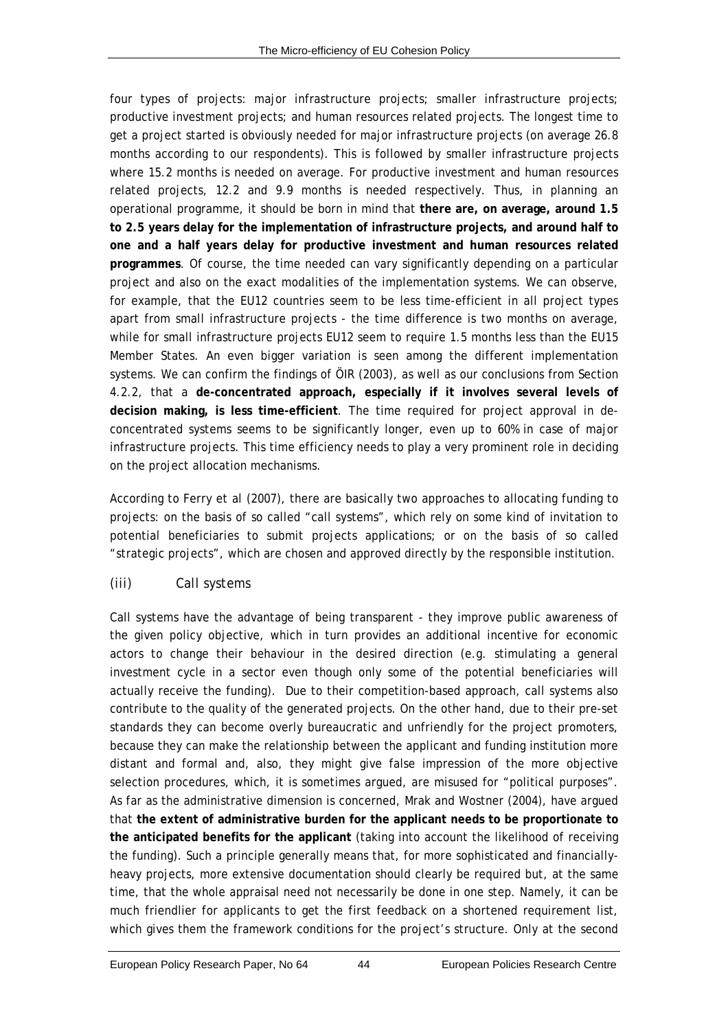four types of projects: major infrastructure projects; smaller infrastructure projects; productive investment projects; and human resources related projects. The longest time to get a project started is obviously needed for major infrastructure projects (on average 26.8 months according to our respondents). This is followed by smaller infrastructure projects where 15.2 months is needed on average. For productive investment and human resources related projects, 12.2 and 9.9 months is needed respectively. Thus, in planning an operational programme, it should be born in mind that **there are, on average, around 1.5 to 2.5 years delay for the implementation of infrastructure projects, and around half to one and a half years delay for productive investment and human resources related programmes**. Of course, the time needed can vary significantly depending on a particular project and also on the exact modalities of the implementation systems. We can observe, for example, that the EU12 countries seem to be less time-efficient in all project types apart from small infrastructure projects - the time difference is two months on average, while for small infrastructure projects EU12 seem to require 1.5 months less than the EU15 Member States. An even bigger variation is seen among the different implementation systems. We can confirm the findings of ÖIR (2003), as well as our conclusions from Section 4.2.2, that a **de-concentrated approach, especially if it involves several levels of decision making, is less time-efficient**. The time required for project approval in de-concentrated systems seems to be significantly longer, even up to 60% in case of major infrastructure projects. This time efficiency needs to play a very prominent role in deciding on the project allocation mechanisms.

According to Ferry et al (2007), there are basically two approaches to allocating funding to projects: on the basis of so called "call systems", which rely on some kind of invitation to potential beneficiaries to submit projects applications; or on the basis of so called "strategic projects", which are chosen and approved directly by the responsible institution.

(iii) *Call systems*

Call systems have the advantage of being transparent - they improve public awareness of the given policy objective, which in turn provides an additional incentive for economic actors to change their behaviour in the desired direction (e.g. stimulating a general investment cycle in a sector even though only some of the potential beneficiaries will actually receive the funding). Due to their competition-based approach, call systems also contribute to the quality of the generated projects. On the other hand, due to their pre-set standards they can become overly bureaucratic and unfriendly for the project promoters, because they can make the relationship between the applicant and funding institution more distant and formal and, also, they might give false impression of the more objective selection procedures, which, it is sometimes argued, are misused for "political purposes". As far as the administrative dimension is concerned, Mrak and Wostner (2004), have argued that **the extent of administrative burden for the applicant needs to be proportionate to the anticipated benefits for the applicant** (taking into account the likelihood of receiving the funding). Such a principle generally means that, for more sophisticated and financially-heavy projects, more extensive documentation should clearly be required but, at the same time, that the whole appraisal need not necessarily be done in one step. Namely, it can be much friendlier for applicants to get the first feedback on a shortened requirement list, which gives them the framework conditions for the project's structure. Only at the second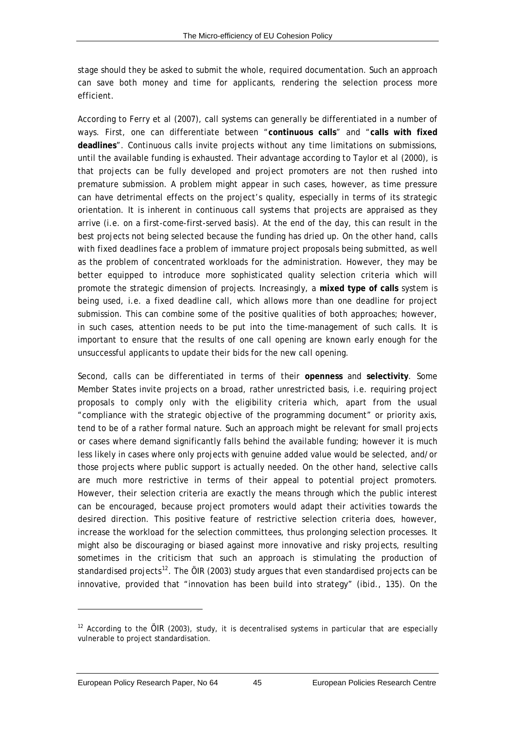stage should they be asked to submit the whole, required documentation. Such an approach can save both money and time for applicants, rendering the selection process more efficient.

According to Ferry et al (2007), call systems can generally be differentiated in a number of ways. First, one can differentiate between "**continuous calls**" and "**calls with fixed deadlines**". Continuous calls invite projects without any time limitations on submissions, until the available funding is exhausted. Their advantage according to Taylor et al (2000), is that projects can be fully developed and project promoters are not then rushed into premature submission. A problem might appear in such cases, however, as time pressure can have detrimental effects on the project's quality, especially in terms of its strategic orientation. It is inherent in continuous call systems that projects are appraised as they arrive (i.e. on a first-come-first-served basis). At the end of the day, this can result in the best projects not being selected because the funding has dried up. On the other hand, calls with fixed deadlines face a problem of immature project proposals being submitted, as well as the problem of concentrated workloads for the administration. However, they may be better equipped to introduce more sophisticated quality selection criteria which will promote the strategic dimension of projects. Increasingly, a **mixed type of calls** system is being used, i.e. a fixed deadline call, which allows more than one deadline for project submission. This can combine some of the positive qualities of both approaches; however, in such cases, attention needs to be put into the time-management of such calls. It is important to ensure that the results of one call opening are known early enough for the unsuccessful applicants to update their bids for the new call opening.

Second, calls can be differentiated in terms of their **openness** and **selectivity**. Some Member States invite projects on a broad, rather unrestricted basis, i.e. requiring project proposals to comply only with the eligibility criteria which, apart from the usual "compliance with the strategic objective of the programming document" or priority axis, tend to be of a rather formal nature. Such an approach might be relevant for small projects or cases where demand significantly falls behind the available funding; however it is much less likely in cases where only projects with genuine added value would be selected, and/or those projects where public support is actually needed. On the other hand, selective calls are much more restrictive in terms of their appeal to potential project promoters. However, their selection criteria are exactly the means through which the public interest can be encouraged, because project promoters would adapt their activities towards the desired direction. This positive feature of restrictive selection criteria does, however, increase the workload for the selection committees, thus prolonging selection processes. It might also be discouraging or biased against more innovative and risky projects, resulting sometimes in the criticism that such an approach is stimulating the production of standardised projects[12]. The ÖIR (2003) study argues that even standardised projects can be innovative, provided that "innovation has been build into strategy" (*ibid.*, 135). On the

[12] According to the ÖIR (2003), study, it is decentralised systems in particular that are especially vulnerable to project standardisation.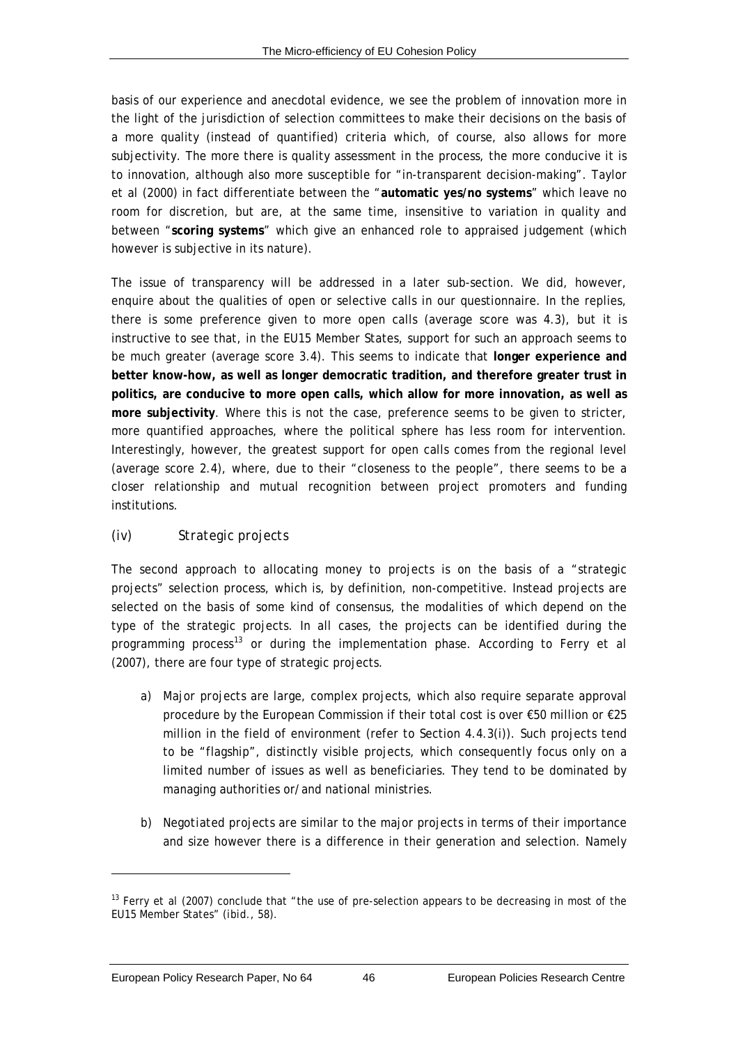basis of our experience and anecdotal evidence, we see the problem of innovation more in the light of the jurisdiction of selection committees to make their decisions on the basis of a more quality (instead of quantified) criteria which, of course, also allows for more subjectivity. The more there is quality assessment in the process, the more conducive it is to innovation, although also more susceptible for "in-transparent decision-making". Taylor et al (2000) in fact differentiate between the "**automatic yes/no systems**" which leave no room for discretion, but are, at the same time, insensitive to variation in quality and between "**scoring systems**" which give an enhanced role to appraised judgement (which however is subjective in its nature).

The issue of transparency will be addressed in a later sub-section. We did, however, enquire about the qualities of open or selective calls in our questionnaire. In the replies, there is some preference given to more open calls (average score was 4.3), but it is instructive to see that, in the EU15 Member States, support for such an approach seems to be much greater (average score 3.4). This seems to indicate that **longer experience and better know-how, as well as longer democratic tradition, and therefore greater trust in politics, are conducive to more open calls, which allow for more innovation, as well as more subjectivity**. Where this is not the case, preference seems to be given to stricter, more quantified approaches, where the political sphere has less room for intervention. Interestingly, however, the greatest support for open calls comes from the regional level (average score 2.4), where, due to their "closeness to the people", there seems to be a closer relationship and mutual recognition between project promoters and funding institutions.

### (iv) Strategic projects

The second approach to allocating money to projects is on the basis of a "strategic projects" selection process, which is, by definition, non-competitive. Instead projects are selected on the basis of some kind of consensus, the modalities of which depend on the type of the strategic projects. In all cases, the projects can be identified during the programming process[13] or during the implementation phase. According to Ferry et al (2007), there are four type of strategic projects.

a) *Major projects* are large, complex projects, which also require separate approval procedure by the European Commission if their total cost is over €50 million or €25 million in the field of environment (refer to Section 4.4.3(i)). Such projects tend to be "flagship", distinctly visible projects, which consequently focus only on a limited number of issues as well as beneficiaries. They tend to be dominated by managing authorities or/and national ministries.

b) *Negotiated projects* are similar to the major projects in terms of their importance and size however there is a difference in their generation and selection. Namely

---

[13] Ferry et al (2007) conclude that "the use of pre-selection appears to be decreasing in most of the EU15 Member States" (*ibid*., 58).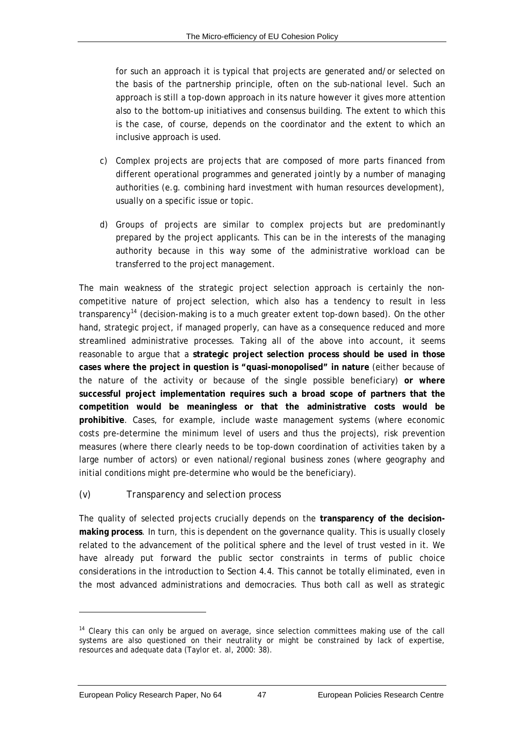for such an approach it is typical that projects are generated and/or selected on the basis of the partnership principle, often on the sub-national level. Such an approach is still a top-down approach in its nature however it gives more attention also to the bottom-up initiatives and consensus building. The extent to which this is the case, of course, depends on the coordinator and the extent to which an inclusive approach is used.

c) Complex projects are projects that are composed of more parts financed from different operational programmes and generated jointly by a number of managing authorities (e.g. combining hard investment with human resources development), usually on a specific issue or topic.

d) Groups of projects are similar to complex projects but are predominantly prepared by the project applicants. This can be in the interests of the managing authority because in this way some of the administrative workload can be transferred to the project management.

The main weakness of the strategic project selection approach is certainly the non-competitive nature of project selection, which also has a tendency to result in less transparency[14] (decision-making is to a much greater extent top-down based). On the other hand, strategic project, if managed properly, can have as a consequence reduced and more streamlined administrative processes. Taking all of the above into account, it seems reasonable to argue that a **strategic project selection process should be used in those cases where the project in question is "quasi-monopolised" in nature** (either because of the nature of the activity or because of the single possible beneficiary) **or where successful project implementation requires such a broad scope of partners that the competition would be meaningless or that the administrative costs would be prohibitive**. Cases, for example, include waste management systems (where economic costs pre-determine the minimum level of users and thus the projects), risk prevention measures (where there clearly needs to be top-down coordination of activities taken by a large number of actors) or even national/regional business zones (where geography and initial conditions might pre-determine who would be the beneficiary).

### (v) *Transparency and selection process*

The quality of selected projects crucially depends on the **transparency of the decision-making process**. In turn, this is dependent on the governance quality. This is usually closely related to the advancement of the political sphere and the level of trust vested in it. We have already put forward the public sector constraints in terms of public choice considerations in the introduction to Section 4.4. This cannot be totally eliminated, even in the most advanced administrations and democracies. Thus both call as well as strategic

---

[14] Cleary this can only be argued on average, since selection committees making use of the call systems are also questioned on their neutrality or might be constrained by lack of expertise, resources and adequate data (Taylor et. al, 2000: 38).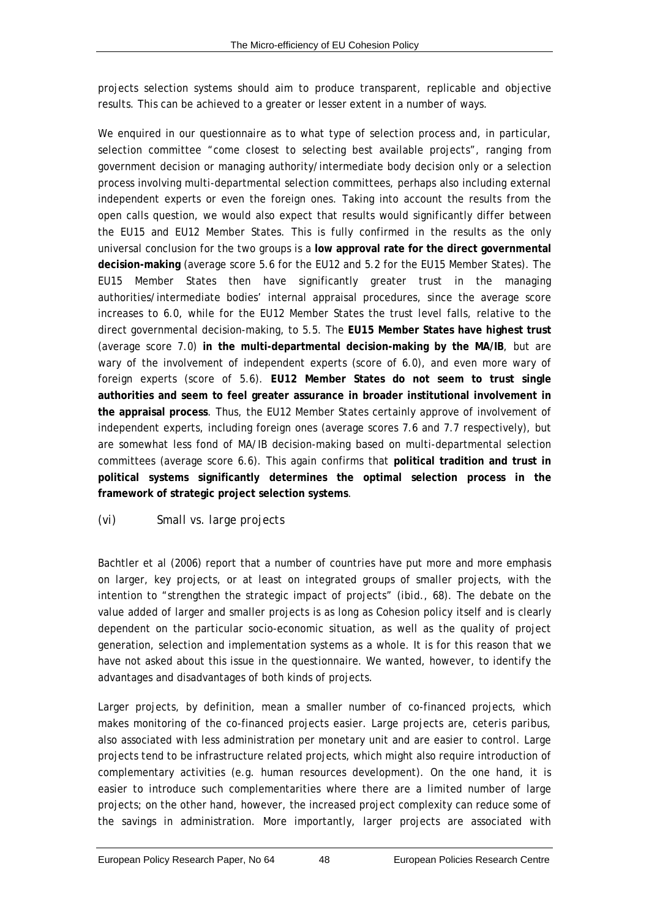projects selection systems should aim to produce transparent, replicable and objective results. This can be achieved to a greater or lesser extent in a number of ways.

We enquired in our questionnaire as to what type of selection process and, in particular, selection committee "come closest to selecting best available projects", ranging from government decision or managing authority/intermediate body decision only or a selection process involving multi-departmental selection committees, perhaps also including external independent experts or even the foreign ones. Taking into account the results from the open calls question, we would also expect that results would significantly differ between the EU15 and EU12 Member States. This is fully confirmed in the results as the only universal conclusion for the two groups is a **low approval rate for the direct governmental decision-making** (average score 5.6 for the EU12 and 5.2 for the EU15 Member States). The EU15 Member States then have significantly greater trust in the managing authorities/intermediate bodies' internal appraisal procedures, since the average score increases to 6.0, while for the EU12 Member States the trust level falls, relative to the direct governmental decision-making, to 5.5. The **EU15 Member States have highest trust** (average score 7.0) **in the multi-departmental decision-making by the MA/IB**, but are wary of the involvement of independent experts (score of 6.0), and even more wary of foreign experts (score of 5.6). **EU12 Member States do not seem to trust single authorities and seem to feel greater assurance in broader institutional involvement in the appraisal process**. Thus, the EU12 Member States certainly approve of involvement of independent experts, including foreign ones (average scores 7.6 and 7.7 respectively), but are somewhat less fond of MA/IB decision-making based on multi-departmental selection committees (average score 6.6). This again confirms that **political tradition and trust in political systems significantly determines the optimal selection process in the framework of strategic project selection systems**.

### (vi) Small vs. large projects

Bachtler et al (2006) report that a number of countries have put more and more emphasis on larger, key projects, or at least on integrated groups of smaller projects, with the intention to "strengthen the strategic impact of projects" (ibid., 68). The debate on the value added of larger and smaller projects is as long as Cohesion policy itself and is clearly dependent on the particular socio-economic situation, as well as the quality of project generation, selection and implementation systems as a whole. It is for this reason that we have not asked about this issue in the questionnaire. We wanted, however, to identify the advantages and disadvantages of both kinds of projects.

Larger projects, by definition, mean a smaller number of co-financed projects, which makes monitoring of the co-financed projects easier. Large projects are, ceteris paribus, also associated with less administration per monetary unit and are easier to control. Large projects tend to be infrastructure related projects, which might also require introduction of complementary activities (e.g. human resources development). On the one hand, it is easier to introduce such complementarities where there are a limited number of large projects; on the other hand, however, the increased project complexity can reduce some of the savings in administration. More importantly, larger projects are associated with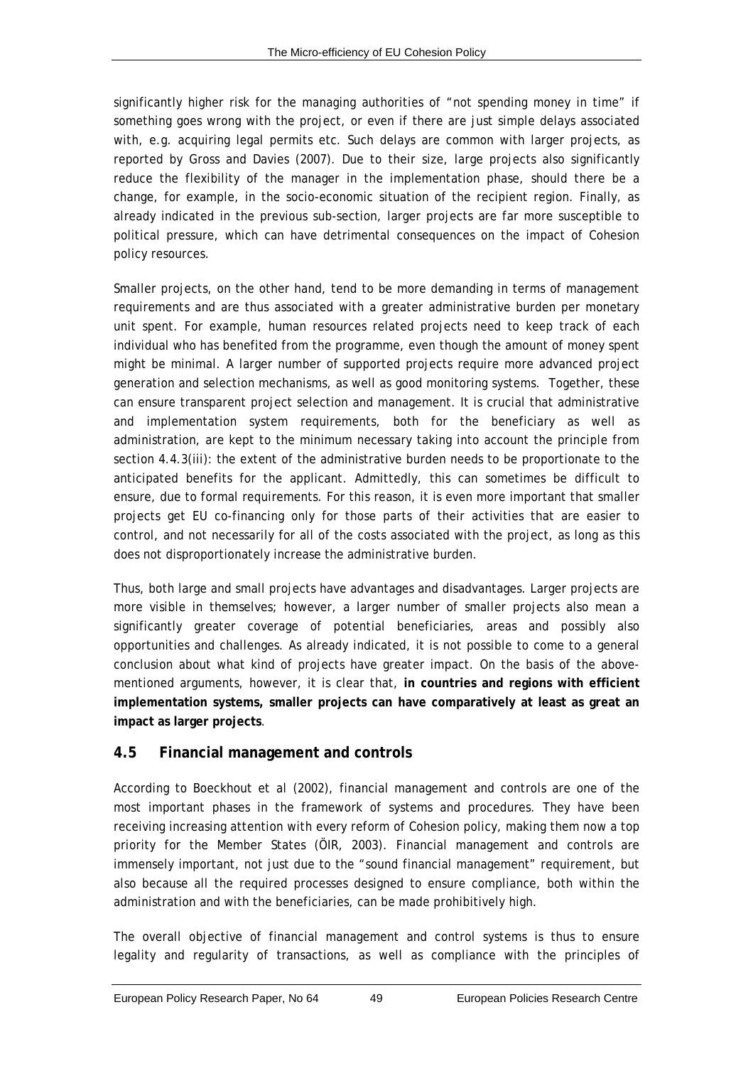significantly higher risk for the managing authorities of "not spending money in time" if something goes wrong with the project, or even if there are just simple delays associated with, e.g. acquiring legal permits etc. Such delays are common with larger projects, as reported by Gross and Davies (2007). Due to their size, large projects also significantly reduce the flexibility of the manager in the implementation phase, should there be a change, for example, in the socio-economic situation of the recipient region. Finally, as already indicated in the previous sub-section, larger projects are far more susceptible to political pressure, which can have detrimental consequences on the impact of Cohesion policy resources.

Smaller projects, on the other hand, tend to be more demanding in terms of management requirements and are thus associated with a greater administrative burden per monetary unit spent. For example, human resources related projects need to keep track of each individual who has benefited from the programme, even though the amount of money spent might be minimal. A larger number of supported projects require more advanced project generation and selection mechanisms, as well as good monitoring systems. Together, these can ensure transparent project selection and management. It is crucial that administrative and implementation system requirements, both for the beneficiary as well as administration, are kept to the minimum necessary taking into account the principle from section 4.4.3(iii): the extent of the administrative burden needs to be proportionate to the anticipated benefits for the applicant. Admittedly, this can sometimes be difficult to ensure, due to formal requirements. For this reason, it is even more important that smaller projects get EU co-financing only for those parts of their activities that are easier to control, and not necessarily for all of the costs associated with the project, as long as this does not disproportionately increase the administrative burden.

Thus, both large and small projects have advantages and disadvantages. Larger projects are more visible in themselves; however, a larger number of smaller projects also mean a significantly greater coverage of potential beneficiaries, areas and possibly also opportunities and challenges. As already indicated, it is not possible to come to a general conclusion about what kind of projects have greater impact. On the basis of the above-mentioned arguments, however, it is clear that, **in countries and regions with efficient implementation systems, smaller projects can have comparatively at least as great an impact as larger projects**.

## 4.5 Financial management and controls

According to Boeckhout et al (2002), financial management and controls are one of the most important phases in the framework of systems and procedures. They have been receiving increasing attention with every reform of Cohesion policy, making them now a top priority for the Member States (ÖIR, 2003). Financial management and controls are immensely important, not just due to the "sound financial management" requirement, but also because all the required processes designed to ensure compliance, both within the administration and with the beneficiaries, can be made prohibitively high.

The overall objective of financial management and control systems is thus to ensure legality and regularity of transactions, as well as compliance with the principles of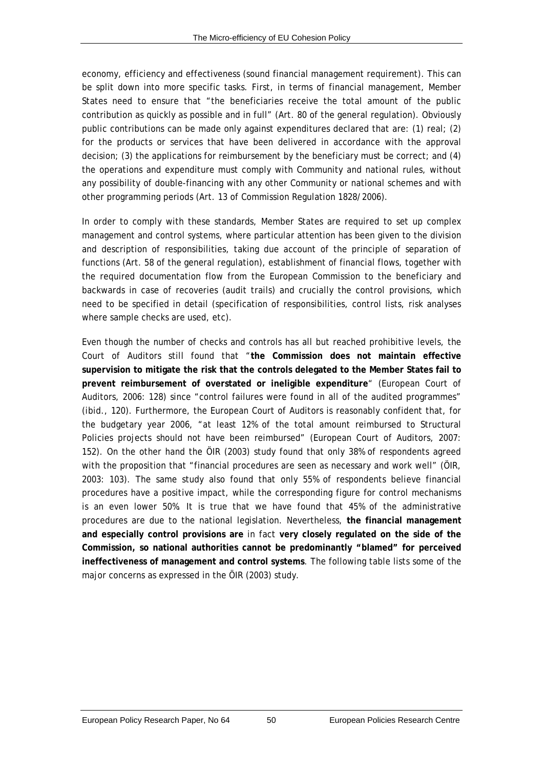economy, efficiency and effectiveness (sound financial management requirement). This can be split down into more specific tasks. First, in terms of financial management, Member States need to ensure that "the beneficiaries receive the total amount of the public contribution as quickly as possible and in full" (Art. 80 of the general regulation). Obviously public contributions can be made only against expenditures declared that are: (1) real; (2) for the products or services that have been delivered in accordance with the approval decision; (3) the applications for reimbursement by the beneficiary must be correct; and (4) the operations and expenditure must comply with Community and national rules, without any possibility of double-financing with any other Community or national schemes and with other programming periods (Art. 13 of Commission Regulation 1828/2006).

In order to comply with these standards, Member States are required to set up complex management and control systems, where particular attention has been given to the division and description of responsibilities, taking due account of the principle of separation of functions (Art. 58 of the general regulation), establishment of financial flows, together with the required documentation flow from the European Commission to the beneficiary and backwards in case of recoveries (audit trails) and crucially the control provisions, which need to be specified in detail (specification of responsibilities, control lists, risk analyses where sample checks are used, etc).

Even though the number of checks and controls has all but reached prohibitive levels, the Court of Auditors still found that "**the Commission does not maintain effective supervision to mitigate the risk that the controls delegated to the Member States fail to prevent reimbursement of overstated or ineligible expenditure**" (European Court of Auditors, 2006: 128) since "control failures were found in all of the audited programmes" (ibid., 120). Furthermore, the European Court of Auditors is reasonably confident that, for the budgetary year 2006, "at least 12% of the total amount reimbursed to Structural Policies projects should not have been reimbursed" (European Court of Auditors, 2007: 152). On the other hand the ÖIR (2003) study found that only 38% of respondents agreed with the proposition that "financial procedures are seen as necessary and work well" (ÖIR, 2003: 103). The same study also found that only 55% of respondents believe financial procedures have a positive impact, while the corresponding figure for control mechanisms is an even lower 50%. It is true that we have found that 45% of the administrative procedures are due to the national legislation. Nevertheless, **the financial management and especially control provisions are** in fact **very closely regulated on the side of the Commission, so national authorities cannot be predominantly "blamed" for perceived ineffectiveness of management and control systems**. The following table lists some of the major concerns as expressed in the ÖIR (2003) study.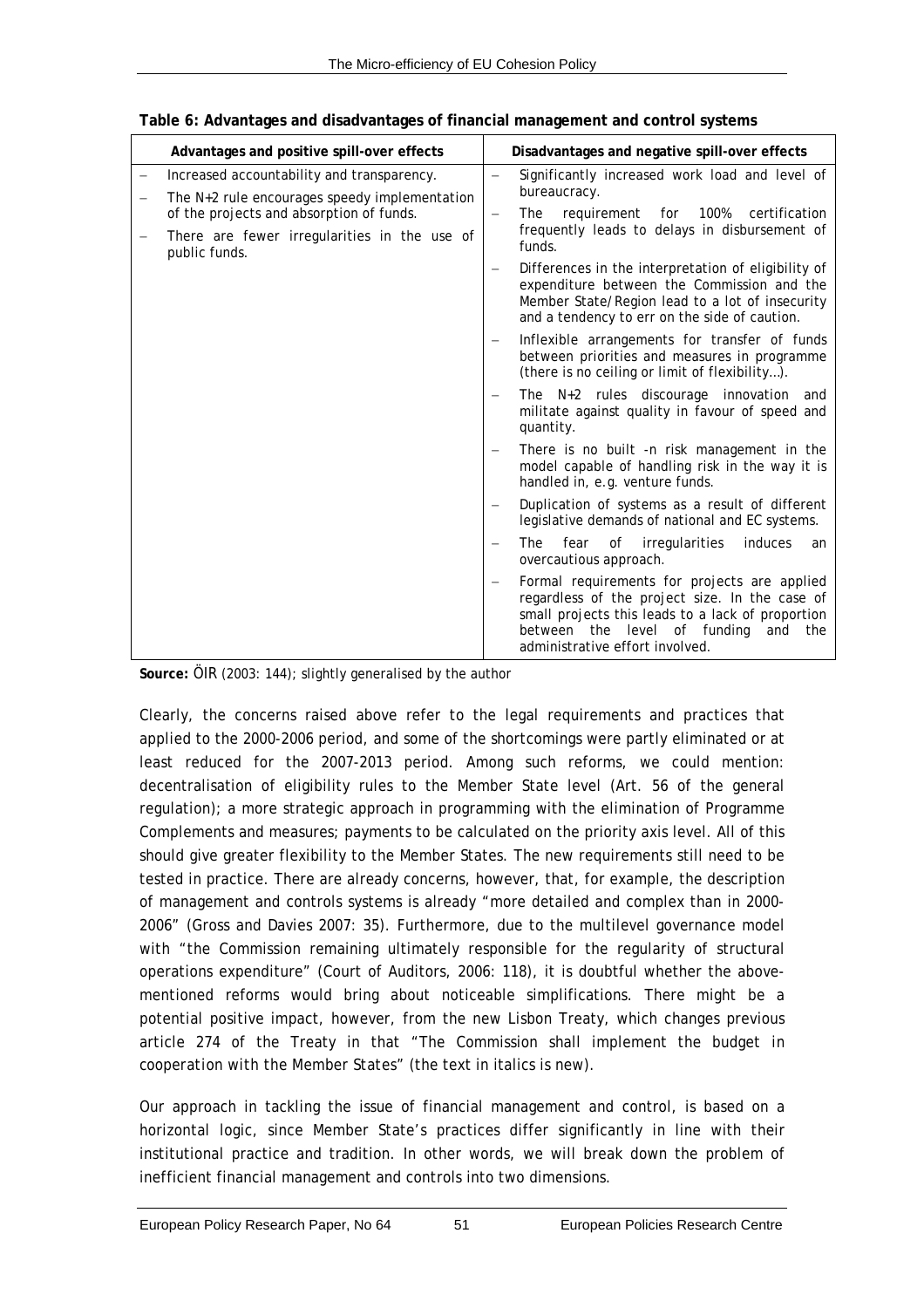**Table 6: Advantages and disadvantages of financial management and control systems**

| Advantages and positive spill-over effects | Disadvantages and negative spill-over effects |
|---|---|
| – Increased accountability and transparency.<br>– The N+2 rule encourages speedy implementation of the projects and absorption of funds.<br>– There are fewer irregularities in the use of public funds. | – Significantly increased work load and level of bureaucracy.<br>– The requirement for 100% certification frequently leads to delays in disbursement of funds.<br>– Differences in the interpretation of eligibility of expenditure between the Commission and the Member State/Region lead to a lot of insecurity and a tendency to err on the side of caution.<br>– Inflexible arrangements for transfer of funds between priorities and measures in programme (there is no ceiling or limit of flexibility…).<br>– The N+2 rules discourage innovation and militate against quality in favour of speed and quantity.<br>– There is no built -n risk management in the model capable of handling risk in the way it is handled in, e.g. venture funds.<br>– Duplication of systems as a result of different legislative demands of national and EC systems.<br>– The fear of irregularities induces an overcautious approach.<br>– Formal requirements for projects are applied regardless of the project size. In the case of small projects this leads to a lack of proportion between the level of funding and the administrative effort involved. |

**Source:** ÖIR (2003: 144); slightly generalised by the author

Clearly, the concerns raised above refer to the legal requirements and practices that applied to the 2000-2006 period, and some of the shortcomings were partly eliminated or at least reduced for the 2007-2013 period. Among such reforms, we could mention: decentralisation of eligibility rules to the Member State level (Art. 56 of the general regulation); a more strategic approach in programming with the elimination of Programme Complements and measures; payments to be calculated on the priority axis level. All of this should give greater flexibility to the Member States. The new requirements still need to be tested in practice. There are already concerns, however, that, for example, the description of management and controls systems is already "more detailed and complex than in 2000-2006" (Gross and Davies 2007: 35). Furthermore, due to the multilevel governance model with "the Commission remaining ultimately responsible for the regularity of structural operations expenditure" (Court of Auditors, 2006: 118), it is doubtful whether the above-mentioned reforms would bring about noticeable simplifications. There might be a potential positive impact, however, from the new Lisbon Treaty, which changes previous article 274 of the Treaty in that "The Commission shall implement the budget *in cooperation with the Member States*" (the text in italics is new).

Our approach in tackling the issue of financial management and control, is based on a horizontal logic, since Member State's practices differ significantly in line with their institutional practice and tradition. In other words, we will break down the problem of inefficient financial management and controls into two dimensions.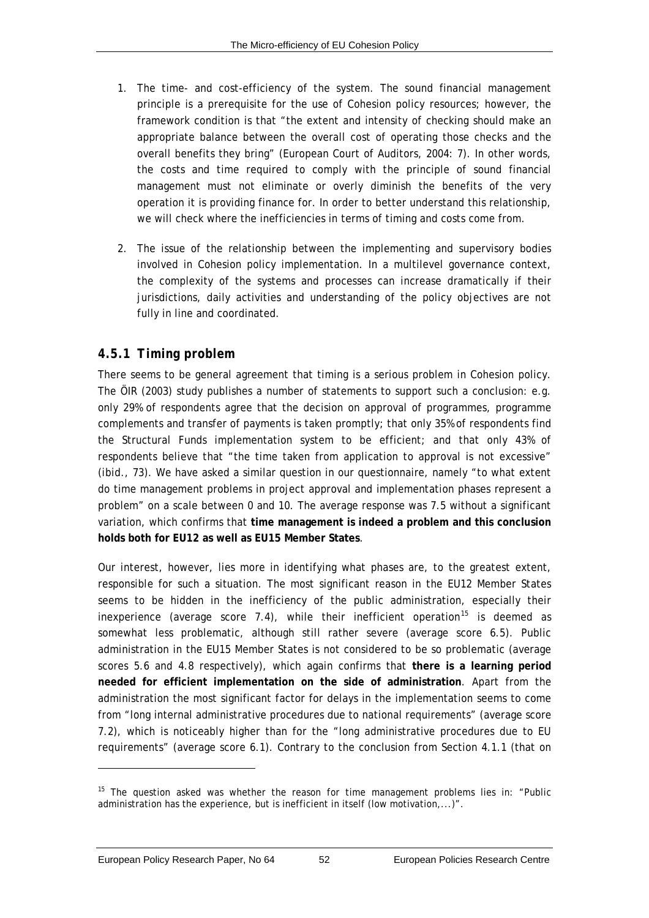1. The time- and cost-efficiency of the system. The sound financial management principle is a prerequisite for the use of Cohesion policy resources; however, the framework condition is that "the extent and intensity of checking should make an appropriate balance between the overall cost of operating those checks and the overall benefits they bring" (European Court of Auditors, 2004: 7). In other words, the costs and time required to comply with the principle of sound financial management must not eliminate or overly diminish the benefits of the very operation it is providing finance for. In order to better understand this relationship, we will check where the inefficiencies in terms of timing and costs come from.

2. The issue of the relationship between the implementing and supervisory bodies involved in Cohesion policy implementation. In a multilevel governance context, the complexity of the systems and processes can increase dramatically if their jurisdictions, daily activities and understanding of the policy objectives are not fully in line and coordinated.

### 4.5.1 Timing problem

There seems to be general agreement that timing is a serious problem in Cohesion policy. The ÖIR (2003) study publishes a number of statements to support such a conclusion: e.g. only 29% of respondents agree that the decision on approval of programmes, programme complements and transfer of payments is taken promptly; that only 35% of respondents find the Structural Funds implementation system to be efficient; and that only 43% of respondents believe that "the time taken from application to approval is not excessive" (ibid., 73). We have asked a similar question in our questionnaire, namely "to what extent do time management problems in project approval and implementation phases represent a problem" on a scale between 0 and 10. The average response was 7.5 without a significant variation, which confirms that **time management is indeed a problem and this conclusion holds both for EU12 as well as EU15 Member States**.

Our interest, however, lies more in identifying what phases are, to the greatest extent, responsible for such a situation. The most significant reason in the EU12 Member States seems to be hidden in the inefficiency of the public administration, especially their inexperience (average score 7.4), while their inefficient operation[15] is deemed as somewhat less problematic, although still rather severe (average score 6.5). Public administration in the EU15 Member States is not considered to be so problematic (average scores 5.6 and 4.8 respectively), which again confirms that **there is a learning period needed for efficient implementation on the side of administration**. Apart from the administration the most significant factor for delays in the implementation seems to come from "long internal administrative procedures due to national requirements" (average score 7.2), which is noticeably higher than for the "long administrative procedures due to EU requirements" (average score 6.1). Contrary to the conclusion from Section 4.1.1 (that on

---

[15] The question asked was whether the reason for time management problems lies in: "Public administration has the experience, but is inefficient in itself (low motivation,...)".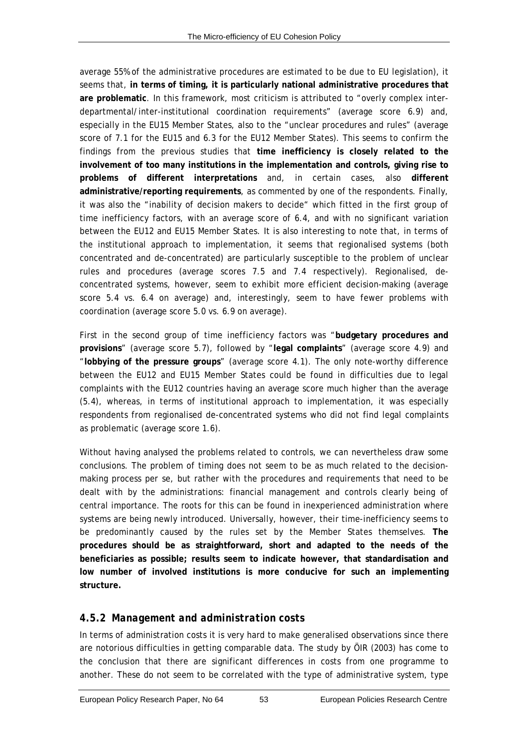average 55% of the administrative procedures are estimated to be due to EU legislation), it seems that, **in terms of timing, it is particularly national administrative procedures that are problematic**. In this framework, most criticism is attributed to "overly complex inter-departmental/inter-institutional coordination requirements" (average score 6.9) and, especially in the EU15 Member States, also to the "unclear procedures and rules" (average score of 7.1 for the EU15 and 6.3 for the EU12 Member States). This seems to confirm the findings from the previous studies that **time inefficiency is closely related to the involvement of too many institutions in the implementation and controls, giving rise to problems of different interpretations** and, in certain cases, also **different administrative/reporting requirements**, as commented by one of the respondents. Finally, it was also the "inability of decision makers to decide" which fitted in the first group of time inefficiency factors, with an average score of 6.4, and with no significant variation between the EU12 and EU15 Member States. It is also interesting to note that, in terms of the institutional approach to implementation, it seems that regionalised systems (both concentrated and de-concentrated) are particularly susceptible to the problem of unclear rules and procedures (average scores 7.5 and 7.4 respectively). Regionalised, de-concentrated systems, however, seem to exhibit more efficient decision-making (average score 5.4 vs. 6.4 on average) and, interestingly, seem to have fewer problems with coordination (average score 5.0 vs. 6.9 on average).

First in the second group of time inefficiency factors was "**budgetary procedures and provisions**" (average score 5.7), followed by "**legal complaints**" (average score 4.9) and "**lobbying of the pressure groups**" (average score 4.1). The only note-worthy difference between the EU12 and EU15 Member States could be found in difficulties due to legal complaints with the EU12 countries having an average score much higher than the average (5.4), whereas, in terms of institutional approach to implementation, it was especially respondents from regionalised de-concentrated systems who did not find legal complaints as problematic (average score 1.6).

Without having analysed the problems related to controls, we can nevertheless draw some conclusions. The problem of timing does not seem to be as much related to the decision-making process per se, but rather with the procedures and requirements that need to be dealt with by the administrations: financial management and controls clearly being of central importance. The roots for this can be found in inexperienced administration where systems are being newly introduced. Universally, however, their time-inefficiency seems to be predominantly caused by the rules set by the Member States themselves. **The procedures should be as straightforward, short and adapted to the needs of the beneficiaries as possible; results seem to indicate however, that standardisation and low number of involved institutions is more conducive for such an implementing structure.**

### *4.5.2 Management and administration costs*

In terms of administration costs it is very hard to make generalised observations since there are notorious difficulties in getting comparable data. The study by ÖIR (2003) has come to the conclusion that there are significant differences in costs from one programme to another. These do not seem to be correlated with the type of administrative system, type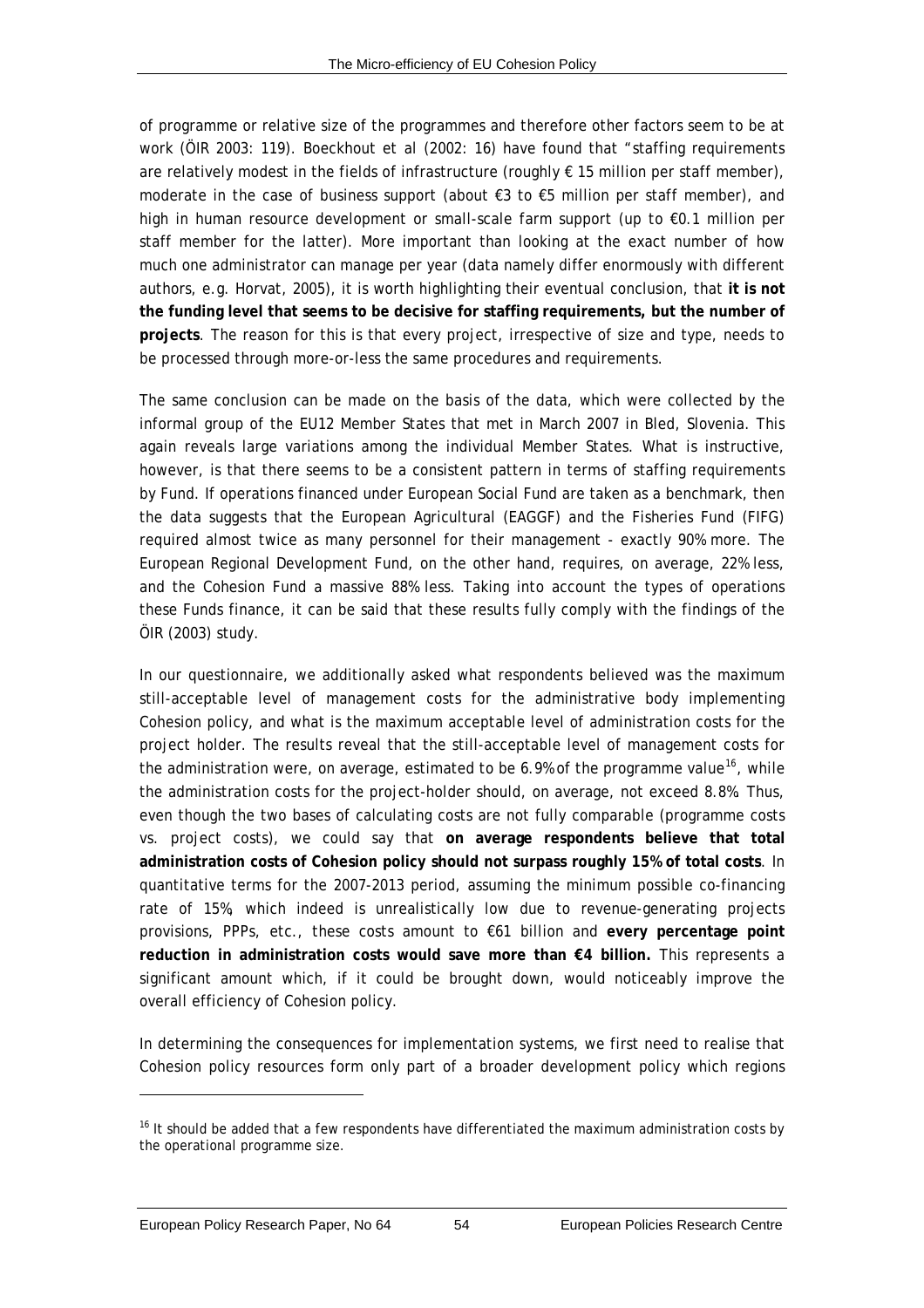of programme or relative size of the programmes and therefore other factors seem to be at work (ÖIR 2003: 119). Boeckhout et al (2002: 16) have found that "staffing requirements are relatively modest in the fields of infrastructure (roughly € 15 million per staff member), moderate in the case of business support (about €3 to €5 million per staff member), and high in human resource development or small-scale farm support (up to €0.1 million per staff member for the latter). More important than looking at the exact number of how much one administrator can manage per year (data namely differ enormously with different authors, e.g. Horvat, 2005), it is worth highlighting their eventual conclusion, that **it is not the funding level that seems to be decisive for staffing requirements, but the number of projects**. The reason for this is that every project, irrespective of size and type, needs to be processed through more-or-less the same procedures and requirements.

The same conclusion can be made on the basis of the data, which were collected by the informal group of the EU12 Member States that met in March 2007 in Bled, Slovenia. This again reveals large variations among the individual Member States. What is instructive, however, is that there seems to be a consistent pattern in terms of staffing requirements by Fund. If operations financed under European Social Fund are taken as a benchmark, then the data suggests that the European Agricultural (EAGGF) and the Fisheries Fund (FIFG) required almost twice as many personnel for their management - exactly 90% more. The European Regional Development Fund, on the other hand, requires, on average, 22% less, and the Cohesion Fund a massive 88% less. Taking into account the types of operations these Funds finance, it can be said that these results fully comply with the findings of the ÖIR (2003) study.

In our questionnaire, we additionally asked what respondents believed was the maximum still-acceptable level of management costs for the administrative body implementing Cohesion policy, and what is the maximum acceptable level of administration costs for the project holder. The results reveal that the still-acceptable level of management costs for the administration were, on average, estimated to be 6.9% of the programme value[16], while the administration costs for the project-holder should, on average, not exceed 8.8%. Thus, even though the two bases of calculating costs are not fully comparable (programme costs vs. project costs), we could say that **on average respondents believe that total administration costs of Cohesion policy should not surpass roughly 15% of total costs**. In quantitative terms for the 2007-2013 period, assuming the minimum possible co-financing rate of 15%, which indeed is unrealistically low due to revenue-generating projects provisions, PPPs, etc., these costs amount to €61 billion and **every percentage point reduction in administration costs would save more than €4 billion.** This represents a significant amount which, if it could be brought down, would noticeably improve the overall efficiency of Cohesion policy.

In determining the consequences for implementation systems, we first need to realise that Cohesion policy resources form only part of a broader development policy which regions

[16] It should be added that a few respondents have differentiated the maximum administration costs by the operational programme size.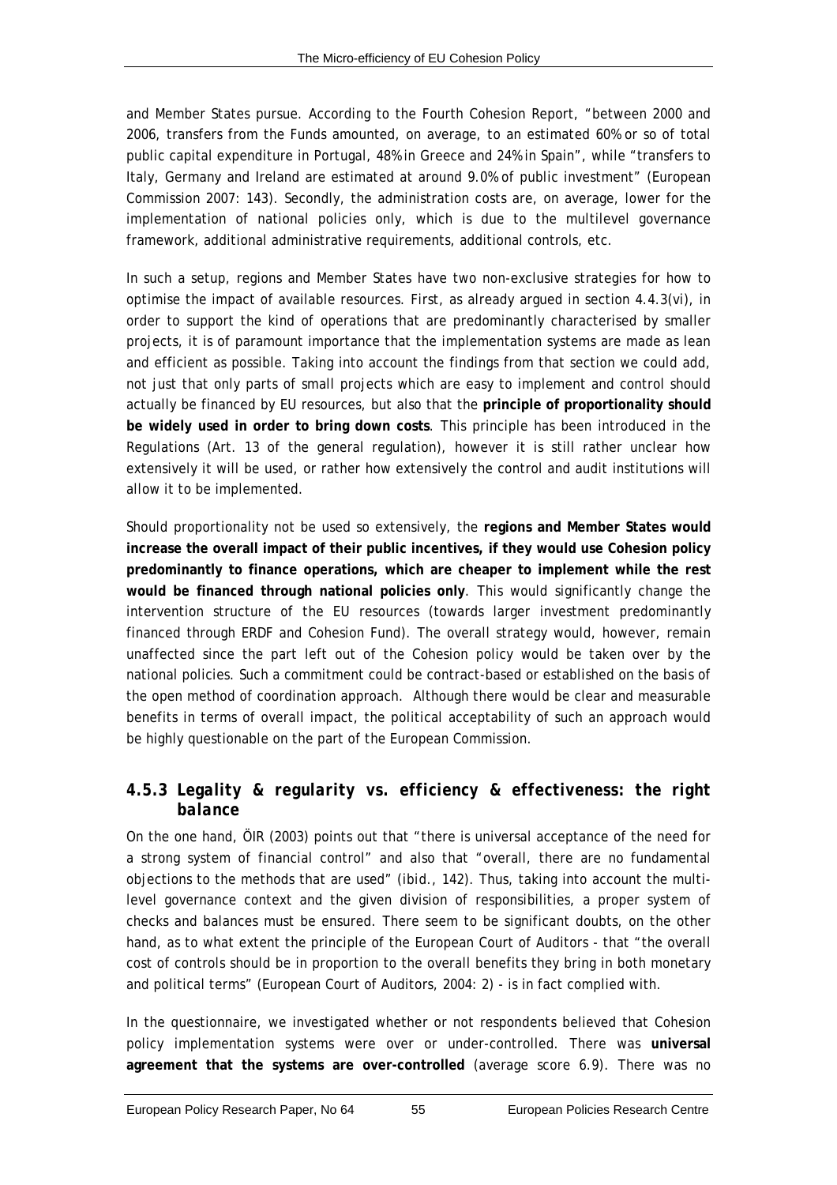and Member States pursue. According to the Fourth Cohesion Report, "between 2000 and 2006, transfers from the Funds amounted, on average, to an estimated 60% or so of total public capital expenditure in Portugal, 48% in Greece and 24% in Spain", while "transfers to Italy, Germany and Ireland are estimated at around 9.0% of public investment" (European Commission 2007: 143). Secondly, the administration costs are, on average, lower for the implementation of national policies only, which is due to the multilevel governance framework, additional administrative requirements, additional controls, etc.

In such a setup, regions and Member States have two non-exclusive strategies for how to optimise the impact of available resources. First, as already argued in section 4.4.3(vi), in order to support the kind of operations that are predominantly characterised by smaller projects, it is of paramount importance that the implementation systems are made as lean and efficient as possible. Taking into account the findings from that section we could add, not just that only parts of small projects which are easy to implement and control should actually be financed by EU resources, but also that the **principle of proportionality should be widely used in order to bring down costs**. This principle has been introduced in the Regulations (Art. 13 of the general regulation), however it is still rather unclear how extensively it will be used, or rather how extensively the control and audit institutions will allow it to be implemented.

Should proportionality not be used so extensively, the **regions and Member States would increase the overall impact of their public incentives, if they would use Cohesion policy predominantly to finance operations, which are cheaper to implement while the rest would be financed through national policies only**. This would significantly change the intervention structure of the EU resources (towards larger investment predominantly financed through ERDF and Cohesion Fund). The overall strategy would, however, remain unaffected since the part left out of the Cohesion policy would be taken over by the national policies. Such a commitment could be contract-based or established on the basis of the open method of coordination approach. Although there would be clear and measurable benefits in terms of overall impact, the political acceptability of such an approach would be highly questionable on the part of the European Commission.

### *4.5.3 Legality & regularity vs. efficiency & effectiveness: the right balance*

On the one hand, ÖIR (2003) points out that "there is universal acceptance of the need for a strong system of financial control" and also that "overall, there are no fundamental objections to the methods that are used" (ibid., 142). Thus, taking into account the multi-level governance context and the given division of responsibilities, a proper system of checks and balances must be ensured. There seem to be significant doubts, on the other hand, as to what extent the principle of the European Court of Auditors - that "the overall cost of controls should be in proportion to the overall benefits they bring in both monetary and political terms" (European Court of Auditors, 2004: 2) - is in fact complied with.

In the questionnaire, we investigated whether or not respondents believed that Cohesion policy implementation systems were over or under-controlled. There was **universal agreement that the systems are over-controlled** (average score 6.9). There was no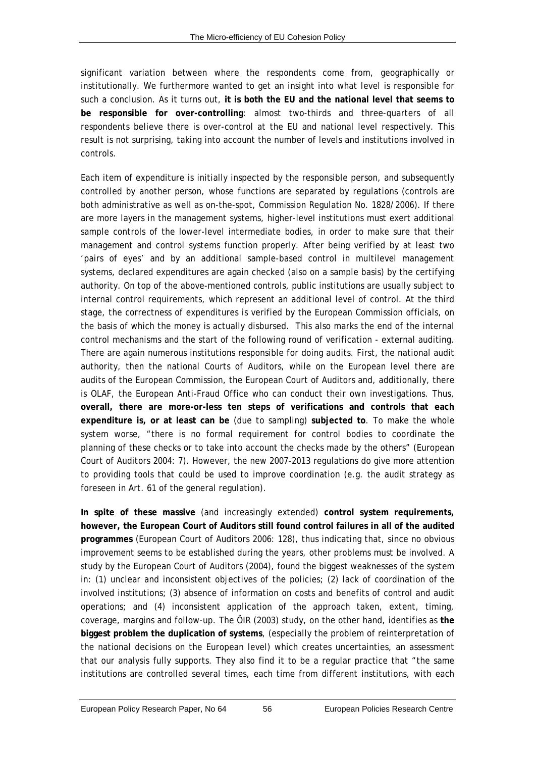significant variation between where the respondents come from, geographically or institutionally. We furthermore wanted to get an insight into what level is responsible for such a conclusion. As it turns out, **it is both the EU and the national level that seems to be responsible for over-controlling**: almost two-thirds and three-quarters of all respondents believe there is over-control at the EU and national level respectively. This result is not surprising, taking into account the number of levels and institutions involved in controls.

Each item of expenditure is initially inspected by the responsible person, and subsequently controlled by another person, whose functions are separated by regulations (controls are both administrative as well as on-the-spot, Commission Regulation No. 1828/2006). If there are more layers in the management systems, higher-level institutions must exert additional sample controls of the lower-level intermediate bodies, in order to make sure that their management and control systems function properly. After being verified by at least two 'pairs of eyes' and by an additional sample-based control in multilevel management systems, declared expenditures are again checked (also on a sample basis) by the certifying authority. On top of the above-mentioned controls, public institutions are usually subject to internal control requirements, which represent an additional level of control. At the third stage, the correctness of expenditures is verified by the European Commission officials, on the basis of which the money is actually disbursed. This also marks the end of the internal control mechanisms and the start of the following round of verification - external auditing. There are again numerous institutions responsible for doing audits. First, the national audit authority, then the national Courts of Auditors, while on the European level there are audits of the European Commission, the European Court of Auditors and, additionally, there is OLAF, the European Anti-Fraud Office who can conduct their own investigations. Thus, **overall, there are more-or-less ten steps of verifications and controls that each expenditure is, or at least can be** (due to sampling) **subjected to**. To make the whole system worse, "there is no formal requirement for control bodies to coordinate the planning of these checks or to take into account the checks made by the others" (European Court of Auditors 2004: 7). However, the new 2007-2013 regulations do give more attention to providing tools that could be used to improve coordination (e.g. the audit strategy as foreseen in Art. 61 of the general regulation).

**In spite of these massive** (and increasingly extended) **control system requirements, however, the European Court of Auditors still found control failures in all of the audited programmes** (European Court of Auditors 2006: 128), thus indicating that, since no obvious improvement seems to be established during the years, other problems must be involved. A study by the European Court of Auditors (2004), found the biggest weaknesses of the system in: (1) unclear and inconsistent objectives of the policies; (2) lack of coordination of the involved institutions; (3) absence of information on costs and benefits of control and audit operations; and (4) inconsistent application of the approach taken, extent, timing, coverage, margins and follow-up. The ÖIR (2003) study, on the other hand, identifies as **the biggest problem the duplication of systems**, (especially the problem of reinterpretation of the national decisions on the European level) which creates uncertainties, an assessment that our analysis fully supports. They also find it to be a regular practice that "the same institutions are controlled several times, each time from different institutions, with each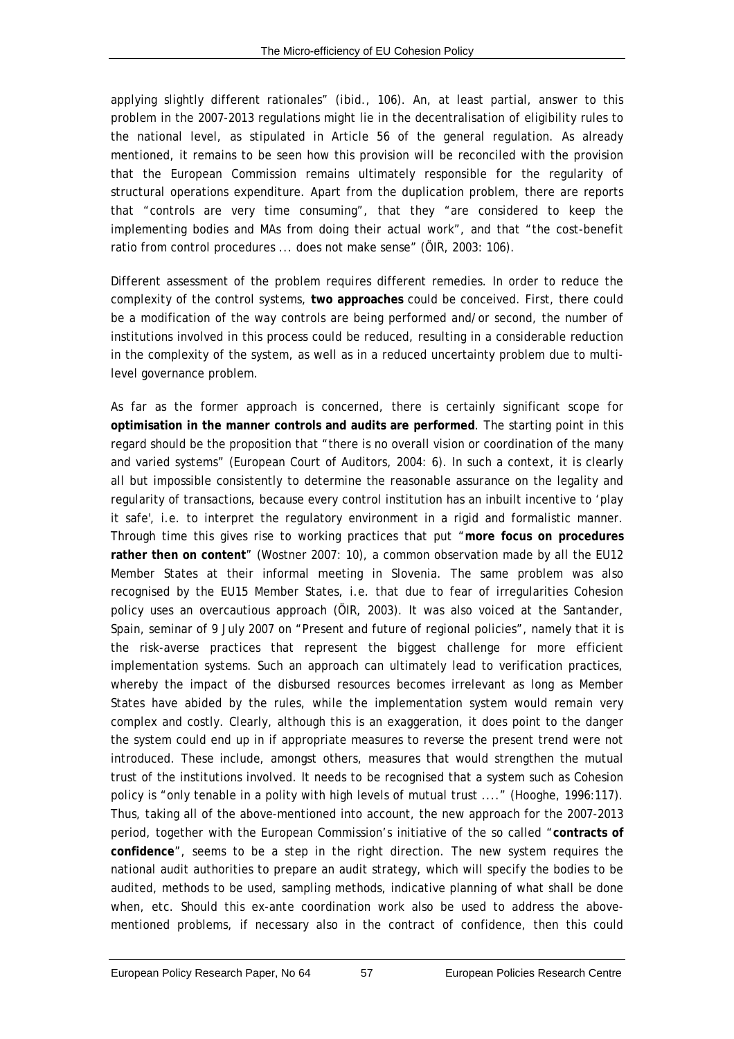applying slightly different rationales" (ibid., 106). An, at least partial, answer to this problem in the 2007-2013 regulations might lie in the decentralisation of eligibility rules to the national level, as stipulated in Article 56 of the general regulation. As already mentioned, it remains to be seen how this provision will be reconciled with the provision that the European Commission remains ultimately responsible for the regularity of structural operations expenditure. Apart from the duplication problem, there are reports that "controls are very time consuming", that they "are considered to keep the implementing bodies and MAs from doing their actual work", and that "the cost-benefit ratio from control procedures ... does not make sense" (ÖIR, 2003: 106).

Different assessment of the problem requires different remedies. In order to reduce the complexity of the control systems, **two approaches** could be conceived. First, there could be a modification of the way controls are being performed and/or second, the number of institutions involved in this process could be reduced, resulting in a considerable reduction in the complexity of the system, as well as in a reduced uncertainty problem due to multi-level governance problem.

As far as the former approach is concerned, there is certainly significant scope for **optimisation in the manner controls and audits are performed**. The starting point in this regard should be the proposition that "there is no overall vision or coordination of the many and varied systems" (European Court of Auditors, 2004: 6). In such a context, it is clearly all but impossible consistently to determine the reasonable assurance on the legality and regularity of transactions, because every control institution has an inbuilt incentive to 'play it safe', i.e. to interpret the regulatory environment in a rigid and formalistic manner. Through time this gives rise to working practices that put "**more focus on procedures rather then on content**" (Wostner 2007: 10), a common observation made by all the EU12 Member States at their informal meeting in Slovenia. The same problem was also recognised by the EU15 Member States, i.e. that due to fear of irregularities Cohesion policy uses an overcautious approach (ÖIR, 2003). It was also voiced at the Santander, Spain, seminar of 9 July 2007 on "Present and future of regional policies", namely that it is the risk-averse practices that represent the biggest challenge for more efficient implementation systems. Such an approach can ultimately lead to verification practices, whereby the impact of the disbursed resources becomes irrelevant as long as Member States have abided by the rules, while the implementation system would remain very complex and costly. Clearly, although this is an exaggeration, it does point to the danger the system could end up in if appropriate measures to reverse the present trend were not introduced. These include, amongst others, measures that would strengthen the mutual trust of the institutions involved. It needs to be recognised that a system such as Cohesion policy is "only tenable in a polity with high levels of mutual trust ...." (Hooghe, 1996:117). Thus, taking all of the above-mentioned into account, the new approach for the 2007-2013 period, together with the European Commission's initiative of the so called "**contracts of confidence**", seems to be a step in the right direction. The new system requires the national audit authorities to prepare an audit strategy, which will specify the bodies to be audited, methods to be used, sampling methods, indicative planning of what shall be done when, etc. Should this ex-ante coordination work also be used to address the above-mentioned problems, if necessary also in the contract of confidence, then this could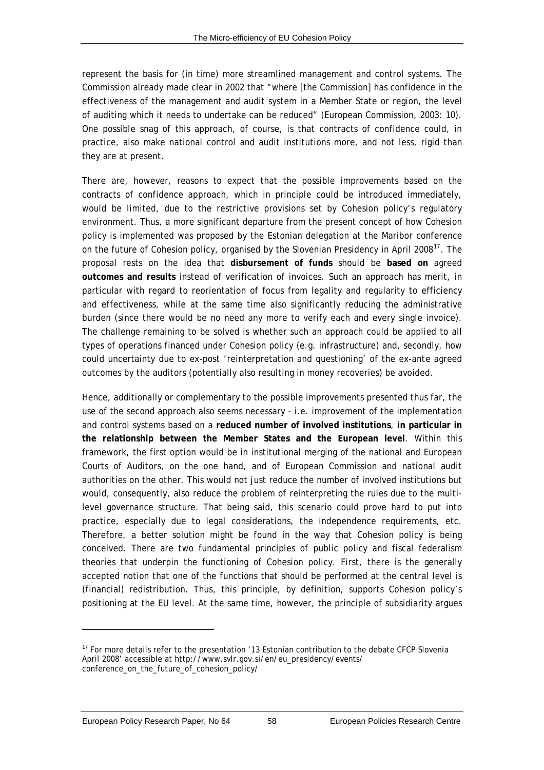represent the basis for (in time) more streamlined management and control systems. The Commission already made clear in 2002 that "where [the Commission] has confidence in the effectiveness of the management and audit system in a Member State or region, the level of auditing which it needs to undertake can be reduced" (European Commission, 2003: 10). One possible snag of this approach, of course, is that contracts of confidence could, in practice, also make national control and audit institutions more, and not less, rigid than they are at present.

There are, however, reasons to expect that the possible improvements based on the contracts of confidence approach, which in principle could be introduced immediately, would be limited, due to the restrictive provisions set by Cohesion policy's regulatory environment. Thus, a more significant departure from the present concept of how Cohesion policy is implemented was proposed by the Estonian delegation at the Maribor conference on the future of Cohesion policy, organised by the Slovenian Presidency in April 2008[17]. The proposal rests on the idea that **disbursement of funds** should be **based on** agreed **outcomes and results** instead of verification of invoices. Such an approach has merit, in particular with regard to reorientation of focus from legality and regularity to efficiency and effectiveness, while at the same time also significantly reducing the administrative burden (since there would be no need any more to verify each and every single invoice). The challenge remaining to be solved is whether such an approach could be applied to all types of operations financed under Cohesion policy (e.g. infrastructure) and, secondly, how could uncertainty due to ex-post 'reinterpretation and questioning' of the ex-ante agreed outcomes by the auditors (potentially also resulting in money recoveries) be avoided.

Hence, additionally or complementary to the possible improvements presented thus far, the use of the second approach also seems necessary - i.e. improvement of the implementation and control systems based on a **reduced number of involved institutions**, **in particular in the relationship between the Member States and the European level**. Within this framework, the first option would be in institutional merging of the national and European Courts of Auditors, on the one hand, and of European Commission and national audit authorities on the other. This would not just reduce the number of involved institutions but would, consequently, also reduce the problem of reinterpreting the rules due to the multi-level governance structure. That being said, this scenario could prove hard to put into practice, especially due to legal considerations, the independence requirements, etc. Therefore, a better solution might be found in the way that Cohesion policy is being conceived. There are two fundamental principles of public policy and fiscal federalism theories that underpin the functioning of Cohesion policy. First, there is the generally accepted notion that one of the functions that should be performed at the central level is (financial) redistribution. Thus, this principle, by definition, supports Cohesion policy's positioning at the EU level. At the same time, however, the principle of subsidiarity argues

[17] For more details refer to the presentation '13 Estonian contribution to the debate CFCP Slovenia April 2008' accessible at http://www.svlr.gov.si/en/eu_presidency/events/conference_on_the_future_of_cohesion_policy/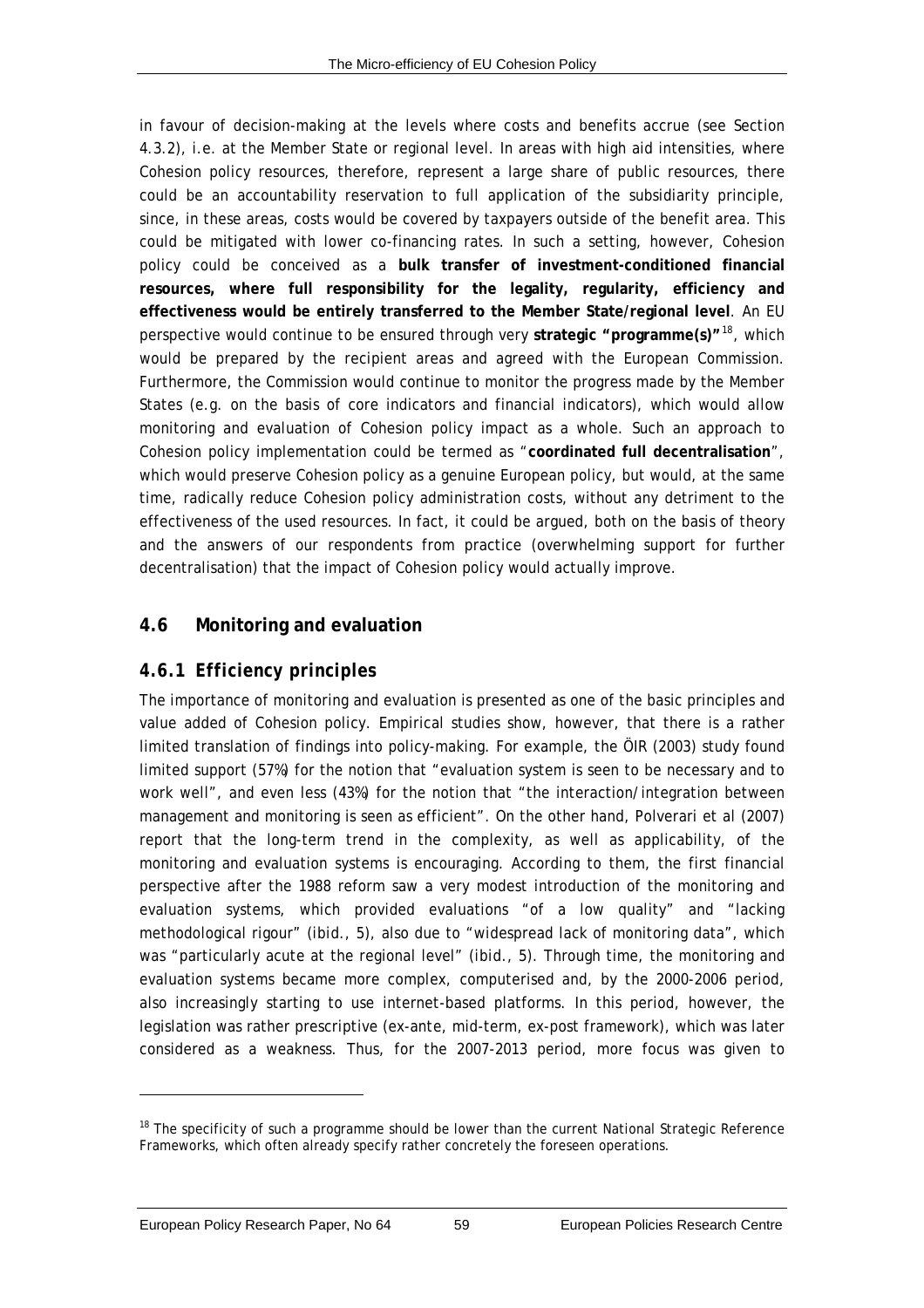in favour of decision-making at the levels where costs and benefits accrue (see Section 4.3.2), i.e. at the Member State or regional level. In areas with high aid intensities, where Cohesion policy resources, therefore, represent a large share of public resources, there could be an accountability reservation to full application of the subsidiarity principle, since, in these areas, costs would be covered by taxpayers outside of the benefit area. This could be mitigated with lower co-financing rates. In such a setting, however, Cohesion policy could be conceived as a **bulk transfer of investment-conditioned financial resources, where full responsibility for the legality, regularity, efficiency and effectiveness would be entirely transferred to the Member State/regional level**. An EU perspective would continue to be ensured through very **strategic "programme(s)"**[18], which would be prepared by the recipient areas and agreed with the European Commission. Furthermore, the Commission would continue to monitor the progress made by the Member States (e.g. on the basis of core indicators and financial indicators), which would allow monitoring and evaluation of Cohesion policy impact as a whole. Such an approach to Cohesion policy implementation could be termed as "**coordinated full decentralisation**", which would preserve Cohesion policy as a genuine European policy, but would, at the same time, radically reduce Cohesion policy administration costs, without any detriment to the effectiveness of the used resources. In fact, it could be argued, both on the basis of theory and the answers of our respondents from practice (overwhelming support for further decentralisation) that the impact of Cohesion policy would actually improve.

## 4.6 Monitoring and evaluation

### 4.6.1 Efficiency principles

The importance of monitoring and evaluation is presented as one of the basic principles and value added of Cohesion policy. Empirical studies show, however, that there is a rather limited translation of findings into policy-making. For example, the ÖIR (2003) study found limited support (57%) for the notion that "evaluation system is seen to be necessary and to work well", and even less (43%) for the notion that "the interaction/integration between management and monitoring is seen as efficient". On the other hand, Polverari et al (2007) report that the long-term trend in the complexity, as well as applicability, of the monitoring and evaluation systems is encouraging. According to them, the first financial perspective after the 1988 reform saw a very modest introduction of the monitoring and evaluation systems, which provided evaluations "of a low quality" and "lacking methodological rigour" (ibid., 5), also due to "widespread lack of monitoring data", which was "particularly acute at the regional level" (ibid., 5). Through time, the monitoring and evaluation systems became more complex, computerised and, by the 2000-2006 period, also increasingly starting to use internet-based platforms. In this period, however, the legislation was rather prescriptive (ex-ante, mid-term, ex-post framework), which was later considered as a weakness. Thus, for the 2007-2013 period, more focus was given to

---

[18] The specificity of such a programme should be lower than the current National Strategic Reference Frameworks, which often already specify rather concretely the foreseen operations.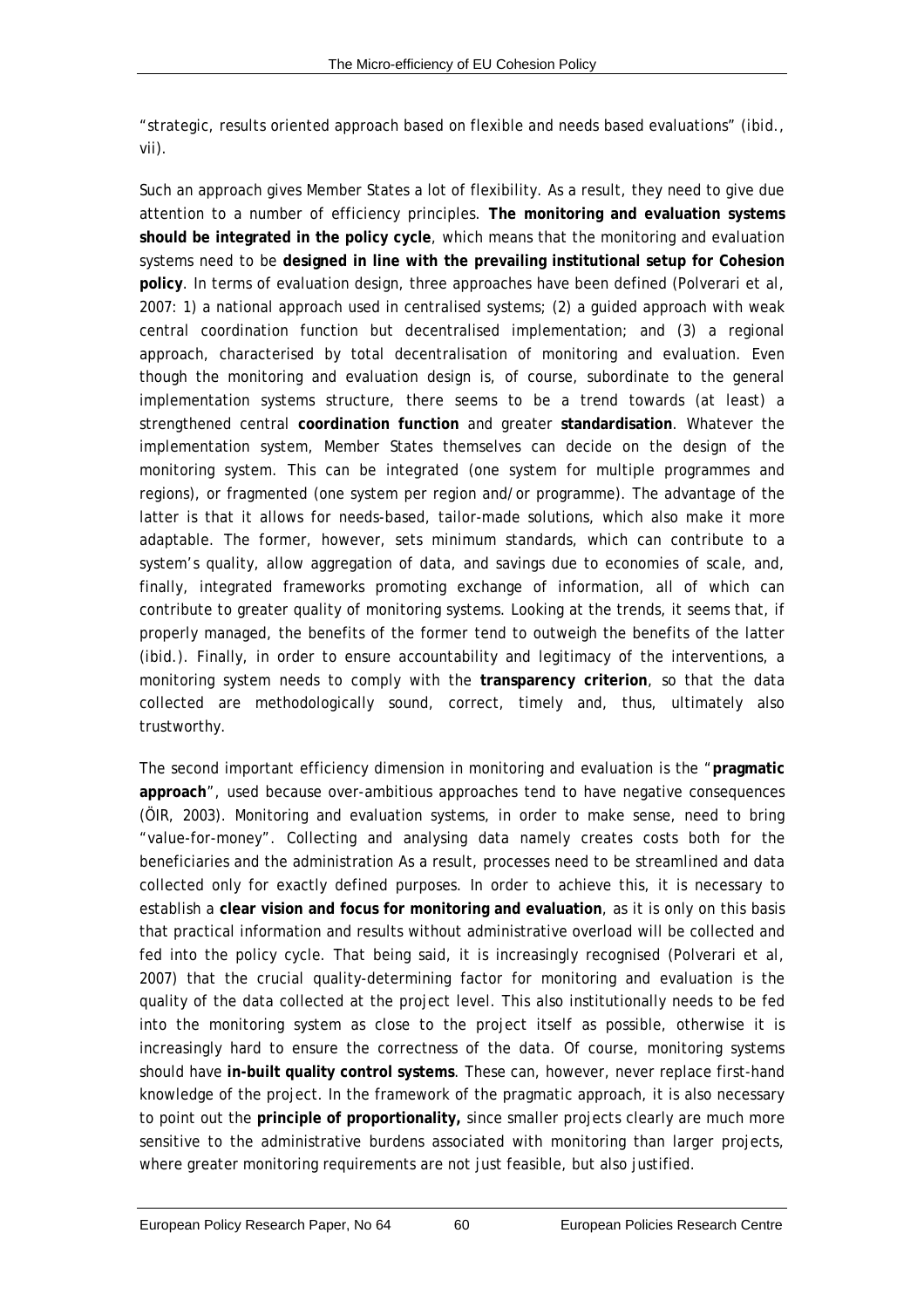"strategic, results oriented approach based on flexible and needs based evaluations" (ibid., vii).

Such an approach gives Member States a lot of flexibility. As a result, they need to give due attention to a number of efficiency principles. **The monitoring and evaluation systems should be integrated in the policy cycle**, which means that the monitoring and evaluation systems need to be **designed in line with the prevailing institutional setup for Cohesion policy**. In terms of evaluation design, three approaches have been defined (Polverari et al, 2007: 1) a national approach used in centralised systems; (2) a guided approach with weak central coordination function but decentralised implementation; and (3) a regional approach, characterised by total decentralisation of monitoring and evaluation. Even though the monitoring and evaluation design is, of course, subordinate to the general implementation systems structure, there seems to be a trend towards (at least) a strengthened central **coordination function** and greater **standardisation**. Whatever the implementation system, Member States themselves can decide on the design of the monitoring system. This can be integrated (one system for multiple programmes and regions), or fragmented (one system per region and/or programme). The advantage of the latter is that it allows for needs-based, tailor-made solutions, which also make it more adaptable. The former, however, sets minimum standards, which can contribute to a system's quality, allow aggregation of data, and savings due to economies of scale, and, finally, integrated frameworks promoting exchange of information, all of which can contribute to greater quality of monitoring systems. Looking at the trends, it seems that, if properly managed, the benefits of the former tend to outweigh the benefits of the latter (ibid.). Finally, in order to ensure accountability and legitimacy of the interventions, a monitoring system needs to comply with the **transparency criterion**, so that the data collected are methodologically sound, correct, timely and, thus, ultimately also trustworthy.

The second important efficiency dimension in monitoring and evaluation is the "**pragmatic approach**", used because over-ambitious approaches tend to have negative consequences (ÖIR, 2003). Monitoring and evaluation systems, in order to make sense, need to bring "value-for-money". Collecting and analysing data namely creates costs both for the beneficiaries and the administration As a result, processes need to be streamlined and data collected only for exactly defined purposes. In order to achieve this, it is necessary to establish a **clear vision and focus for monitoring and evaluation**, as it is only on this basis that practical information and results without administrative overload will be collected and fed into the policy cycle. That being said, it is increasingly recognised (Polverari et al, 2007) that the crucial quality-determining factor for monitoring and evaluation is the quality of the data collected at the project level. This also institutionally needs to be fed into the monitoring system as close to the project itself as possible, otherwise it is increasingly hard to ensure the correctness of the data. Of course, monitoring systems should have **in-built quality control systems**. These can, however, never replace first-hand knowledge of the project. In the framework of the pragmatic approach, it is also necessary to point out the **principle of proportionality,** since smaller projects clearly are much more sensitive to the administrative burdens associated with monitoring than larger projects, where greater monitoring requirements are not just feasible, but also justified.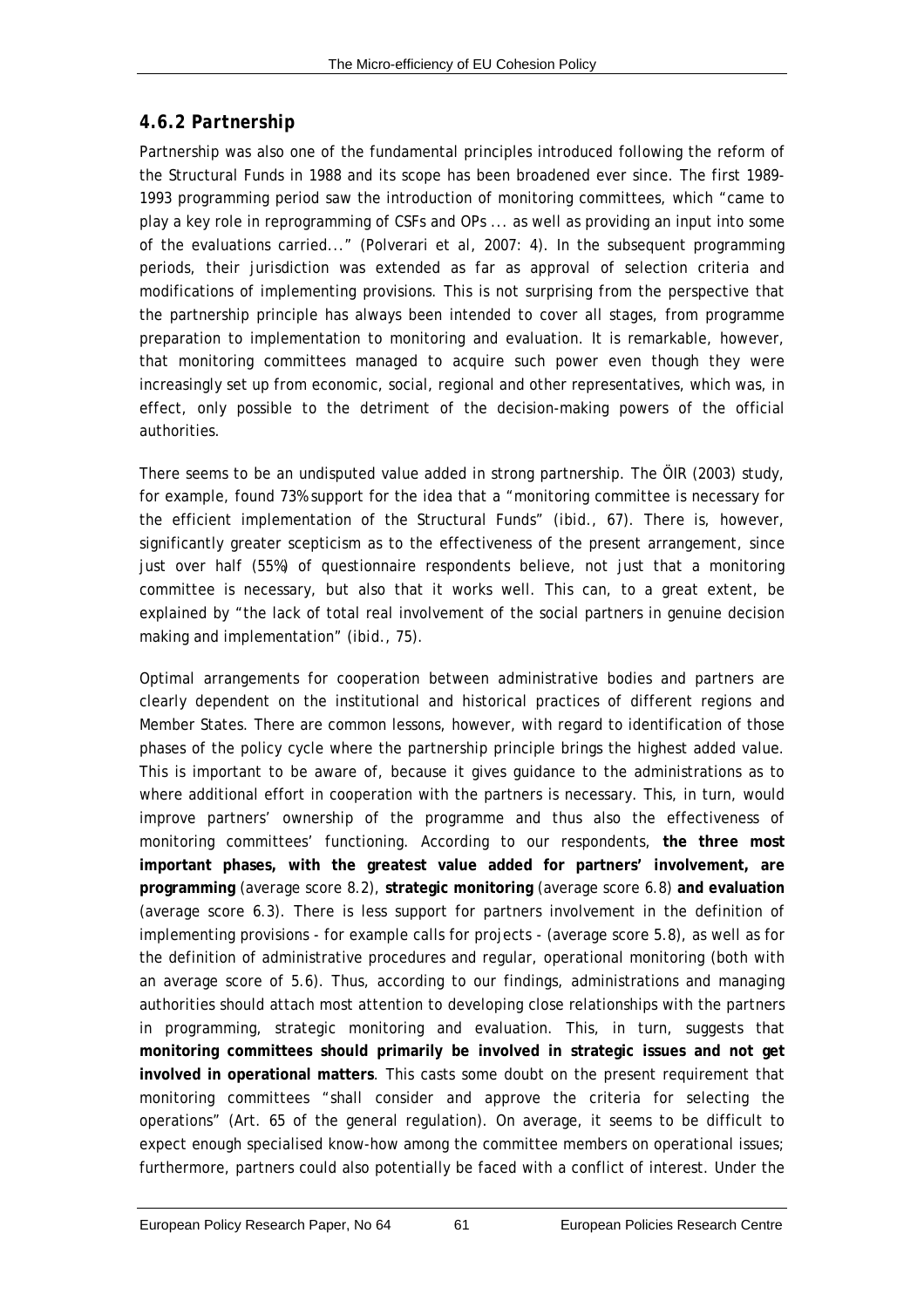### *4.6.2 Partnership*

Partnership was also one of the fundamental principles introduced following the reform of the Structural Funds in 1988 and its scope has been broadened ever since. The first 1989-1993 programming period saw the introduction of monitoring committees, which "came to play a key role in reprogramming of CSFs and OPs ... as well as providing an input into some of the evaluations carried..." (Polverari et al, 2007: 4). In the subsequent programming periods, their jurisdiction was extended as far as approval of selection criteria and modifications of implementing provisions. This is not surprising from the perspective that the partnership principle has always been intended to cover all stages, from programme preparation to implementation to monitoring and evaluation. It is remarkable, however, that monitoring committees managed to acquire such power even though they were increasingly set up from economic, social, regional and other representatives, which was, in effect, only possible to the detriment of the decision-making powers of the official authorities.

There seems to be an undisputed value added in strong partnership. The ÖIR (2003) study, for example, found 73% support for the idea that a "monitoring committee is necessary for the efficient implementation of the Structural Funds" (ibid., 67). There is, however, significantly greater scepticism as to the effectiveness of the present arrangement, since just over half (55%) of questionnaire respondents believe, not just that a monitoring committee is necessary, but also that it works well. This can, to a great extent, be explained by "the lack of total real involvement of the social partners in genuine decision making and implementation" (ibid., 75).

Optimal arrangements for cooperation between administrative bodies and partners are clearly dependent on the institutional and historical practices of different regions and Member States. There are common lessons, however, with regard to identification of those phases of the policy cycle where the partnership principle brings the highest added value. This is important to be aware of, because it gives guidance to the administrations as to where additional effort in cooperation with the partners is necessary. This, in turn, would improve partners' ownership of the programme and thus also the effectiveness of monitoring committees' functioning. According to our respondents, **the three most important phases, with the greatest value added for partners' involvement, are programming** (average score 8.2), **strategic monitoring** (average score 6.8) **and evaluation** (average score 6.3). There is less support for partners involvement in the definition of implementing provisions - for example calls for projects - (average score 5.8), as well as for the definition of administrative procedures and regular, operational monitoring (both with an average score of 5.6). Thus, according to our findings, administrations and managing authorities should attach most attention to developing close relationships with the partners in programming, strategic monitoring and evaluation. This, in turn, suggests that **monitoring committees should primarily be involved in strategic issues and not get involved in operational matters**. This casts some doubt on the present requirement that monitoring committees "shall consider and approve the criteria for selecting the operations" (Art. 65 of the general regulation). On average, it seems to be difficult to expect enough specialised know-how among the committee members on operational issues; furthermore, partners could also potentially be faced with a conflict of interest. Under the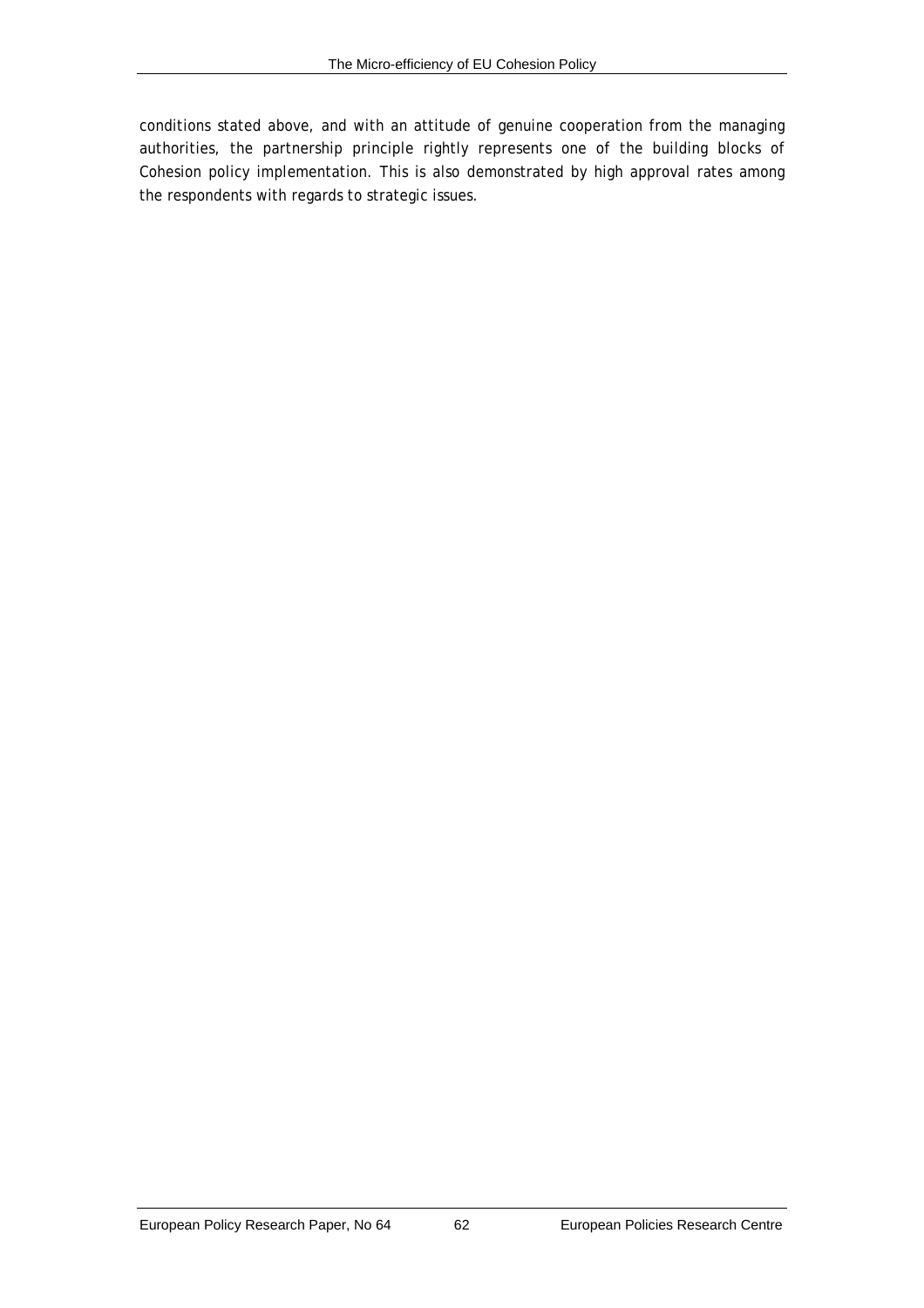conditions stated above, and with an attitude of genuine cooperation from the managing authorities, the partnership principle rightly represents one of the building blocks of Cohesion policy implementation. This is also demonstrated by high approval rates among the respondents with regards to strategic issues.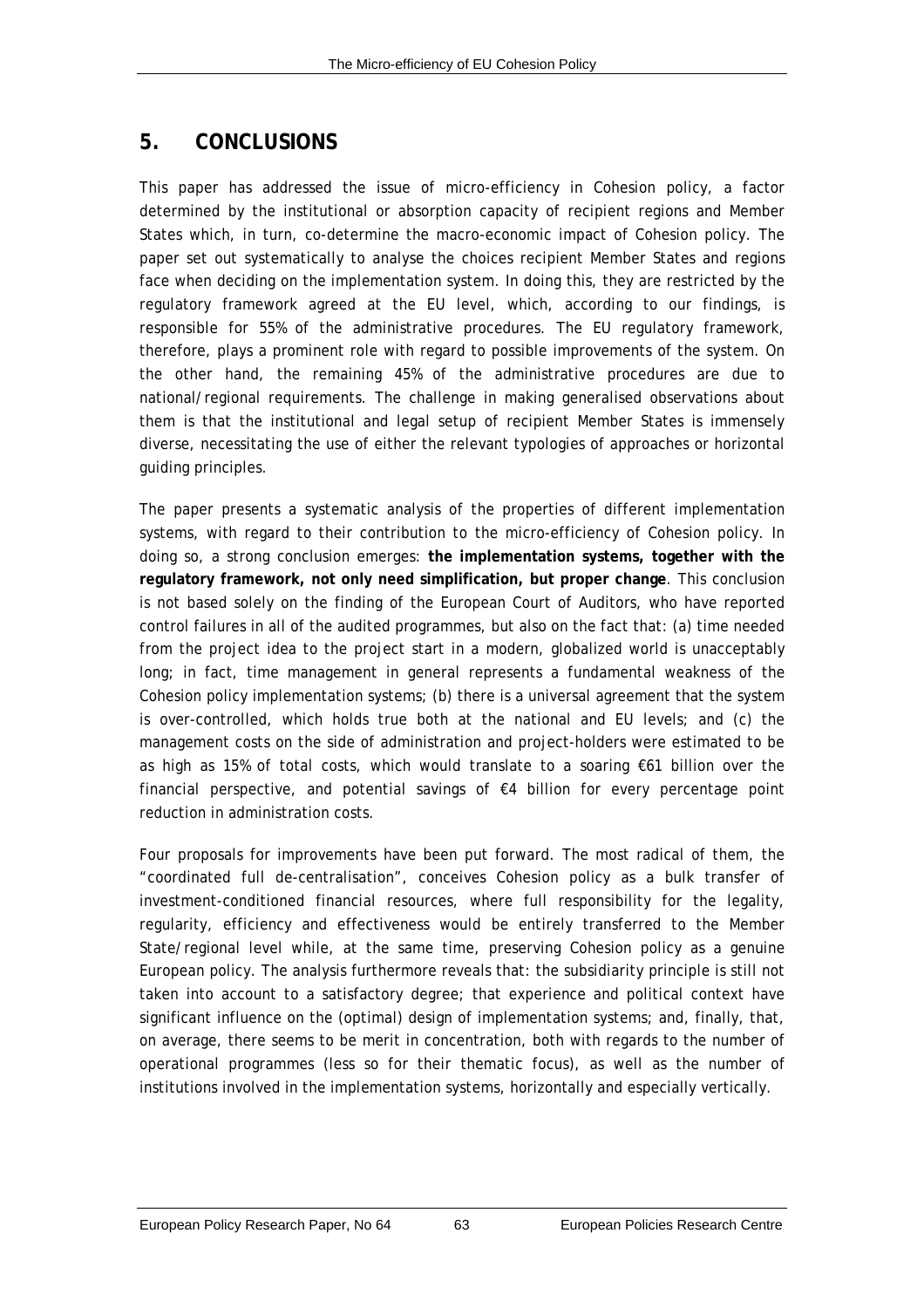## 5. CONCLUSIONS

This paper has addressed the issue of micro-efficiency in Cohesion policy, a factor determined by the institutional or absorption capacity of recipient regions and Member States which, in turn, co-determine the macro-economic impact of Cohesion policy. The paper set out systematically to analyse the choices recipient Member States and regions face when deciding on the implementation system. In doing this, they are restricted by the regulatory framework agreed at the EU level, which, according to our findings, is responsible for 55% of the administrative procedures. The EU regulatory framework, therefore, plays a prominent role with regard to possible improvements of the system. On the other hand, the remaining 45% of the administrative procedures are due to national/regional requirements. The challenge in making generalised observations about them is that the institutional and legal setup of recipient Member States is immensely diverse, necessitating the use of either the relevant typologies of approaches or horizontal guiding principles.

The paper presents a systematic analysis of the properties of different implementation systems, with regard to their contribution to the micro-efficiency of Cohesion policy. In doing so, a strong conclusion emerges: **the implementation systems, together with the regulatory framework, not only need simplification, but proper change**. This conclusion is not based solely on the finding of the European Court of Auditors, who have reported control failures in all of the audited programmes, but also on the fact that: (a) time needed from the project idea to the project start in a modern, globalized world is unacceptably long; in fact, time management in general represents a fundamental weakness of the Cohesion policy implementation systems; (b) there is a universal agreement that the system is over-controlled, which holds true both at the national and EU levels; and (c) the management costs on the side of administration and project-holders were estimated to be as high as 15% of total costs, which would translate to a soaring €61 billion over the financial perspective, and potential savings of €4 billion for every percentage point reduction in administration costs.

Four proposals for improvements have been put forward. The most radical of them, the "coordinated full de-centralisation", conceives Cohesion policy as a bulk transfer of investment-conditioned financial resources, where full responsibility for the legality, regularity, efficiency and effectiveness would be entirely transferred to the Member State/regional level while, at the same time, preserving Cohesion policy as a genuine European policy. The analysis furthermore reveals that: the subsidiarity principle is still not taken into account to a satisfactory degree; that experience and political context have significant influence on the (optimal) design of implementation systems; and, finally, that, on average, there seems to be merit in concentration, both with regards to the number of operational programmes (less so for their thematic focus), as well as the number of institutions involved in the implementation systems, horizontally and especially vertically.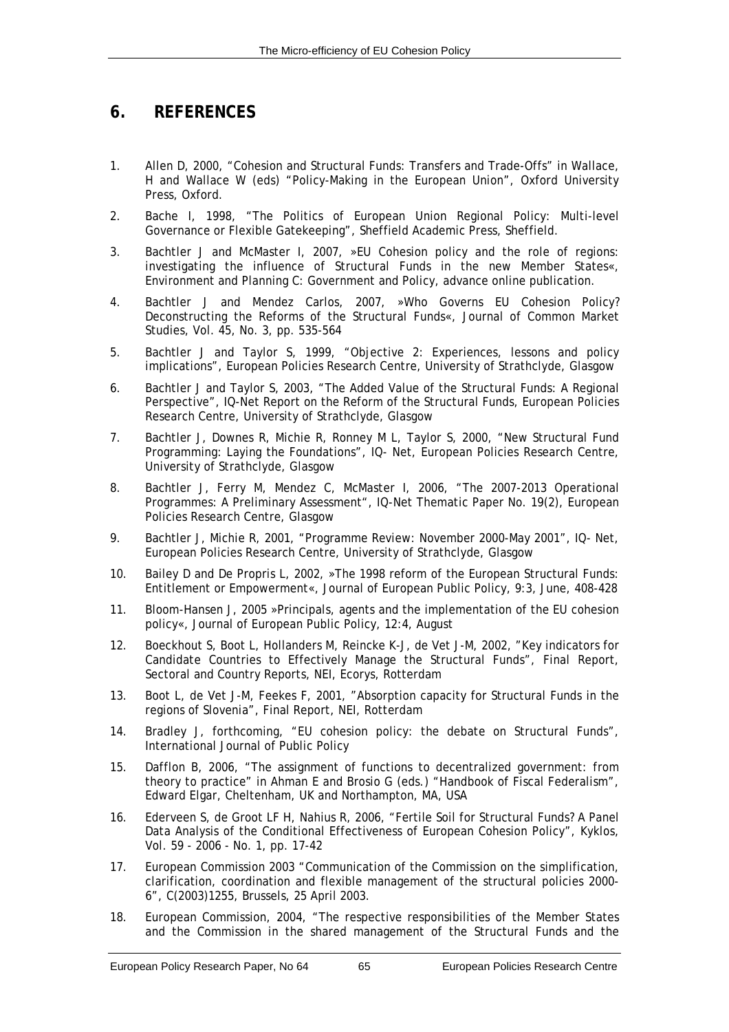## 6. REFERENCES

1. Allen D, 2000, "Cohesion and Structural Funds: Transfers and Trade-Offs" in Wallace, H and Wallace W (eds) "Policy-Making in the European Union", Oxford University Press, Oxford.

2. Bache I, 1998, "The Politics of European Union Regional Policy: Multi-level Governance or Flexible Gatekeeping", Sheffield Academic Press, Sheffield.

3. Bachtler J and McMaster I, 2007, »EU Cohesion policy and the role of regions: investigating the influence of Structural Funds in the new Member States«, Environment and Planning C: Government and Policy, advance online publication.

4. Bachtler J and Mendez Carlos, 2007, »Who Governs EU Cohesion Policy? Deconstructing the Reforms of the Structural Funds«, Journal of Common Market Studies, Vol. 45, No. 3, pp. 535-564

5. Bachtler J and Taylor S, 1999, "Objective 2: Experiences, lessons and policy implications", European Policies Research Centre, University of Strathclyde, Glasgow

6. Bachtler J and Taylor S, 2003, "The Added Value of the Structural Funds: A Regional Perspective", IQ-Net Report on the Reform of the Structural Funds, European Policies Research Centre, University of Strathclyde, Glasgow

7. Bachtler J, Downes R, Michie R, Ronney M L, Taylor S, 2000, "New Structural Fund Programming: Laying the Foundations", IQ- Net, European Policies Research Centre, University of Strathclyde, Glasgow

8. Bachtler J, Ferry M, Mendez C, McMaster I, 2006, "The 2007-2013 Operational Programmes: A Preliminary Assessment", IQ-Net Thematic Paper No. 19(2), European Policies Research Centre, Glasgow

9. Bachtler J, Michie R, 2001, "Programme Review: November 2000-May 2001", IQ- Net, European Policies Research Centre, University of Strathclyde, Glasgow

10. Bailey D and De Propris L, 2002, »The 1998 reform of the European Structural Funds: Entitlement or Empowerment«, Journal of European Public Policy, 9:3, June, 408-428

11. Bloom-Hansen J, 2005 »Principals, agents and the implementation of the EU cohesion policy«, Journal of European Public Policy, 12:4, August

12. Boeckhout S, Boot L, Hollanders M, Reincke K-J, de Vet J-M, 2002, "Key indicators for Candidate Countries to Effectively Manage the Structural Funds", Final Report, Sectoral and Country Reports, NEI, Ecorys, Rotterdam

13. Boot L, de Vet J-M, Feekes F, 2001, "Absorption capacity for Structural Funds in the regions of Slovenia", Final Report, NEI, Rotterdam

14. Bradley J, forthcoming, "EU cohesion policy: the debate on Structural Funds", International Journal of Public Policy

15. Dafflon B, 2006, "The assignment of functions to decentralized government: from theory to practice" in Ahman E and Brosio G (eds.) "Handbook of Fiscal Federalism", Edward Elgar, Cheltenham, UK and Northampton, MA, USA

16. Ederveen S, de Groot LF H, Nahius R, 2006, "Fertile Soil for Structural Funds? A Panel Data Analysis of the Conditional Effectiveness of European Cohesion Policy", Kyklos, Vol. 59 - 2006 - No. 1, pp. 17-42

17. European Commission 2003 "Communication of the Commission on the simplification, clarification, coordination and flexible management of the structural policies 2000-6", C(2003)1255, Brussels, 25 April 2003.

18. European Commission, 2004, "The respective responsibilities of the Member States and the Commission in the shared management of the Structural Funds and the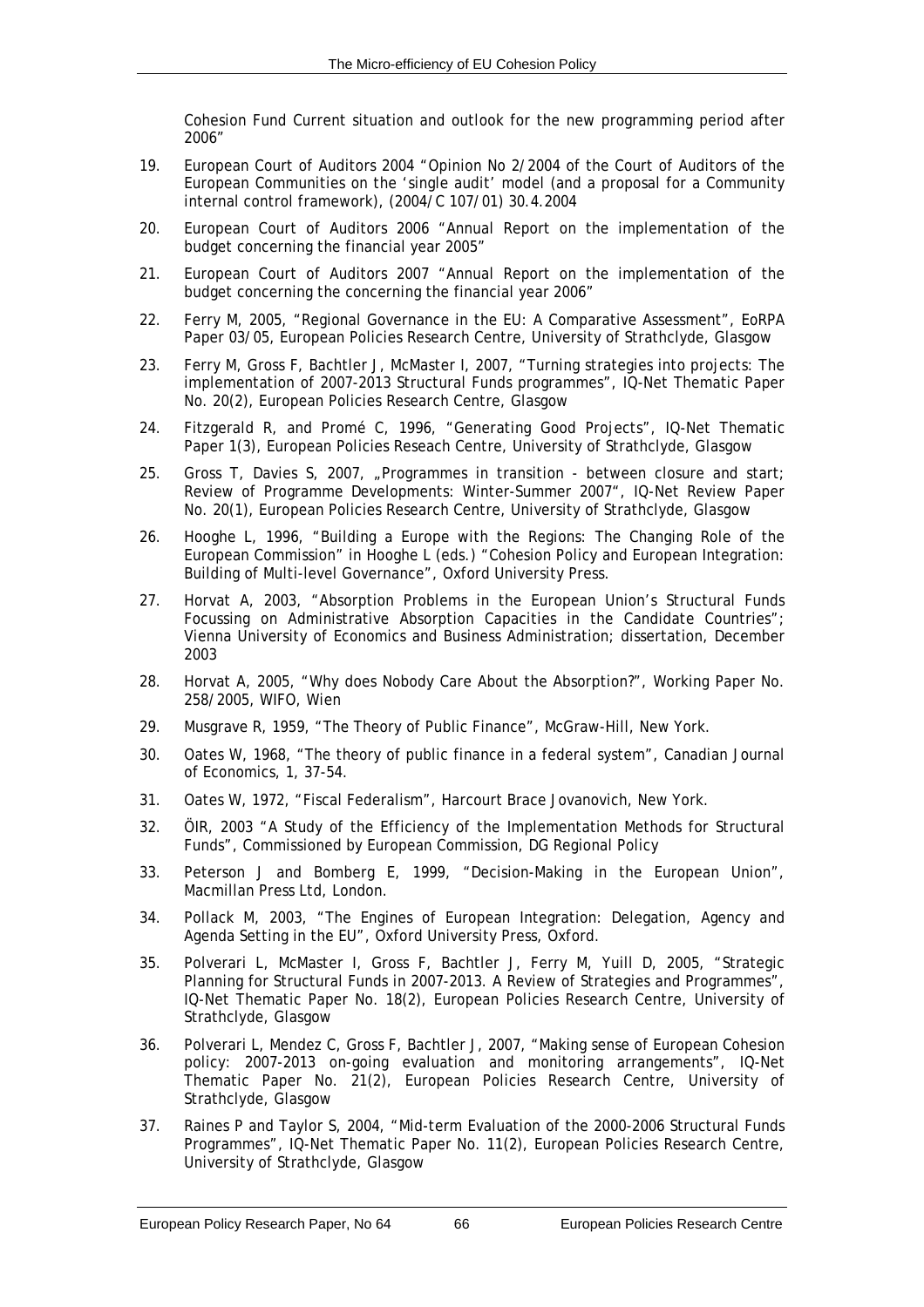Cohesion Fund Current situation and outlook for the new programming period after 2006"

19. European Court of Auditors 2004 "Opinion No 2/2004 of the Court of Auditors of the European Communities on the 'single audit' model (and a proposal for a Community internal control framework), (2004/C 107/01) 30.4.2004

20. European Court of Auditors 2006 "Annual Report on the implementation of the budget concerning the financial year 2005"

21. European Court of Auditors 2007 "Annual Report on the implementation of the budget concerning the concerning the financial year 2006"

22. Ferry M, 2005, "Regional Governance in the EU: A Comparative Assessment", EoRPA Paper 03/05, European Policies Research Centre, University of Strathclyde, Glasgow

23. Ferry M, Gross F, Bachtler J, McMaster I, 2007, "Turning strategies into projects: The implementation of 2007-2013 Structural Funds programmes", IQ-Net Thematic Paper No. 20(2), European Policies Research Centre, Glasgow

24. Fitzgerald R, and Promé C, 1996, "Generating Good Projects", IQ-Net Thematic Paper 1(3), European Policies Reseach Centre, University of Strathclyde, Glasgow

25. Gross T, Davies S, 2007, „Programmes in transition - between closure and start; Review of Programme Developments: Winter-Summer 2007", IQ-Net Review Paper No. 20(1), European Policies Research Centre, University of Strathclyde, Glasgow

26. Hooghe L, 1996, "Building a Europe with the Regions: The Changing Role of the European Commission" in Hooghe L (eds.) "Cohesion Policy and European Integration: Building of Multi-level Governance", Oxford University Press.

27. Horvat A, 2003, "Absorption Problems in the European Union's Structural Funds Focussing on Administrative Absorption Capacities in the Candidate Countries"; Vienna University of Economics and Business Administration; dissertation, December 2003

28. Horvat A, 2005, "Why does Nobody Care About the Absorption?", Working Paper No. 258/2005, WIFO, Wien

29. Musgrave R, 1959, "The Theory of Public Finance", McGraw-Hill, New York.

30. Oates W, 1968, "The theory of public finance in a federal system", Canadian Journal of Economics, 1, 37-54.

31. Oates W, 1972, "Fiscal Federalism", Harcourt Brace Jovanovich, New York.

32. ÖIR, 2003 "A Study of the Efficiency of the Implementation Methods for Structural Funds", Commissioned by European Commission, DG Regional Policy

33. Peterson J and Bomberg E, 1999, "Decision-Making in the European Union", Macmillan Press Ltd, London.

34. Pollack M, 2003, "The Engines of European Integration: Delegation, Agency and Agenda Setting in the EU", Oxford University Press, Oxford.

35. Polverari L, McMaster I, Gross F, Bachtler J, Ferry M, Yuill D, 2005, "Strategic Planning for Structural Funds in 2007-2013. A Review of Strategies and Programmes", IQ-Net Thematic Paper No. 18(2), European Policies Research Centre, University of Strathclyde, Glasgow

36. Polverari L, Mendez C, Gross F, Bachtler J, 2007, "Making sense of European Cohesion policy: 2007-2013 on-going evaluation and monitoring arrangements", IQ-Net Thematic Paper No. 21(2), European Policies Research Centre, University of Strathclyde, Glasgow

37. Raines P and Taylor S, 2004, "Mid-term Evaluation of the 2000-2006 Structural Funds Programmes", IQ-Net Thematic Paper No. 11(2), European Policies Research Centre, University of Strathclyde, Glasgow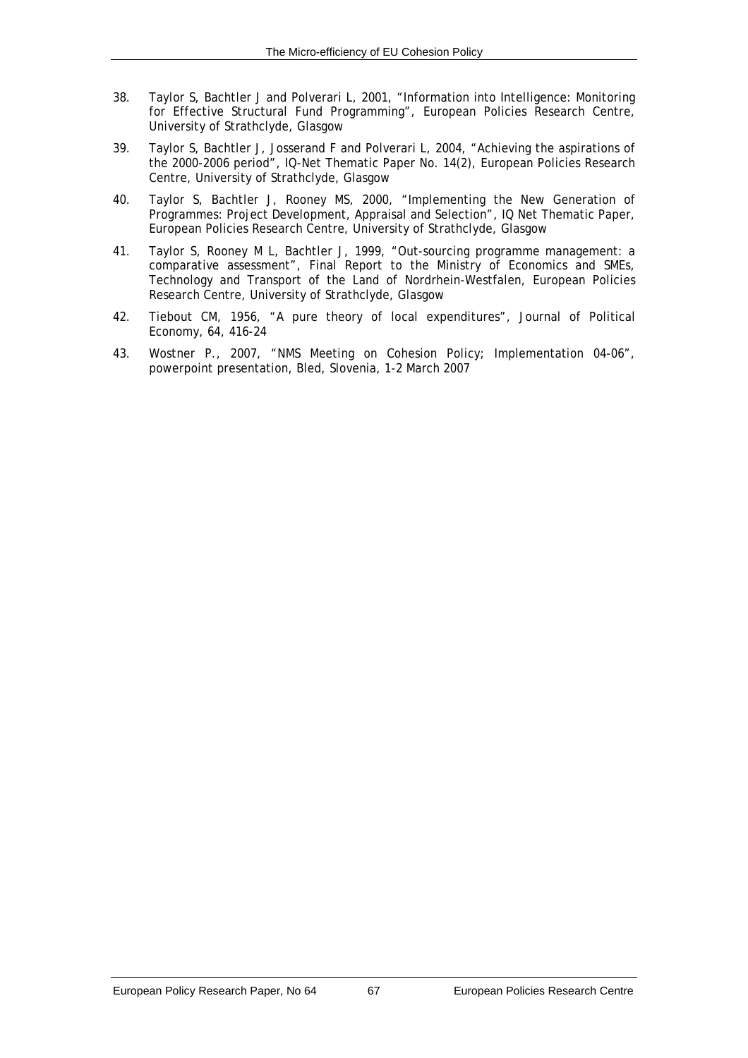38. Taylor S, Bachtler J and Polverari L, 2001, "Information into Intelligence: Monitoring for Effective Structural Fund Programming", European Policies Research Centre, University of Strathclyde, Glasgow

39. Taylor S, Bachtler J, Josserand F and Polverari L, 2004, "Achieving the aspirations of the 2000-2006 period", IQ-Net Thematic Paper No. 14(2), European Policies Research Centre, University of Strathclyde, Glasgow

40. Taylor S, Bachtler J, Rooney MS, 2000, "Implementing the New Generation of Programmes: Project Development, Appraisal and Selection", IQ Net Thematic Paper, European Policies Research Centre, University of Strathclyde, Glasgow

41. Taylor S, Rooney M L, Bachtler J, 1999, "Out-sourcing programme management: a comparative assessment", Final Report to the Ministry of Economics and SMEs, Technology and Transport of the Land of Nordrhein-Westfalen, European Policies Research Centre, University of Strathclyde, Glasgow

42. Tiebout CM, 1956, "A pure theory of local expenditures", Journal of Political Economy, 64, 416-24

43. Wostner P., 2007, "NMS Meeting on Cohesion Policy; Implementation 04-06", powerpoint presentation, Bled, Slovenia, 1-2 March 2007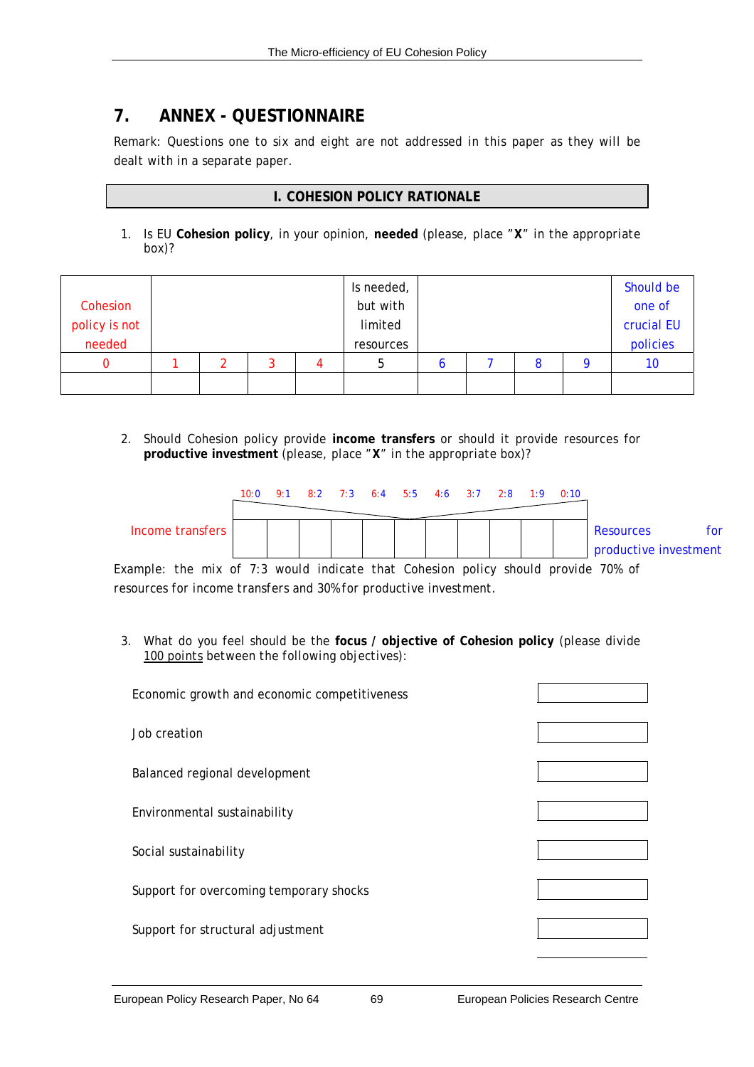# 7. ANNEX - QUESTIONNAIRE

Remark: Questions one to six and eight are not addressed in this paper as they will be dealt with in a separate paper.

## I. COHESION POLICY RATIONALE

1. Is EU **Cohesion policy**, in your opinion, **needed** (please, place "**X**" in the appropriate box)?

| Cohesion policy is not needed | | | | | Is needed, but with limited resources | | | | | Should be one of crucial EU policies |
|---|---|---|---|---|---|---|---|---|---|---|
| 0 | 1 | 2 | 3 | 4 | 5 | 6 | 7 | 8 | 9 | 10 |
| | | | | | | | | | | |

2. Should Cohesion policy provide **income transfers** or should it provide resources for **productive investment** (please, place "**X**" in the appropriate box)?

| | 10:0 | 9:1 | 8:2 | 7:3 | 6:4 | 5:5 | 4:6 | 3:7 | 2:8 | 1:9 | 0:10 | |
|---|---|---|---|---|---|---|---|---|---|---|---|---|
| Income transfers | | | | | | | | | | | | Resources for productive investment |

Example: the mix of 7:3 would indicate that Cohesion policy should provide 70% of resources for income transfers and 30% for productive investment.

3. What do you feel should be the **focus / objective of Cohesion policy** (please divide 100 points between the following objectives):

| | |
|---|---|
| Economic growth and economic competitiveness | |
| Job creation | |
| Balanced regional development | |
| Environmental sustainability | |
| Social sustainability | |
| Support for overcoming temporary shocks | |
| Support for structural adjustment | |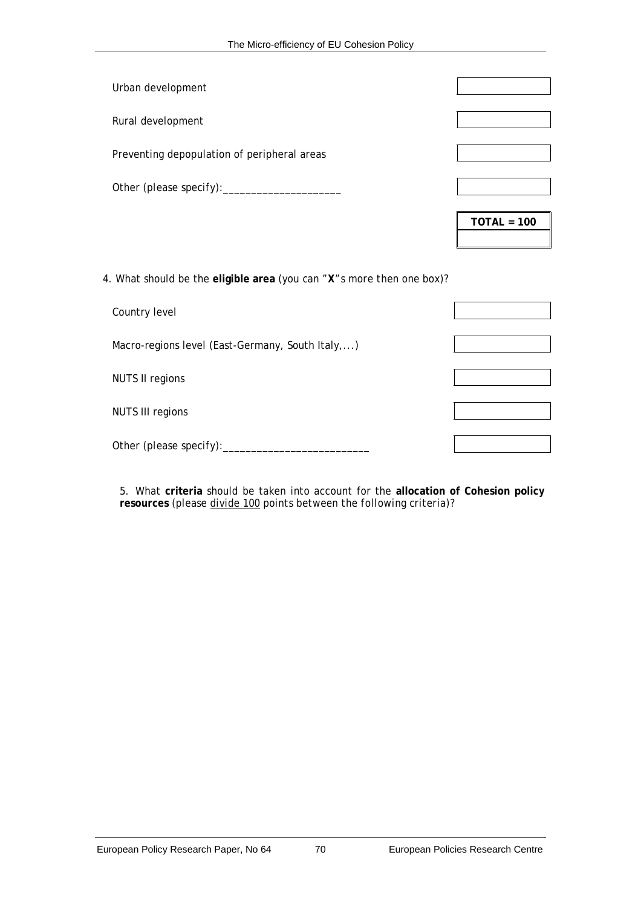| | |
|---|---|
| Urban development | |
| Rural development | |
| Preventing depopulation of peripheral areas | |
| Other (please specify):____________________ | |
| | **TOTAL = 100** |

4. What should be the **eligible area** (you can "**X**"s more then one box)?

| | |
|---|---|
| Country level | |
| Macro-regions level (East-Germany, South Italy,...) | |
| NUTS II regions | |
| NUTS III regions | |
| Other (please specify):_________________________ | |

5. What **criteria** should be taken into account for the **allocation of Cohesion policy resources** *(please* divide 100 *points between the following criteria)?*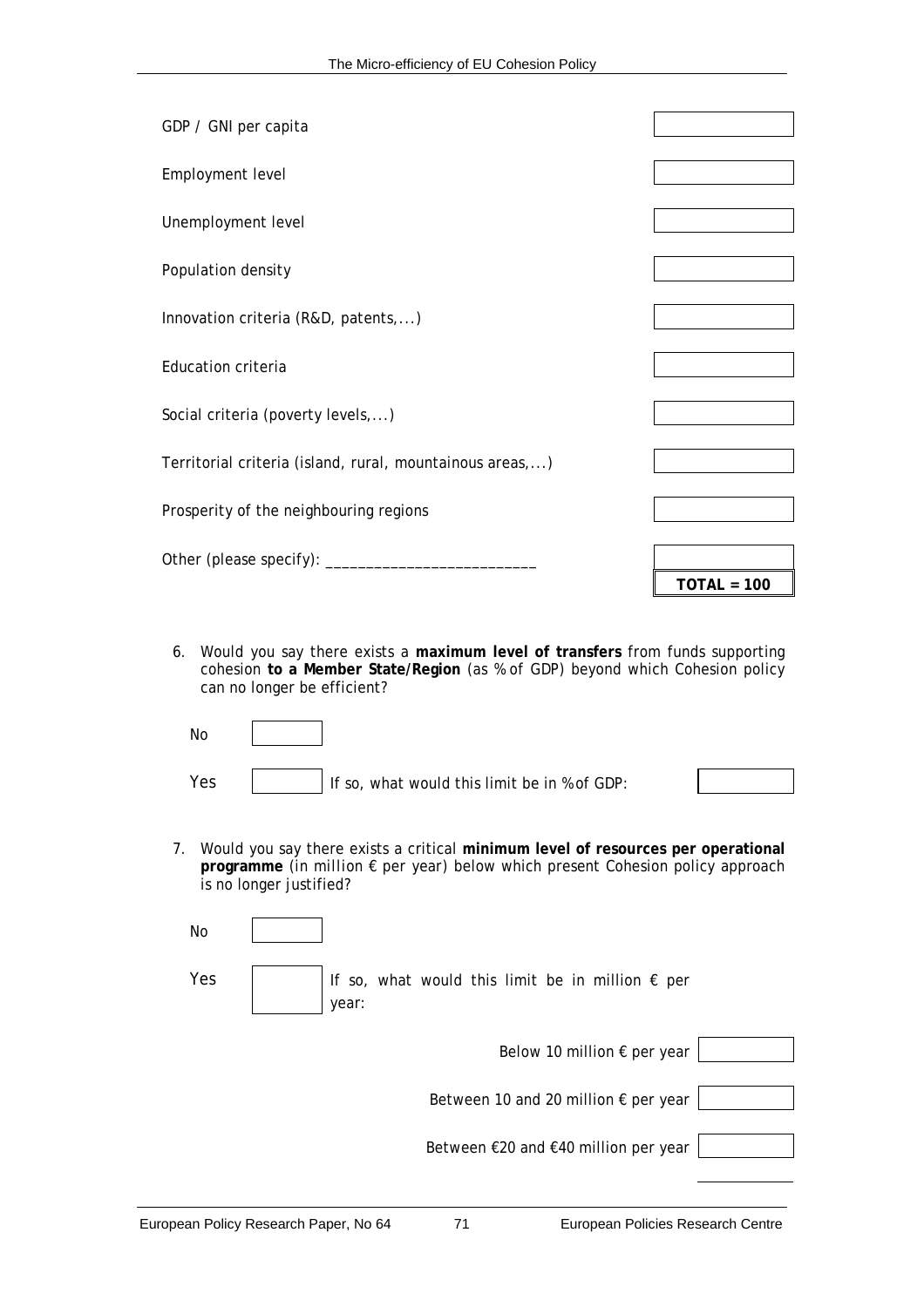| | |
|---|---|
| GDP / GNI per capita | |
| Employment level | |
| Unemployment level | |
| Population density | |
| Innovation criteria (R&D, patents,...) | |
| Education criteria | |
| Social criteria (poverty levels,...) | |
| Territorial criteria (island, rural, mountainous areas,...) | |
| Prosperity of the neighbouring regions | |
| Other (please specify): _________________________ | |
| | **TOTAL = 100** |

6. Would you say there exists a **maximum level of transfers** from funds supporting cohesion **to a Member State/Region** (as % of GDP) beyond which Cohesion policy can no longer be efficient?

   No ☐

   Yes ☐ If so, what would this limit be in % of GDP: ☐

7. Would you say there exists a critical **minimum level of resources per operational programme** (*in million € per year*) below which present Cohesion policy approach is no longer justified?

   No ☐

   Yes ☐ If so, what would this limit be in million € per year:

   Below 10 million € per year ☐

   Between 10 and 20 million € per year ☐

   Between €20 and €40 million per year ☐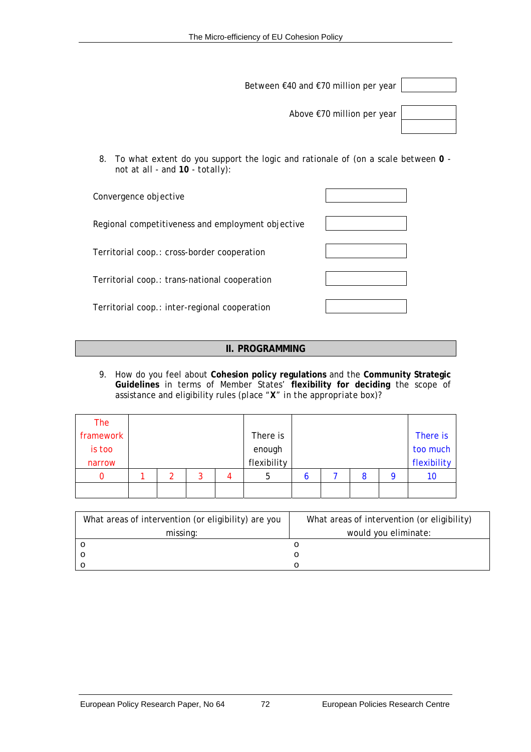| | |
|---|---|
| Between €40 and €70 million per year | |
| Above €70 million per year | |

8. To what extent do you support the logic and rationale of (on a scale between **0** - not at all - and **10** - totally):

| | |
|---|---|
| Convergence objective | |
| Regional competitiveness and employment objective | |
| Territorial coop.: cross-border cooperation | |
| Territorial coop.: trans-national cooperation | |
| Territorial coop.: inter-regional cooperation | |

## II. PROGRAMMING

9. How do you feel about **Cohesion policy regulations** and the **Community Strategic Guidelines** in terms of Member States' **flexibility for deciding** the scope of assistance and eligibility rules (place "**X**" in the appropriate box)?

| The framework is too narrow | | | | | There is enough flexibility | | | | | There is too much flexibility |
|---|---|---|---|---|---|---|---|---|---|---|
| 0 | 1 | 2 | 3 | 4 | 5 | 6 | 7 | 8 | 9 | 10 |
| | | | | | | | | | | |

| What areas of intervention (or eligibility) are you missing: | What areas of intervention (or eligibility) would you eliminate: |
|---|---|
| o | o |
| o | o |
| o | o |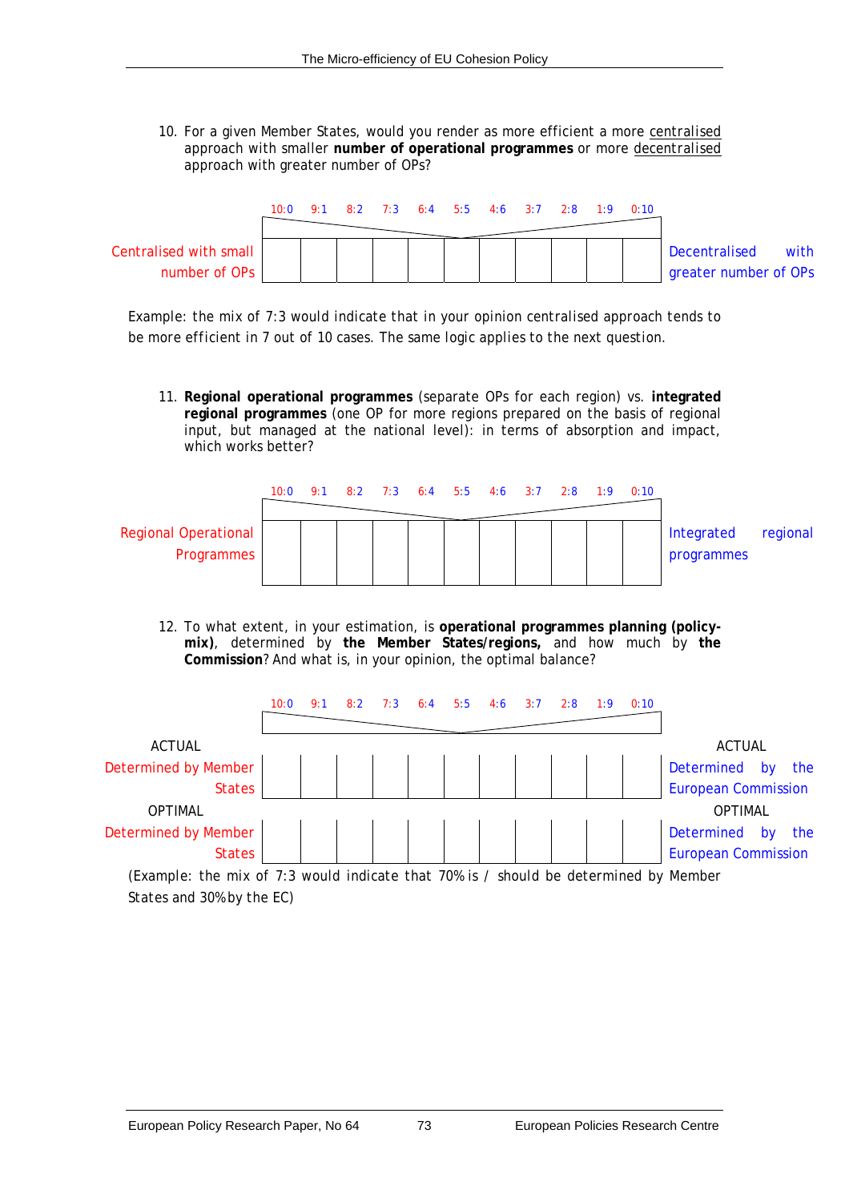10. For a given Member States, would you render as more efficient a more centralised approach with smaller **number of operational programmes** or more decentralised approach with greater number of OPs?

| | 10:0 | 9:1 | 8:2 | 7:3 | 6:4 | 5:5 | 4:6 | 3:7 | 2:8 | 1:9 | 0:10 | |
|---|---|---|---|---|---|---|---|---|---|---|---|---|
| Centralised with small number of OPs | | | | | | | | | | | | Decentralised with greater number of OPs |

Example: the mix of 7:3 would indicate that in your opinion centralised approach tends to be more efficient in 7 out of 10 cases. The same logic applies to the next question.

11. **Regional operational programmes** (separate OPs for each region) vs. **integrated regional programmes** (one OP for more regions prepared on the basis of regional input, but managed at the national level): in terms of absorption and impact, which works better?

| | 10:0 | 9:1 | 8:2 | 7:3 | 6:4 | 5:5 | 4:6 | 3:7 | 2:8 | 1:9 | 0:10 | |
|---|---|---|---|---|---|---|---|---|---|---|---|---|
| Regional Operational Programmes | | | | | | | | | | | | Integrated regional programmes |

12. To what extent, in your estimation, is **operational programmes planning (policy-mix)**, determined by **the Member States/regions,** and how much by **the Commission**? And what is, in your opinion, the optimal balance?

| | 10:0 | 9:1 | 8:2 | 7:3 | 6:4 | 5:5 | 4:6 | 3:7 | 2:8 | 1:9 | 0:10 | |
|---|---|---|---|---|---|---|---|---|---|---|---|---|
| ACTUAL Determined by Member States | | | | | | | | | | | | ACTUAL Determined by the European Commission |
| OPTIMAL Determined by Member States | | | | | | | | | | | | OPTIMAL Determined by the European Commission |

(Example: the mix of 7:3 would indicate that 70% is / should be determined by Member States and 30% by the EC)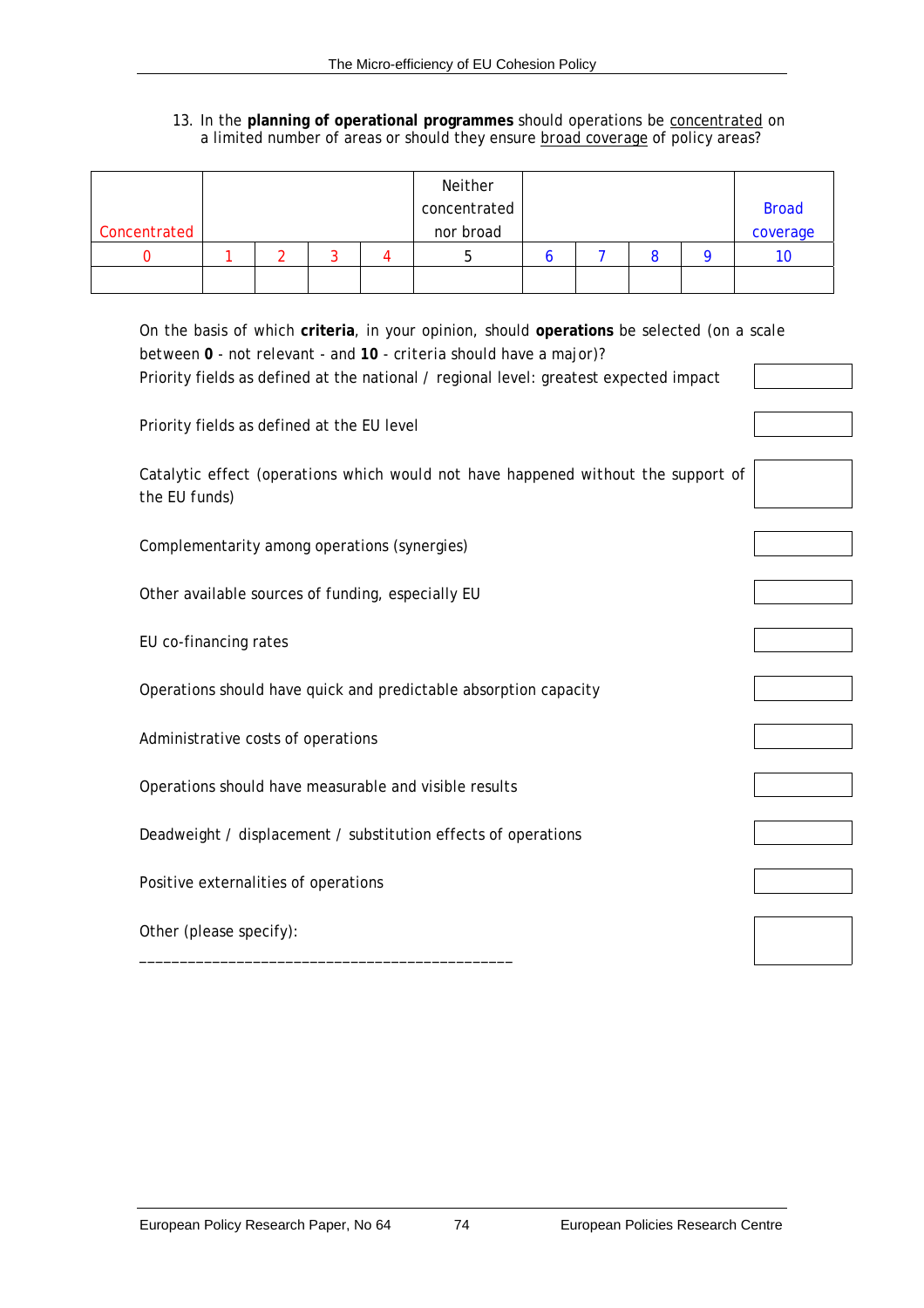13. In the **planning of operational programmes** should operations be concentrated on a limited number of areas or should they ensure broad coverage of policy areas?

| Concentrated | | | | | Neither concentrated nor broad | | | | | Broad coverage |
|---|---|---|---|---|---|---|---|---|---|---|
| 0 | 1 | 2 | 3 | 4 | 5 | 6 | 7 | 8 | 9 | 10 |
| | | | | | | | | | | |

On the basis of which **criteria**, in your opinion, should **operations** be selected (on a scale between **0** - not relevant - and **10** - criteria should have a major)?

| Criteria | Score |
|---|---|
| Priority fields as defined at the national / regional level: greatest expected impact | |
| Priority fields as defined at the EU level | |
| Catalytic effect (operations which would not have happened without the support of the EU funds) | |
| Complementarity among operations (synergies) | |
| Other available sources of funding, especially EU | |
| EU co-financing rates | |
| Operations should have quick and predictable absorption capacity | |
| Administrative costs of operations | |
| Operations should have measurable and visible results | |
| Deadweight / displacement / substitution effects of operations | |
| Positive externalities of operations | |
| Other (please specify): ____________________________________________ | |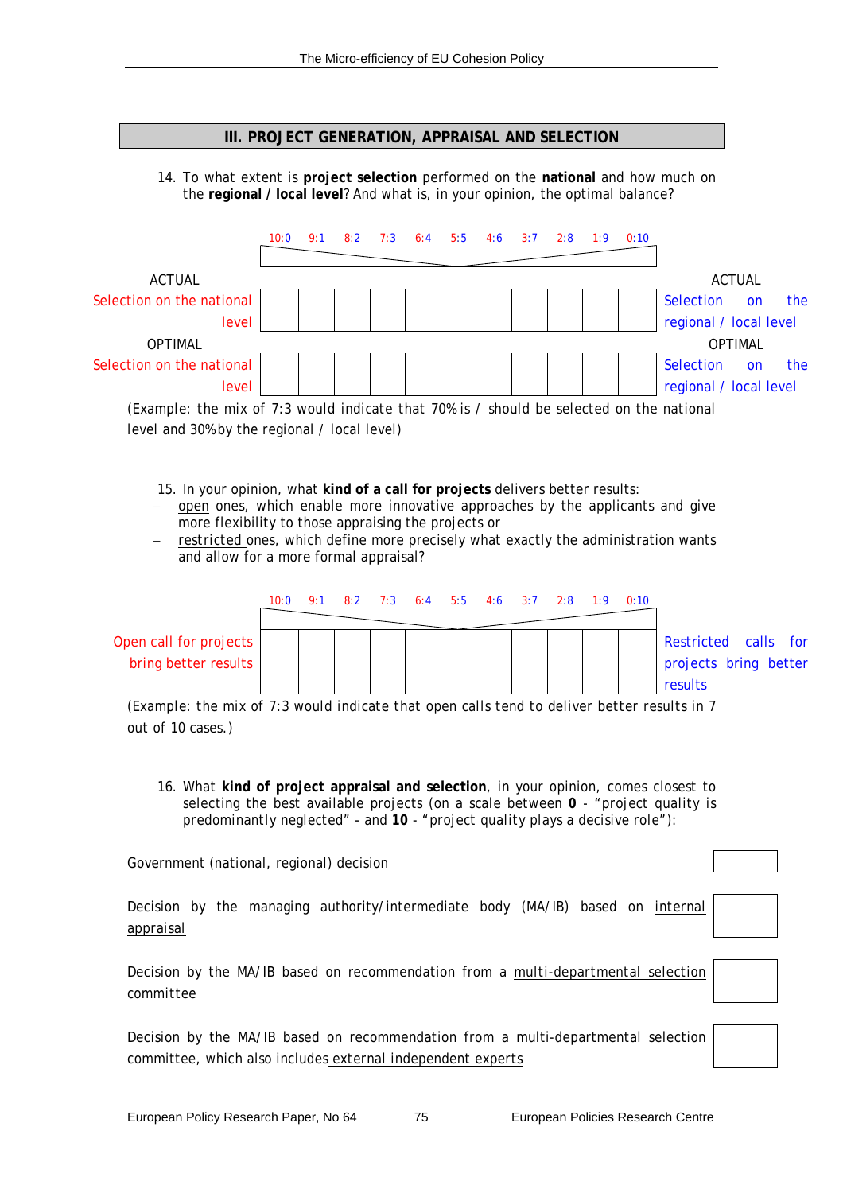## III. PROJECT GENERATION, APPRAISAL AND SELECTION

14. To what extent is **project selection** performed on the **national** and how much on the **regional / local level**? And what is, in your opinion, the optimal balance?

| | 10:0 | 9:1 | 8:2 | 7:3 | 6:4 | 5:5 | 4:6 | 3:7 | 2:8 | 1:9 | 0:10 | |
|---|---|---|---|---|---|---|---|---|---|---|---|---|
| ACTUAL Selection on the national level | | | | | | | | | | | | ACTUAL Selection on the regional / local level |
| OPTIMAL Selection on the national level | | | | | | | | | | | | OPTIMAL Selection on the regional / local level |

(Example: the mix of 7:3 would indicate that 70% is / should be selected on the national level and 30% by the regional / local level)

15. In your opinion, what **kind of a call for projects** delivers better results:
   - open ones, which enable more innovative approaches by the applicants and give more flexibility to those appraising the projects or
   - restricted ones, which define more precisely what exactly the administration wants and allow for a more formal appraisal?

| | 10:0 | 9:1 | 8:2 | 7:3 | 6:4 | 5:5 | 4:6 | 3:7 | 2:8 | 1:9 | 0:10 | |
|---|---|---|---|---|---|---|---|---|---|---|---|---|
| Open call for projects bring better results | | | | | | | | | | | | Restricted calls for projects bring better results |

(Example: the mix of 7:3 would indicate that open calls tend to deliver better results in 7 out of 10 cases.)

16. What **kind of project appraisal and selection**, in your opinion, comes closest to selecting the best available projects (on a scale between **0** - "project quality is predominantly neglected" - and **10** - "project quality plays a decisive role"):

| | |
|---|---|
| Government (national, regional) decision | |
| Decision by the managing authority/intermediate body (MA/IB) based on internal appraisal | |
| Decision by the MA/IB based on recommendation from a multi-departmental selection committee | |
| Decision by the MA/IB based on recommendation from a multi-departmental selection committee, which also includes external independent experts | |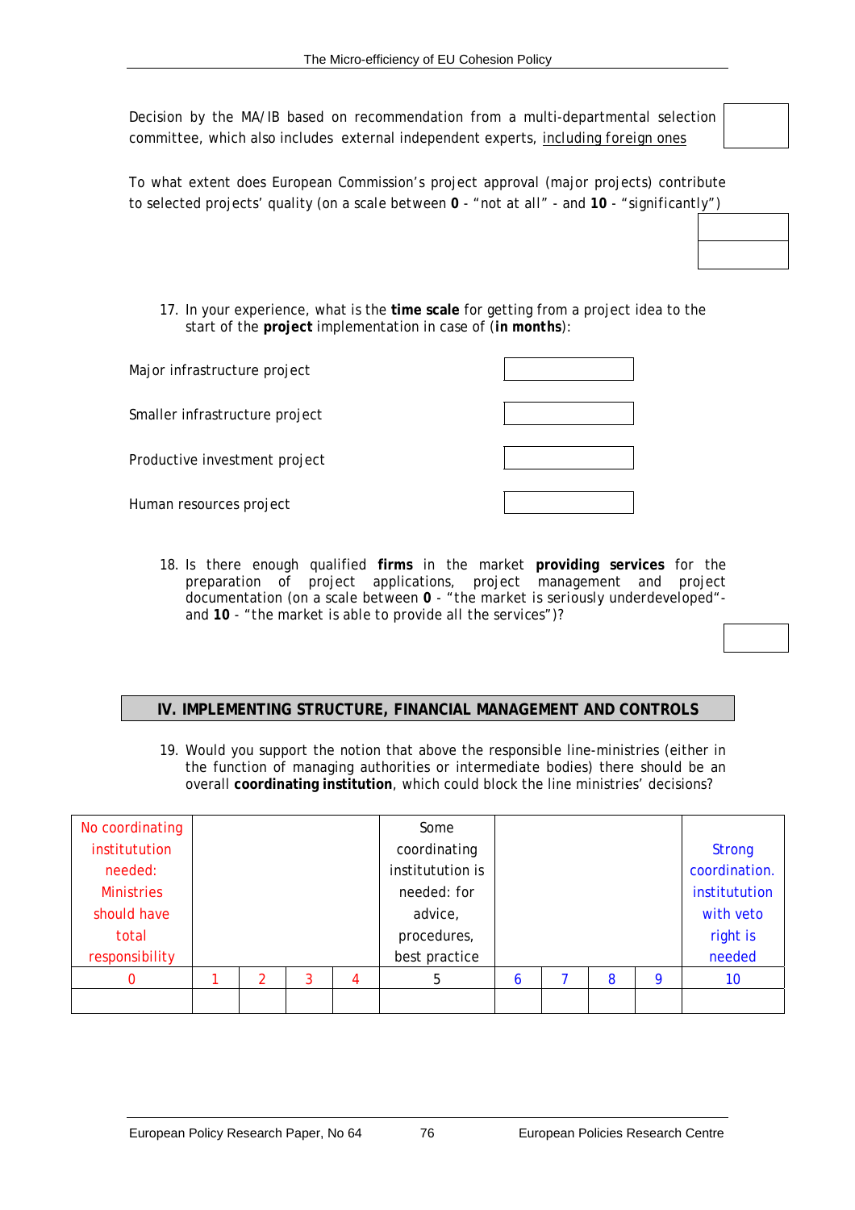Decision by the MA/IB based on recommendation from a multi-departmental selection committee, which also includes external independent experts, including foreign ones

To what extent does European Commission's project approval (major projects) contribute to selected projects' quality (on a scale between **0** - "not at all" - and **10** - "significantly")

17. In your experience, what is the **time scale** for getting from a project idea to the start of the **project** implementation in case of (**in months**):

| | |
|---|---|
| Major infrastructure project | |
| Smaller infrastructure project | |
| Productive investment project | |
| Human resources project | |

18. Is there enough qualified **firms** in the market **providing services** for the preparation of project applications, project management and project documentation (on a scale between **0** - "the market is seriously underdeveloped" - and **10** - "the market is able to provide all the services")?

## IV. IMPLEMENTING STRUCTURE, FINANCIAL MANAGEMENT AND CONTROLS

19. Would you support the notion that above the responsible line-ministries (either in the function of managing authorities or intermediate bodies) there should be an overall **coordinating institution**, which could block the line ministries' decisions?

| No coordinating institution needed: Ministries should have total responsibility | | | | | Some coordinating institution is needed: for advice, procedures, best practice | | | | | Strong coordination. institutution with veto right is needed |
|---|---|---|---|---|---|---|---|---|---|---|
| 0 | 1 | 2 | 3 | 4 | 5 | 6 | 7 | 8 | 9 | 10 |
| | | | | | | | | | | |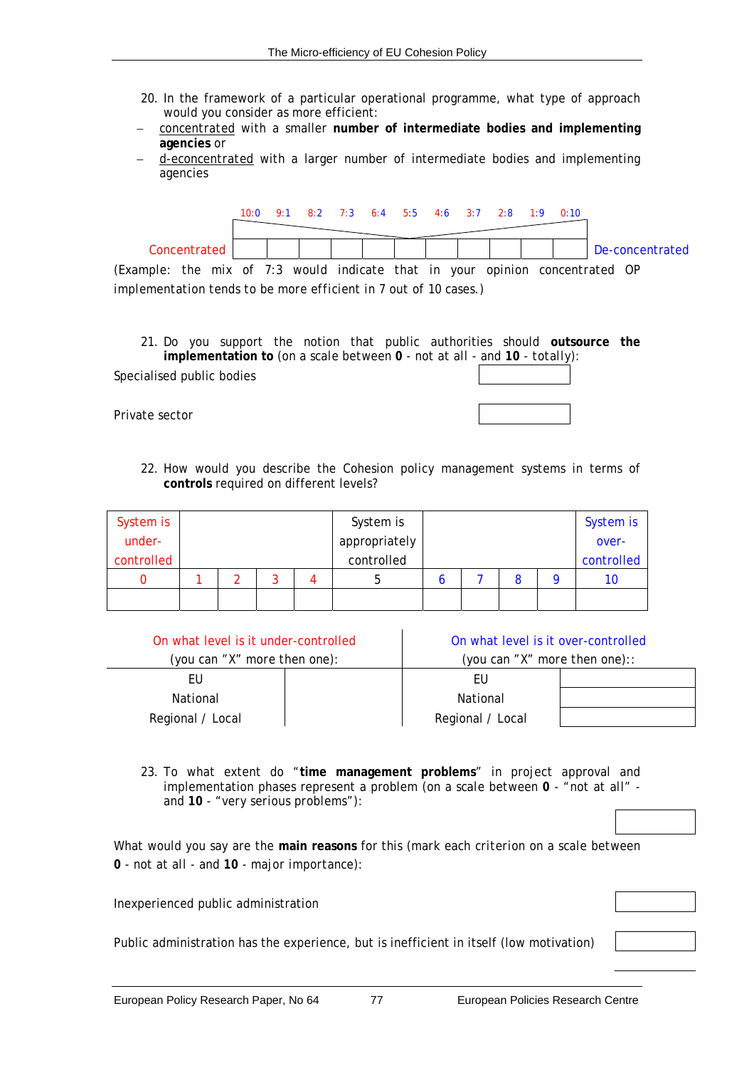20. In the framework of a particular operational programme, what type of approach would you consider as more efficient:

- concentrated with a smaller **number of intermediate bodies and implementing agencies** or
- d-econcentrated with a larger number of intermediate bodies and implementing agencies

| | 10:0 | 9:1 | 8:2 | 7:3 | 6:4 | 5:5 | 4:6 | 3:7 | 2:8 | 1:9 | 0:10 | |
|---|---|---|---|---|---|---|---|---|---|---|---|---|
| Concentrated | | | | | | | | | | | | De-concentrated |

(Example: the mix of 7:3 would indicate that in your opinion concentrated OP implementation tends to be more efficient in 7 out of 10 cases.)

21. Do you support the notion that public authorities should **outsource the implementation to** (on a scale between **0** - not at all - and **10** - totally):

Specialised public bodies

Private sector

22. How would you describe the Cohesion policy management systems in terms of **controls** required on different levels?

| System is under-controlled | | | | | System is appropriately controlled | | | | | System is over-controlled |
|---|---|---|---|---|---|---|---|---|---|---|
| 0 | 1 | 2 | 3 | 4 | 5 | 6 | 7 | 8 | 9 | 10 |
| | | | | | | | | | | |

| On what level is it under-controlled (you can "X" more then one): | | On what level is it over-controlled (you can "X" more then one):: | |
|---|---|---|---|
| EU | | EU | |
| National | | National | |
| Regional / Local | | Regional / Local | |

23. To what extent do "**time management problems**" in project approval and implementation phases represent a problem (on a scale between **0** - "not at all" - and **10** - "very serious problems"):

What would you say are the **main reasons** for this (mark each criterion on a scale between **0** - not at all - and **10** - major importance):

Inexperienced public administration

Public administration has the experience, but is inefficient in itself (low motivation)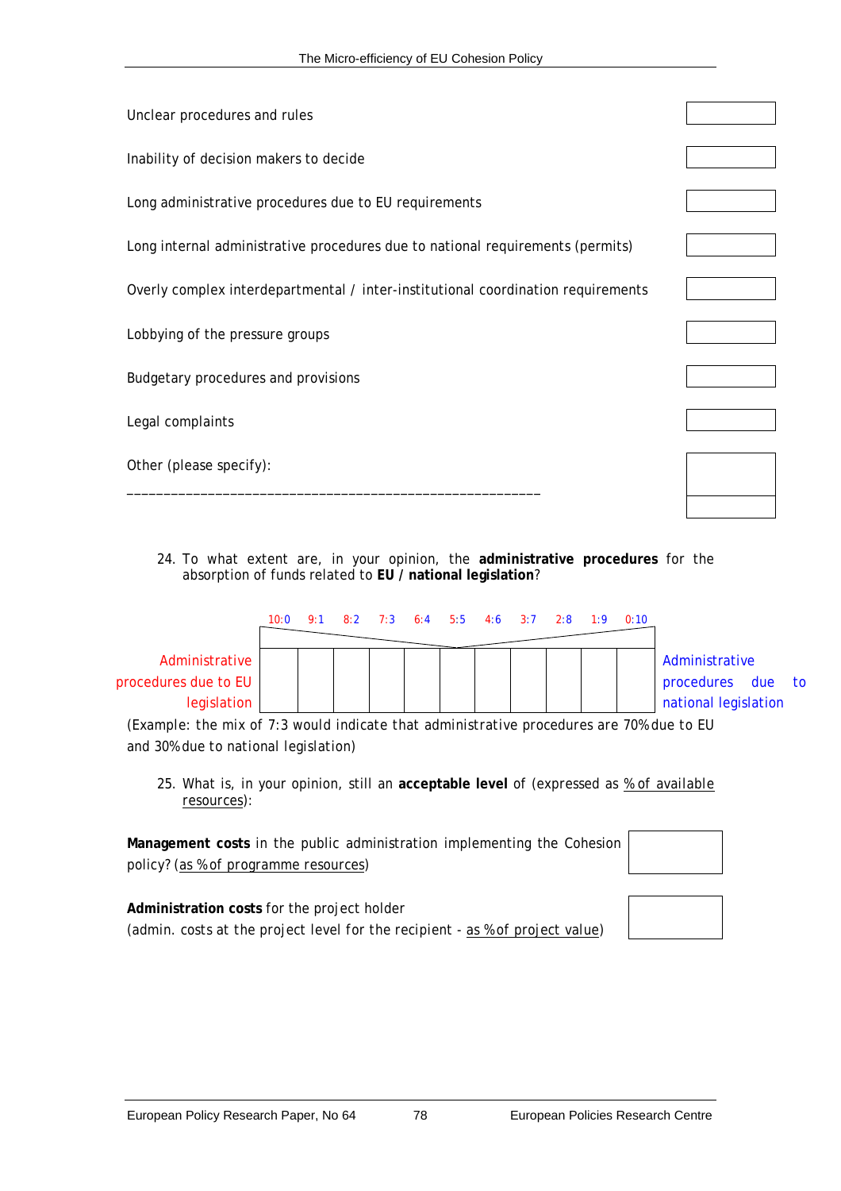| | |
|---|---|
| Unclear procedures and rules | |
| Inability of decision makers to decide | |
| Long administrative procedures due to EU requirements | |
| Long internal administrative procedures due to national requirements (permits) | |
| Overly complex interdepartmental / inter-institutional coordination requirements | |
| Lobbying of the pressure groups | |
| Budgetary procedures and provisions | |
| Legal complaints | |
| Other (please specify): ________________________________________________________ | |

24. To what extent are, in your opinion, the **administrative procedures** for the absorption of funds related to **EU / national legislation**?

| | 10:0 | 9:1 | 8:2 | 7:3 | 6:4 | 5:5 | 4:6 | 3:7 | 2:8 | 1:9 | 0:10 | |
|---|---|---|---|---|---|---|---|---|---|---|---|---|
| Administrative procedures due to EU legislation | | | | | | | | | | | | Administrative procedures due to national legislation |

(Example: the mix of 7:3 would indicate that administrative procedures are 70% due to EU and 30% due to national legislation)

25. What is, in your opinion, still an **acceptable level** of (expressed as % of available resources):

| | |
|---|---|
| **Management costs** in the public administration implementing the Cohesion policy? (as % of programme resources) | |
| **Administration costs** for the project holder (admin. costs at the project level for the recipient - as % of project value) | |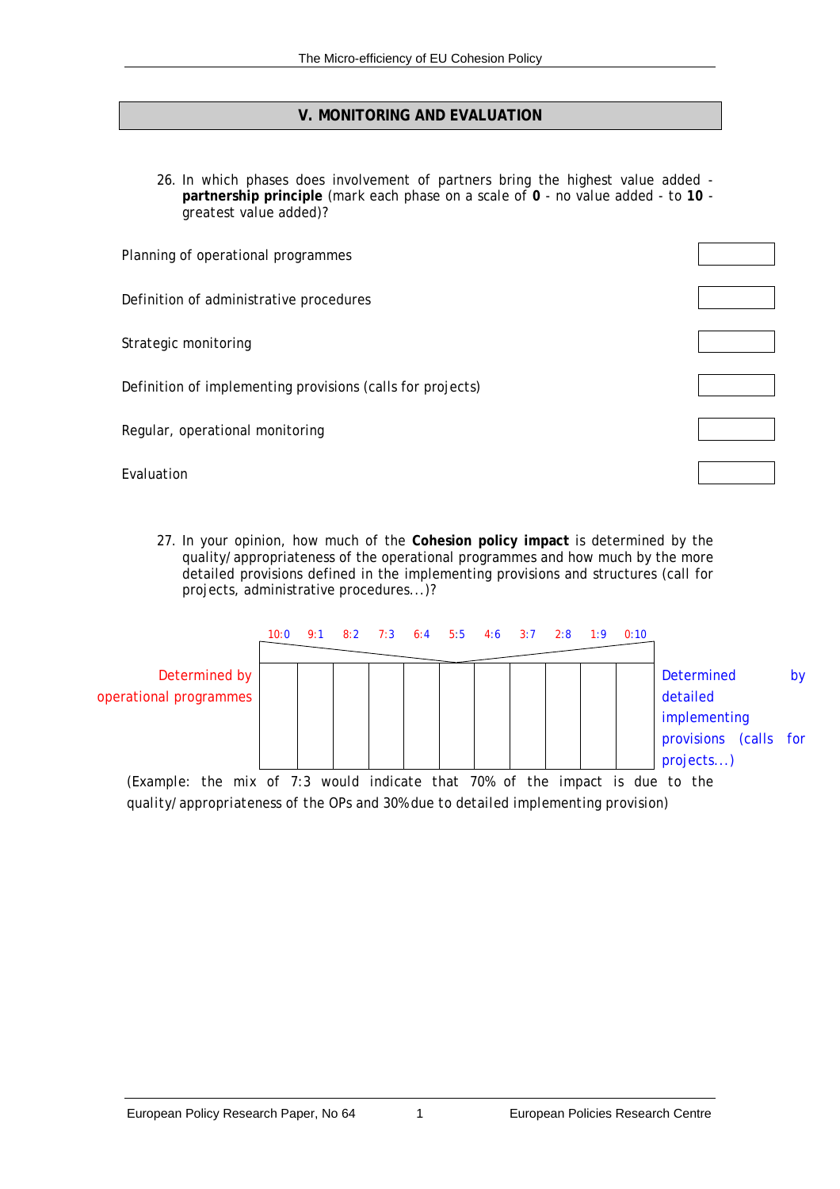## V. MONITORING AND EVALUATION

26. In which phases does involvement of partners bring the highest value added - **partnership principle** (mark each phase on a scale of **0** - no value added - to **10** - greatest value added)?

| | |
|---|---|
| Planning of operational programmes | |
| Definition of administrative procedures | |
| Strategic monitoring | |
| Definition of implementing provisions (calls for projects) | |
| Regular, operational monitoring | |
| Evaluation | |

27. In your opinion, how much of the **Cohesion policy impact** is determined by the quality/appropriateness of the operational programmes and how much by the more detailed provisions defined in the implementing provisions and structures (call for projects, administrative procedures...)?

| Determined by operational programmes | 10:0 | 9:1 | 8:2 | 7:3 | 6:4 | 5:5 | 4:6 | 3:7 | 2:8 | 1:9 | 0:10 | Determined by detailed implementing provisions (calls for projects...) |
|---|---|---|---|---|---|---|---|---|---|---|---|---|
| | | | | | | | | | | | | |

(Example: the mix of 7:3 would indicate that 70% of the impact is due to the quality/appropriateness of the OPs and 30% due to detailed implementing provision)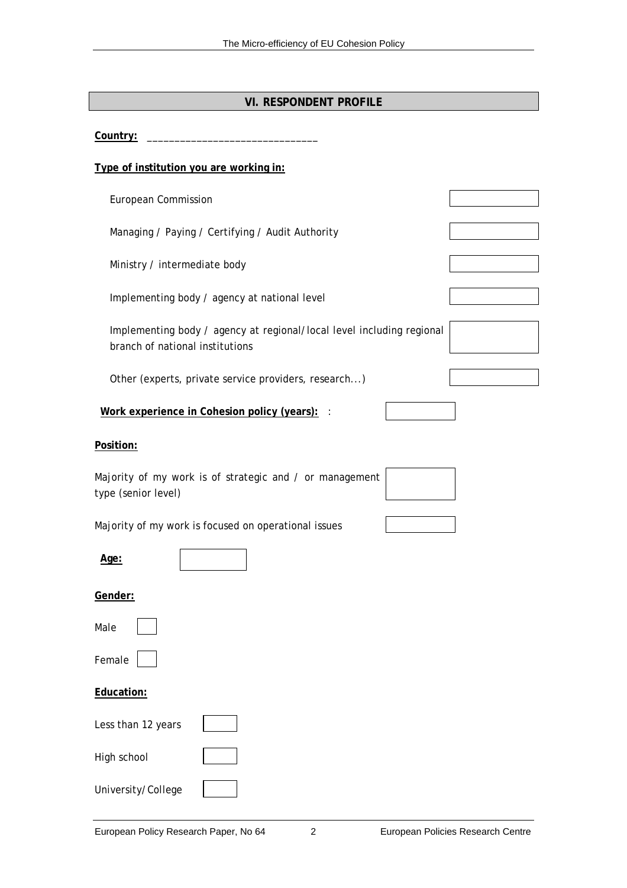## VI. RESPONDENT PROFILE

**Country:** ______________________________

**Type of institution you are working in:**

| | |
|---|---|
| European Commission | |
| Managing / Paying / Certifying / Audit Authority | |
| Ministry / intermediate body | |
| Implementing body / agency at national level | |
| Implementing body / agency at regional/local level including regional branch of national institutions | |
| Other (experts, private service providers, research...) | |

**Work experience in Cohesion policy (years):** : ☐

**Position:**

| | |
|---|---|
| Majority of my work is of strategic and / or management type (senior level) | |
| Majority of my work is focused on operational issues | |

**Age:** ☐

**Gender:**

Male ☐

Female ☐

**Education:**

Less than 12 years ☐

High school ☐

University/College ☐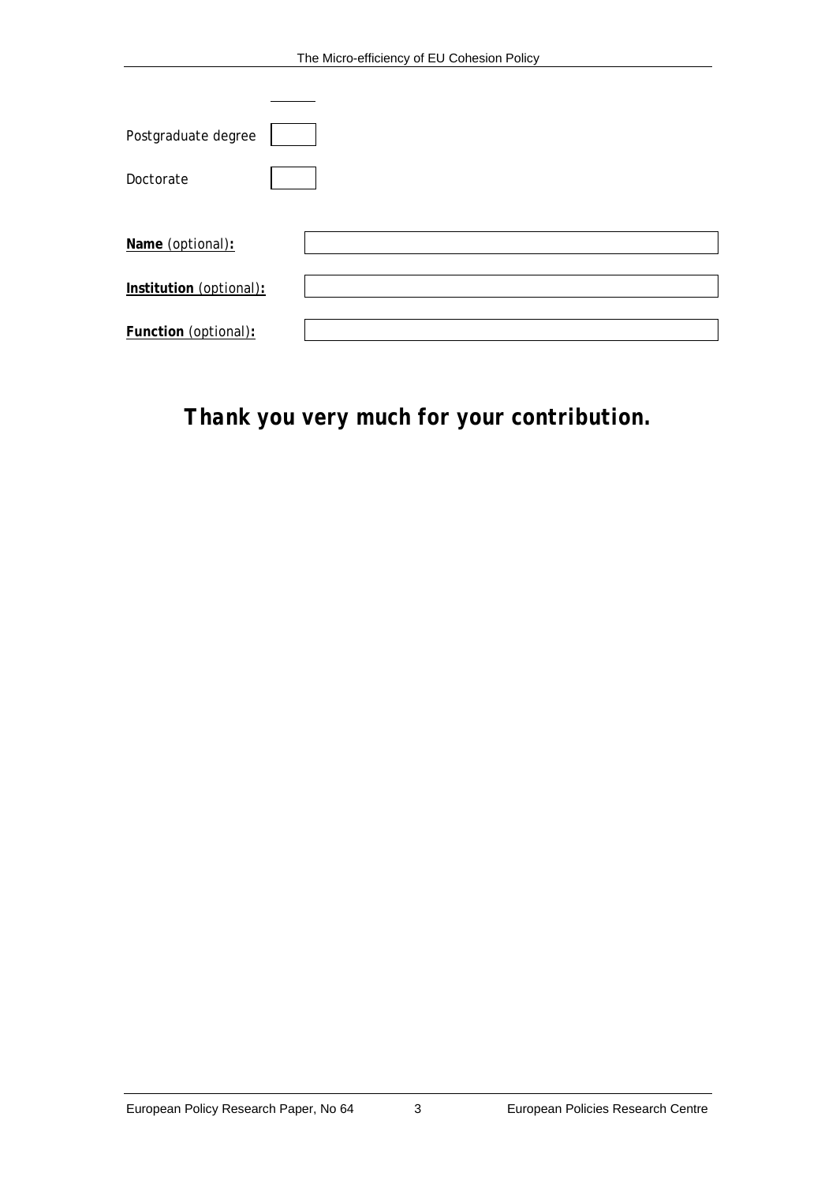Postgraduate degree

Doctorate

**Name** (optional)**:**

**Institution** (optional)**:**

**Function** (optional)**:**

***Thank you very much for your contribution.***